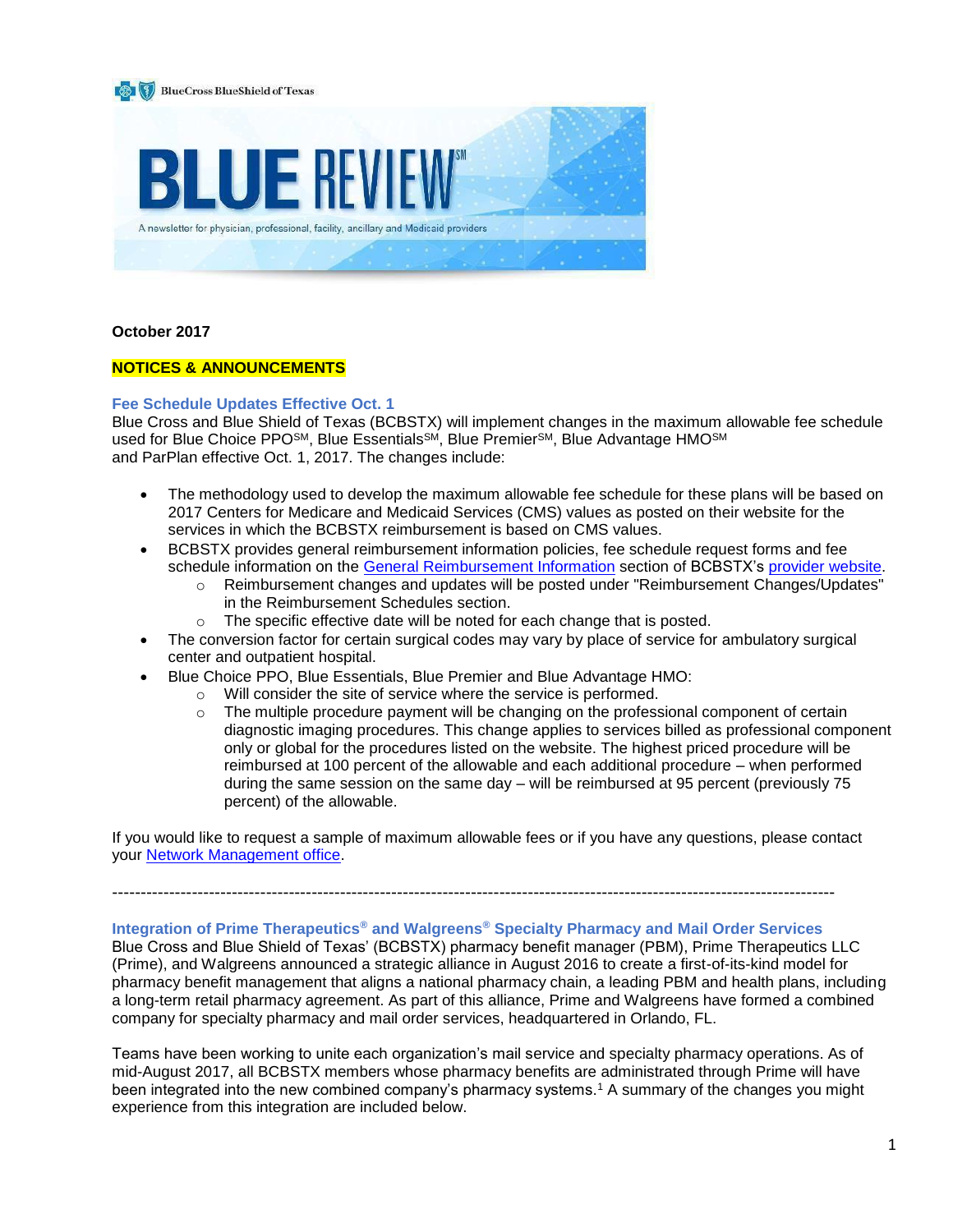BlueCross BlueShield of Texas

# BLUE REVIEW℠

A newsletter for physician, professional, facility, ancillary and Medicaid providers

**October 2017**

## NOTICES & ANNOUNCEMENTS

### Fee Schedule Updates Effective Oct. 1

Blue Cross and Blue Shield of Texas (BCBSTX) will implement changes in the maximum allowable fee schedule used for Blue Choice PPO℠, Blue Essentials℠, Blue Premier℠, Blue Advantage HMO℠ and ParPlan effective Oct. 1, 2017. The changes include:

- The methodology used to develop the maximum allowable fee schedule for these plans will be based on 2017 Centers for Medicare and Medicaid Services (CMS) values as posted on their website for the services in which the BCBSTX reimbursement is based on CMS values.
- BCBSTX provides general reimbursement information policies, fee schedule request forms and fee schedule information on the General Reimbursement Information section of BCBSTX's provider website.
  - Reimbursement changes and updates will be posted under "Reimbursement Changes/Updates" in the Reimbursement Schedules section.
  - The specific effective date will be noted for each change that is posted.
- The conversion factor for certain surgical codes may vary by place of service for ambulatory surgical center and outpatient hospital.
- Blue Choice PPO, Blue Essentials, Blue Premier and Blue Advantage HMO:
  - Will consider the site of service where the service is performed.
  - The multiple procedure payment will be changing on the professional component of certain diagnostic imaging procedures. This change applies to services billed as professional component only or global for the procedures listed on the website. The highest priced procedure will be reimbursed at 100 percent of the allowable and each additional procedure – when performed during the same session on the same day – will be reimbursed at 95 percent (previously 75 percent) of the allowable.

If you would like to request a sample of maximum allowable fees or if you have any questions, please contact your Network Management office.

---

### Integration of Prime Therapeutics® and Walgreens® Specialty Pharmacy and Mail Order Services

Blue Cross and Blue Shield of Texas' (BCBSTX) pharmacy benefit manager (PBM), Prime Therapeutics LLC (Prime), and Walgreens announced a strategic alliance in August 2016 to create a first-of-its-kind model for pharmacy benefit management that aligns a national pharmacy chain, a leading PBM and health plans, including a long-term retail pharmacy agreement. As part of this alliance, Prime and Walgreens have formed a combined company for specialty pharmacy and mail order services, headquartered in Orlando, FL.

Teams have been working to unite each organization's mail service and specialty pharmacy operations. As of mid-August 2017, all BCBSTX members whose pharmacy benefits are administrated through Prime will have been integrated into the new combined company's pharmacy systems.[1] A summary of the changes you might experience from this integration are included below.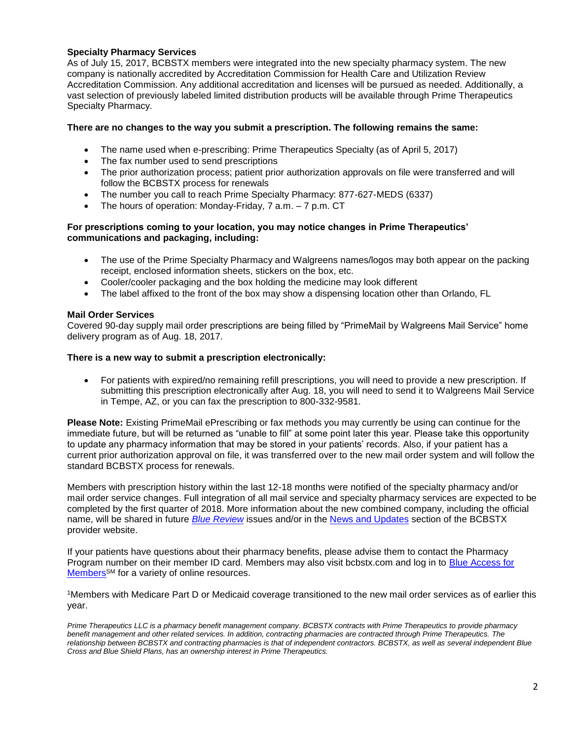### Specialty Pharmacy Services

As of July 15, 2017, BCBSTX members were integrated into the new specialty pharmacy system. The new company is nationally accredited by Accreditation Commission for Health Care and Utilization Review Accreditation Commission. Any additional accreditation and licenses will be pursued as needed. Additionally, a vast selection of previously labeled limited distribution products will be available through Prime Therapeutics Specialty Pharmacy.

**There are no changes to the way you submit a prescription. The following remains the same:**

- The name used when e-prescribing: Prime Therapeutics Specialty (as of April 5, 2017)
- The fax number used to send prescriptions
- The prior authorization process; patient prior authorization approvals on file were transferred and will follow the BCBSTX process for renewals
- The number you call to reach Prime Specialty Pharmacy: 877-627-MEDS (6337)
- The hours of operation: Monday-Friday, 7 a.m. – 7 p.m. CT

**For prescriptions coming to your location, you may notice changes in Prime Therapeutics' communications and packaging, including:**

- The use of the Prime Specialty Pharmacy and Walgreens names/logos may both appear on the packing receipt, enclosed information sheets, stickers on the box, etc.
- Cooler/cooler packaging and the box holding the medicine may look different
- The label affixed to the front of the box may show a dispensing location other than Orlando, FL

### Mail Order Services

Covered 90-day supply mail order prescriptions are being filled by "PrimeMail by Walgreens Mail Service" home delivery program as of Aug. 18, 2017.

**There is a new way to submit a prescription electronically:**

- For patients with expired/no remaining refill prescriptions, you will need to provide a new prescription. If submitting this prescription electronically after Aug. 18, you will need to send it to Walgreens Mail Service in Tempe, AZ, or you can fax the prescription to 800-332-9581.

**Please Note:** Existing PrimeMail ePrescribing or fax methods you may currently be using can continue for the immediate future, but will be returned as "unable to fill" at some point later this year. Please take this opportunity to update any pharmacy information that may be stored in your patients' records. Also, if your patient has a current prior authorization approval on file, it was transferred over to the new mail order system and will follow the standard BCBSTX process for renewals.

Members with prescription history within the last 12-18 months were notified of the specialty pharmacy and/or mail order service changes. Full integration of all mail service and specialty pharmacy services are expected to be completed by the first quarter of 2018. More information about the new combined company, including the official name, will be shared in future *Blue Review* issues and/or in the News and Updates section of the BCBSTX provider website.

If your patients have questions about their pharmacy benefits, please advise them to contact the Pharmacy Program number on their member ID card. Members may also visit bcbstx.com and log in to Blue Access for Members[SM] for a variety of online resources.

[1]Members with Medicare Part D or Medicaid coverage transitioned to the new mail order services as of earlier this year.

*Prime Therapeutics LLC is a pharmacy benefit management company. BCBSTX contracts with Prime Therapeutics to provide pharmacy benefit management and other related services. In addition, contracting pharmacies are contracted through Prime Therapeutics. The relationship between BCBSTX and contracting pharmacies is that of independent contractors. BCBSTX, as well as several independent Blue Cross and Blue Shield Plans, has an ownership interest in Prime Therapeutics.*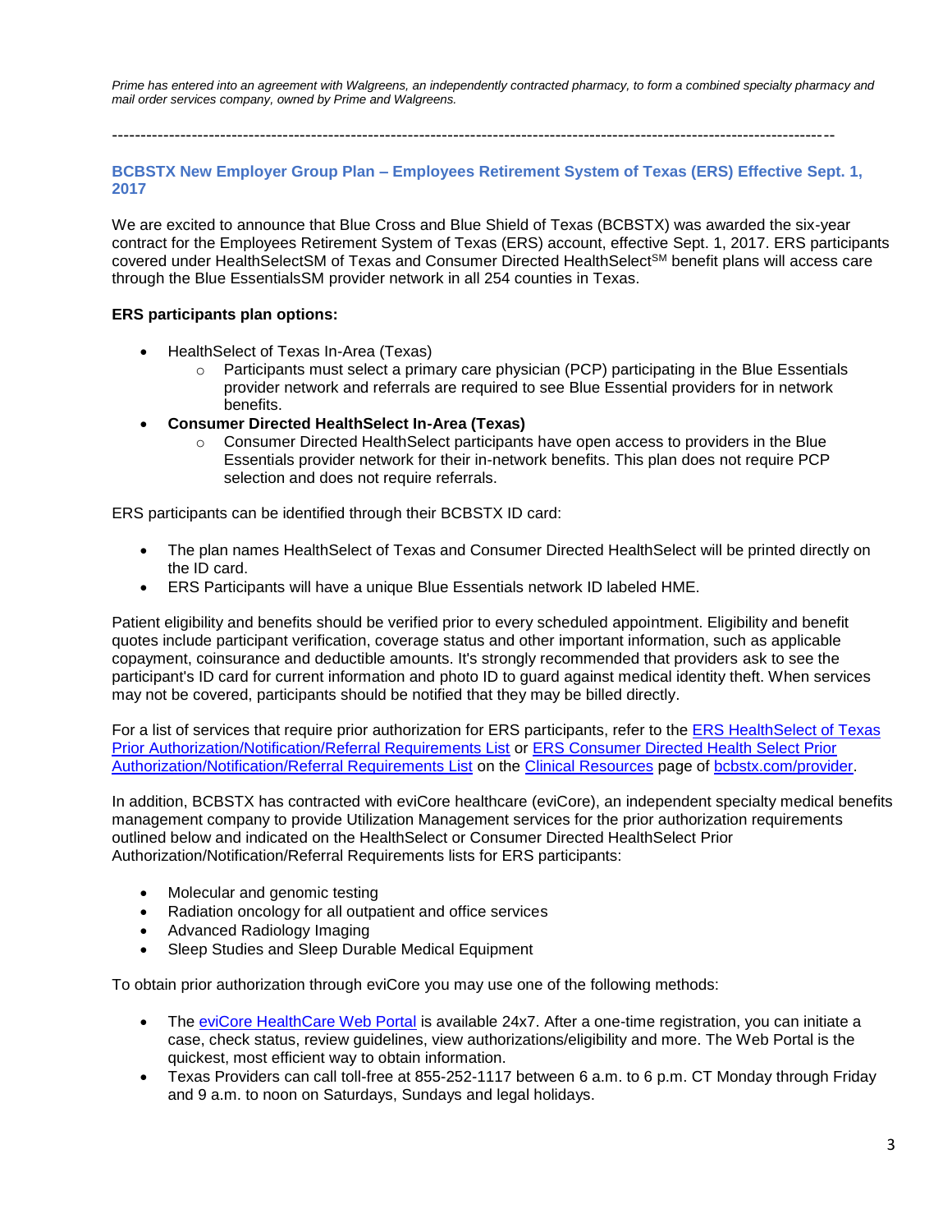*Prime has entered into an agreement with Walgreens, an independently contracted pharmacy, to form a combined specialty pharmacy and mail order services company, owned by Prime and Walgreens.*

---

## BCBSTX New Employer Group Plan – Employees Retirement System of Texas (ERS) Effective Sept. 1, 2017

We are excited to announce that Blue Cross and Blue Shield of Texas (BCBSTX) was awarded the six-year contract for the Employees Retirement System of Texas (ERS) account, effective Sept. 1, 2017. ERS participants covered under HealthSelectSM of Texas and Consumer Directed HealthSelect[SM] benefit plans will access care through the Blue EssentialsSM provider network in all 254 counties in Texas.

**ERS participants plan options:**

- HealthSelect of Texas In-Area (Texas)
  - Participants must select a primary care physician (PCP) participating in the Blue Essentials provider network and referrals are required to see Blue Essential providers for in network benefits.
- **Consumer Directed HealthSelect In-Area (Texas)**
  - Consumer Directed HealthSelect participants have open access to providers in the Blue Essentials provider network for their in-network benefits. This plan does not require PCP selection and does not require referrals.

ERS participants can be identified through their BCBSTX ID card:

- The plan names HealthSelect of Texas and Consumer Directed HealthSelect will be printed directly on the ID card.
- ERS Participants will have a unique Blue Essentials network ID labeled HME.

Patient eligibility and benefits should be verified prior to every scheduled appointment. Eligibility and benefit quotes include participant verification, coverage status and other important information, such as applicable copayment, coinsurance and deductible amounts. It's strongly recommended that providers ask to see the participant's ID card for current information and photo ID to guard against medical identity theft. When services may not be covered, participants should be notified that they may be billed directly.

For a list of services that require prior authorization for ERS participants, refer to the ERS HealthSelect of Texas Prior Authorization/Notification/Referral Requirements List or ERS Consumer Directed Health Select Prior Authorization/Notification/Referral Requirements List on the Clinical Resources page of bcbstx.com/provider.

In addition, BCBSTX has contracted with eviCore healthcare (eviCore), an independent specialty medical benefits management company to provide Utilization Management services for the prior authorization requirements outlined below and indicated on the HealthSelect or Consumer Directed HealthSelect Prior Authorization/Notification/Referral Requirements lists for ERS participants:

- Molecular and genomic testing
- Radiation oncology for all outpatient and office services
- Advanced Radiology Imaging
- Sleep Studies and Sleep Durable Medical Equipment

To obtain prior authorization through eviCore you may use one of the following methods:

- The eviCore HealthCare Web Portal is available 24x7. After a one-time registration, you can initiate a case, check status, review guidelines, view authorizations/eligibility and more. The Web Portal is the quickest, most efficient way to obtain information.
- Texas Providers can call toll-free at 855-252-1117 between 6 a.m. to 6 p.m. CT Monday through Friday and 9 a.m. to noon on Saturdays, Sundays and legal holidays.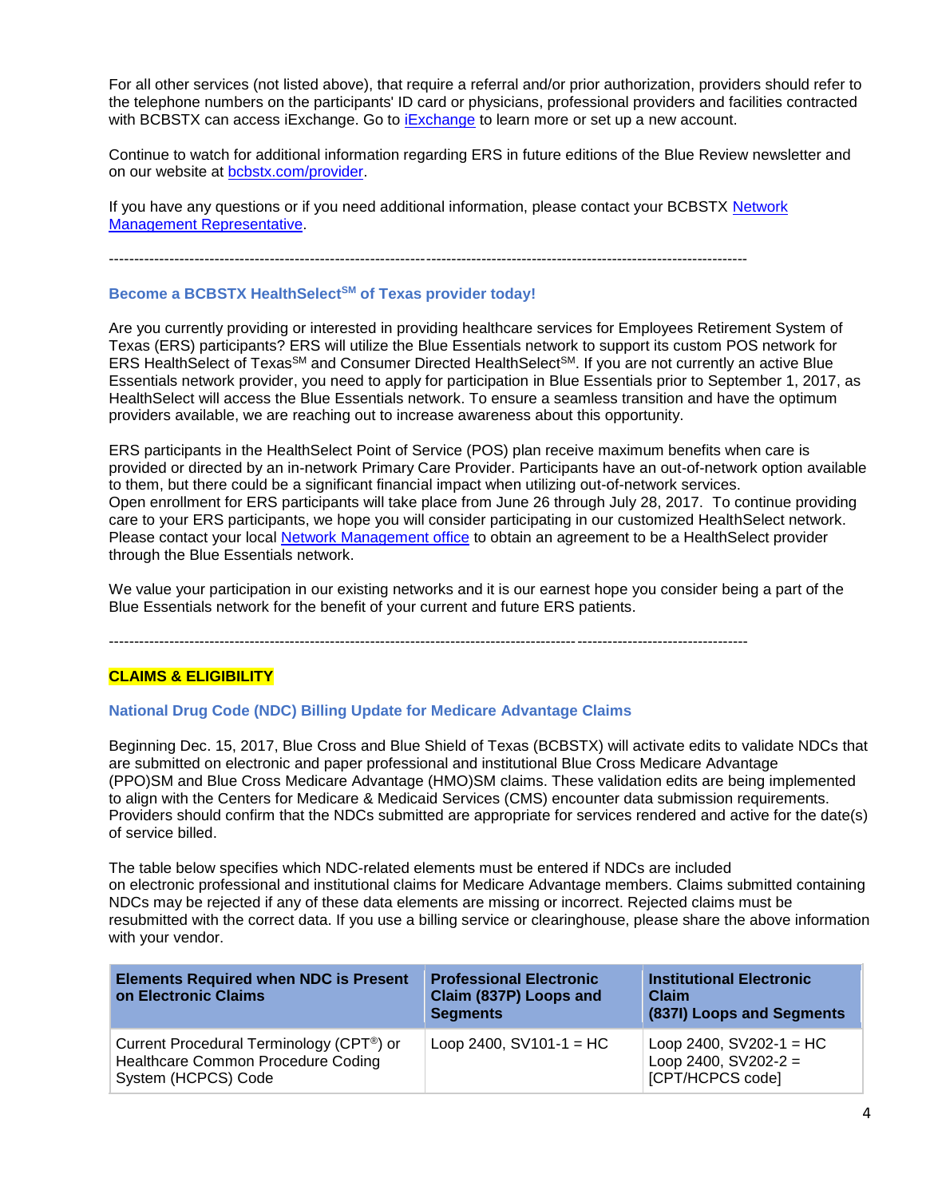For all other services (not listed above), that require a referral and/or prior authorization, providers should refer to the telephone numbers on the participants' ID card or physicians, professional providers and facilities contracted with BCBSTX can access iExchange. Go to iExchange to learn more or set up a new account.

Continue to watch for additional information regarding ERS in future editions of the Blue Review newsletter and on our website at bcbstx.com/provider.

If you have any questions or if you need additional information, please contact your BCBSTX Network Management Representative.

---

### Become a BCBSTX HealthSelect[SM] of Texas provider today!

Are you currently providing or interested in providing healthcare services for Employees Retirement System of Texas (ERS) participants? ERS will utilize the Blue Essentials network to support its custom POS network for ERS HealthSelect of Texas[SM] and Consumer Directed HealthSelect[SM]. If you are not currently an active Blue Essentials network provider, you need to apply for participation in Blue Essentials prior to September 1, 2017, as HealthSelect will access the Blue Essentials network. To ensure a seamless transition and have the optimum providers available, we are reaching out to increase awareness about this opportunity.

ERS participants in the HealthSelect Point of Service (POS) plan receive maximum benefits when care is provided or directed by an in-network Primary Care Provider. Participants have an out-of-network option available to them, but there could be a significant financial impact when utilizing out-of-network services.
Open enrollment for ERS participants will take place from June 26 through July 28, 2017. To continue providing care to your ERS participants, we hope you will consider participating in our customized HealthSelect network. Please contact your local Network Management office to obtain an agreement to be a HealthSelect provider through the Blue Essentials network.

We value your participation in our existing networks and it is our earnest hope you consider being a part of the Blue Essentials network for the benefit of your current and future ERS patients.

---

## CLAIMS & ELIGIBILITY

### National Drug Code (NDC) Billing Update for Medicare Advantage Claims

Beginning Dec. 15, 2017, Blue Cross and Blue Shield of Texas (BCBSTX) will activate edits to validate NDCs that are submitted on electronic and paper professional and institutional Blue Cross Medicare Advantage (PPO)SM and Blue Cross Medicare Advantage (HMO)SM claims. These validation edits are being implemented to align with the Centers for Medicare & Medicaid Services (CMS) encounter data submission requirements. Providers should confirm that the NDCs submitted are appropriate for services rendered and active for the date(s) of service billed.

The table below specifies which NDC-related elements must be entered if NDCs are included on electronic professional and institutional claims for Medicare Advantage members. Claims submitted containing NDCs may be rejected if any of these data elements are missing or incorrect. Rejected claims must be resubmitted with the correct data. If you use a billing service or clearinghouse, please share the above information with your vendor.

| Elements Required when NDC is Present on Electronic Claims | Professional Electronic Claim (837P) Loops and Segments | Institutional Electronic Claim (837I) Loops and Segments |
|---|---|---|
| Current Procedural Terminology (CPT®) or Healthcare Common Procedure Coding System (HCPCS) Code | Loop 2400, SV101-1 = HC | Loop 2400, SV202-1 = HC<br>Loop 2400, SV202-2 = [CPT/HCPCS code] |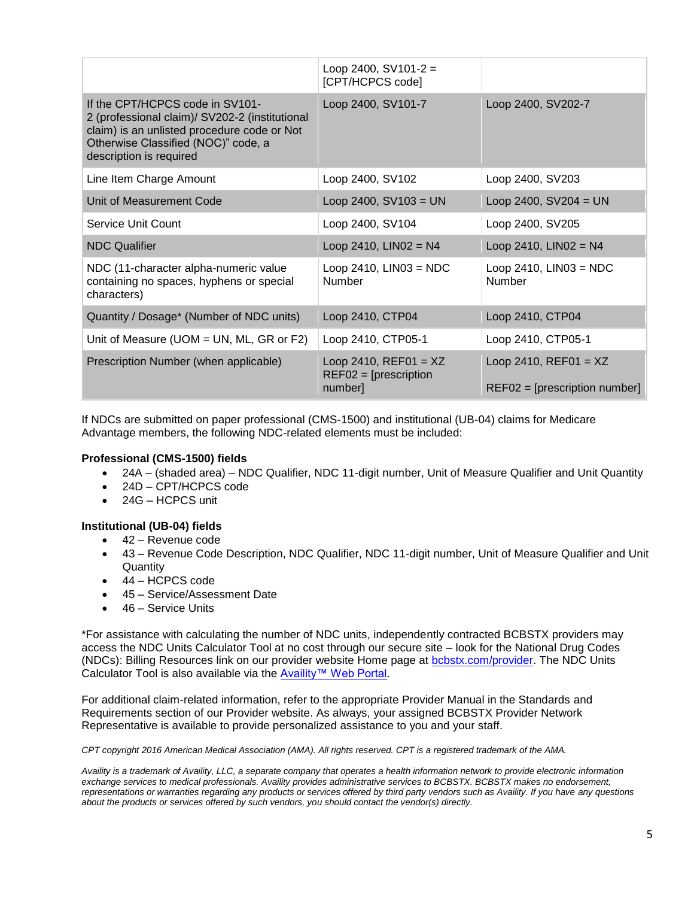| | | |
|---|---|---|
| | Loop 2400, SV101-2 = [CPT/HCPCS code] | |
| If the CPT/HCPCS code in SV101-2 (professional claim)/ SV202-2 (institutional claim) is an unlisted procedure code or Not Otherwise Classified (NOC)" code, a description is required | Loop 2400, SV101-7 | Loop 2400, SV202-7 |
| Line Item Charge Amount | Loop 2400, SV102 | Loop 2400, SV203 |
| Unit of Measurement Code | Loop 2400, SV103 = UN | Loop 2400, SV204 = UN |
| Service Unit Count | Loop 2400, SV104 | Loop 2400, SV205 |
| NDC Qualifier | Loop 2410, LIN02 = N4 | Loop 2410, LIN02 = N4 |
| NDC (11-character alpha-numeric value containing no spaces, hyphens or special characters) | Loop 2410, LIN03 = NDC Number | Loop 2410, LIN03 = NDC Number |
| Quantity / Dosage* (Number of NDC units) | Loop 2410, CTP04 | Loop 2410, CTP04 |
| Unit of Measure (UOM = UN, ML, GR or F2) | Loop 2410, CTP05-1 | Loop 2410, CTP05-1 |
| Prescription Number (when applicable) | Loop 2410, REF01 = XZ REF02 = [prescription number] | Loop 2410, REF01 = XZ REF02 = [prescription number] |

If NDCs are submitted on paper professional (CMS-1500) and institutional (UB-04) claims for Medicare Advantage members, the following NDC-related elements must be included:

**Professional (CMS-1500) fields**

- 24A – (shaded area) – NDC Qualifier, NDC 11-digit number, Unit of Measure Qualifier and Unit Quantity
- 24D – CPT/HCPCS code
- 24G – HCPCS unit

**Institutional (UB-04) fields**

- 42 – Revenue code
- 43 – Revenue Code Description, NDC Qualifier, NDC 11-digit number, Unit of Measure Qualifier and Unit Quantity
- 44 – HCPCS code
- 45 – Service/Assessment Date
- 46 – Service Units

*For assistance with calculating the number of NDC units, independently contracted BCBSTX providers may access the NDC Units Calculator Tool at no cost through our secure site – look for the National Drug Codes (NDCs): Billing Resources link on our provider website Home page at bcbstx.com/provider. The NDC Units Calculator Tool is also available via the Availity™ Web Portal.

For additional claim-related information, refer to the appropriate Provider Manual in the Standards and Requirements section of our Provider website. As always, your assigned BCBSTX Provider Network Representative is available to provide personalized assistance to you and your staff.

*CPT copyright 2016 American Medical Association (AMA). All rights reserved. CPT is a registered trademark of the AMA.*

*Availity is a trademark of Availity, LLC, a separate company that operates a health information network to provide electronic information exchange services to medical professionals. Availity provides administrative services to BCBSTX. BCBSTX makes no endorsement, representations or warranties regarding any products or services offered by third party vendors such as Availity. If you have any questions about the products or services offered by such vendors, you should contact the vendor(s) directly.*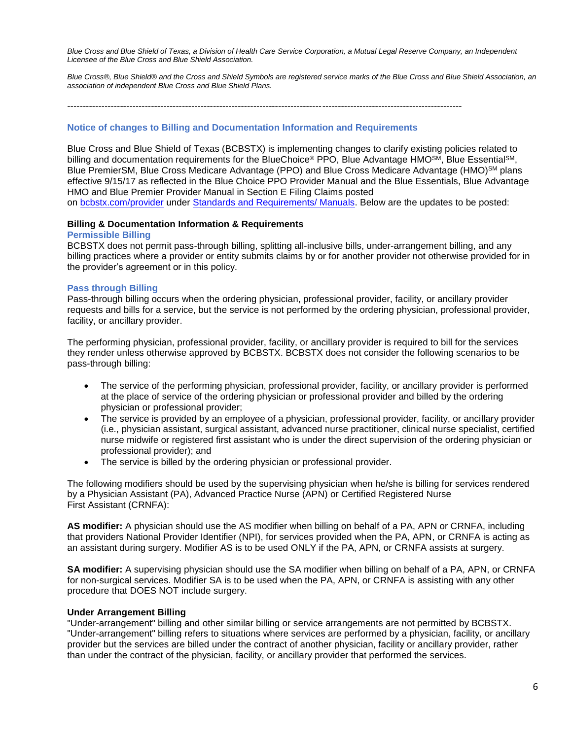*Blue Cross and Blue Shield of Texas, a Division of Health Care Service Corporation, a Mutual Legal Reserve Company, an Independent Licensee of the Blue Cross and Blue Shield Association.*

*Blue Cross®, Blue Shield® and the Cross and Shield Symbols are registered service marks of the Blue Cross and Blue Shield Association, an association of independent Blue Cross and Blue Shield Plans.*

---

## Notice of changes to Billing and Documentation Information and Requirements

Blue Cross and Blue Shield of Texas (BCBSTX) is implementing changes to clarify existing policies related to billing and documentation requirements for the BlueChoice® PPO, Blue Advantage HMO℠, Blue Essential℠, Blue PremierSM, Blue Cross Medicare Advantage (PPO) and Blue Cross Medicare Advantage (HMO)℠ plans effective 9/15/17 as reflected in the Blue Choice PPO Provider Manual and the Blue Essentials, Blue Advantage HMO and Blue Premier Provider Manual in Section E Filing Claims posted on bcbstx.com/provider under Standards and Requirements/ Manuals. Below are the updates to be posted:

### Billing & Documentation Information & Requirements

#### Permissible Billing

BCBSTX does not permit pass-through billing, splitting all-inclusive bills, under-arrangement billing, and any billing practices where a provider or entity submits claims by or for another provider not otherwise provided for in the provider's agreement or in this policy.

#### Pass through Billing

Pass-through billing occurs when the ordering physician, professional provider, facility, or ancillary provider requests and bills for a service, but the service is not performed by the ordering physician, professional provider, facility, or ancillary provider.

The performing physician, professional provider, facility, or ancillary provider is required to bill for the services they render unless otherwise approved by BCBSTX. BCBSTX does not consider the following scenarios to be pass-through billing:

- The service of the performing physician, professional provider, facility, or ancillary provider is performed at the place of service of the ordering physician or professional provider and billed by the ordering physician or professional provider;
- The service is provided by an employee of a physician, professional provider, facility, or ancillary provider (i.e., physician assistant, surgical assistant, advanced nurse practitioner, clinical nurse specialist, certified nurse midwife or registered first assistant who is under the direct supervision of the ordering physician or professional provider); and
- The service is billed by the ordering physician or professional provider.

The following modifiers should be used by the supervising physician when he/she is billing for services rendered by a Physician Assistant (PA), Advanced Practice Nurse (APN) or Certified Registered Nurse First Assistant (CRNFA):

**AS modifier:** A physician should use the AS modifier when billing on behalf of a PA, APN or CRNFA, including that providers National Provider Identifier (NPI), for services provided when the PA, APN, or CRNFA is acting as an assistant during surgery. Modifier AS is to be used ONLY if the PA, APN, or CRNFA assists at surgery.

**SA modifier:** A supervising physician should use the SA modifier when billing on behalf of a PA, APN, or CRNFA for non-surgical services. Modifier SA is to be used when the PA, APN, or CRNFA is assisting with any other procedure that DOES NOT include surgery.

#### Under Arrangement Billing

"Under-arrangement" billing and other similar billing or service arrangements are not permitted by BCBSTX. "Under-arrangement" billing refers to situations where services are performed by a physician, facility, or ancillary provider but the services are billed under the contract of another physician, facility or ancillary provider, rather than under the contract of the physician, facility, or ancillary provider that performed the services.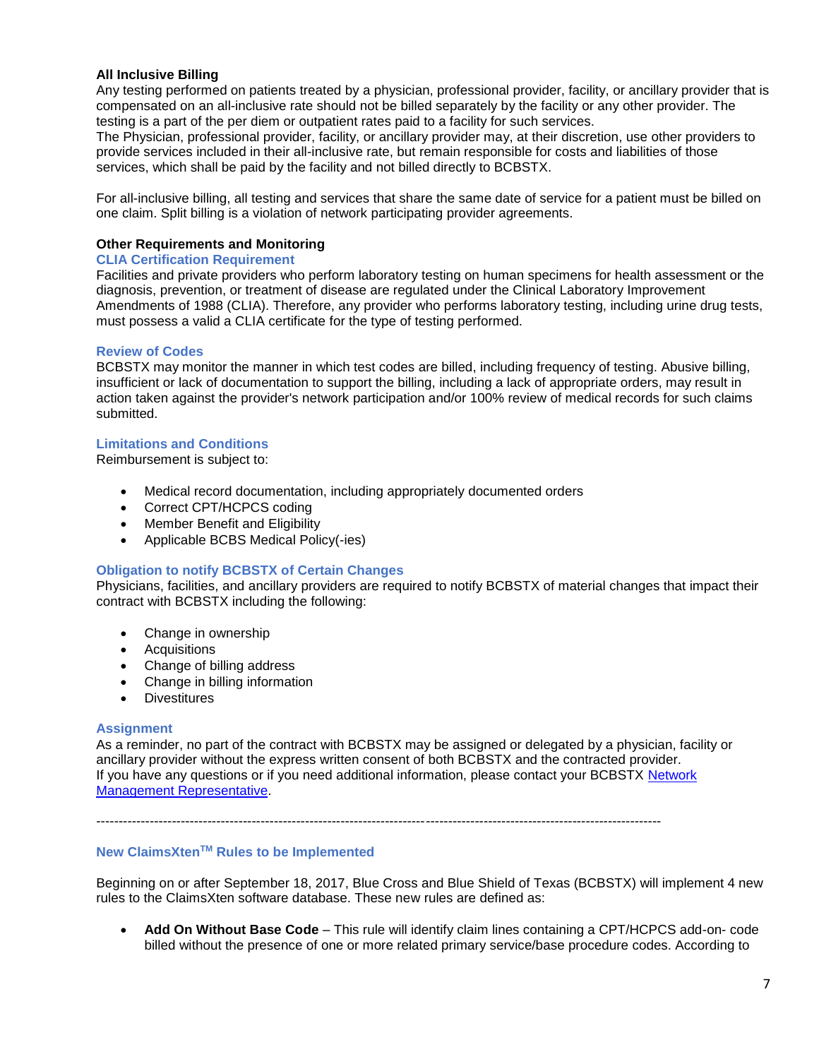**All Inclusive Billing**

Any testing performed on patients treated by a physician, professional provider, facility, or ancillary provider that is compensated on an all-inclusive rate should not be billed separately by the facility or any other provider. The testing is a part of the per diem or outpatient rates paid to a facility for such services.
The Physician, professional provider, facility, or ancillary provider may, at their discretion, use other providers to provide services included in their all-inclusive rate, but remain responsible for costs and liabilities of those services, which shall be paid by the facility and not billed directly to BCBSTX.

For all-inclusive billing, all testing and services that share the same date of service for a patient must be billed on one claim. Split billing is a violation of network participating provider agreements.

**Other Requirements and Monitoring**

### CLIA Certification Requirement

Facilities and private providers who perform laboratory testing on human specimens for health assessment or the diagnosis, prevention, or treatment of disease are regulated under the Clinical Laboratory Improvement Amendments of 1988 (CLIA). Therefore, any provider who performs laboratory testing, including urine drug tests, must possess a valid a CLIA certificate for the type of testing performed.

### Review of Codes

BCBSTX may monitor the manner in which test codes are billed, including frequency of testing. Abusive billing, insufficient or lack of documentation to support the billing, including a lack of appropriate orders, may result in action taken against the provider's network participation and/or 100% review of medical records for such claims submitted.

### Limitations and Conditions

Reimbursement is subject to:

- Medical record documentation, including appropriately documented orders
- Correct CPT/HCPCS coding
- Member Benefit and Eligibility
- Applicable BCBS Medical Policy(-ies)

### Obligation to notify BCBSTX of Certain Changes

Physicians, facilities, and ancillary providers are required to notify BCBSTX of material changes that impact their contract with BCBSTX including the following:

- Change in ownership
- Acquisitions
- Change of billing address
- Change in billing information
- Divestitures

### Assignment

As a reminder, no part of the contract with BCBSTX may be assigned or delegated by a physician, facility or ancillary provider without the express written consent of both BCBSTX and the contracted provider.
If you have any questions or if you need additional information, please contact your BCBSTX Network Management Representative.

---

## New ClaimsXten™ Rules to be Implemented

Beginning on or after September 18, 2017, Blue Cross and Blue Shield of Texas (BCBSTX) will implement 4 new rules to the ClaimsXten software database. These new rules are defined as:

- **Add On Without Base Code** – This rule will identify claim lines containing a CPT/HCPCS add-on- code billed without the presence of one or more related primary service/base procedure codes. According to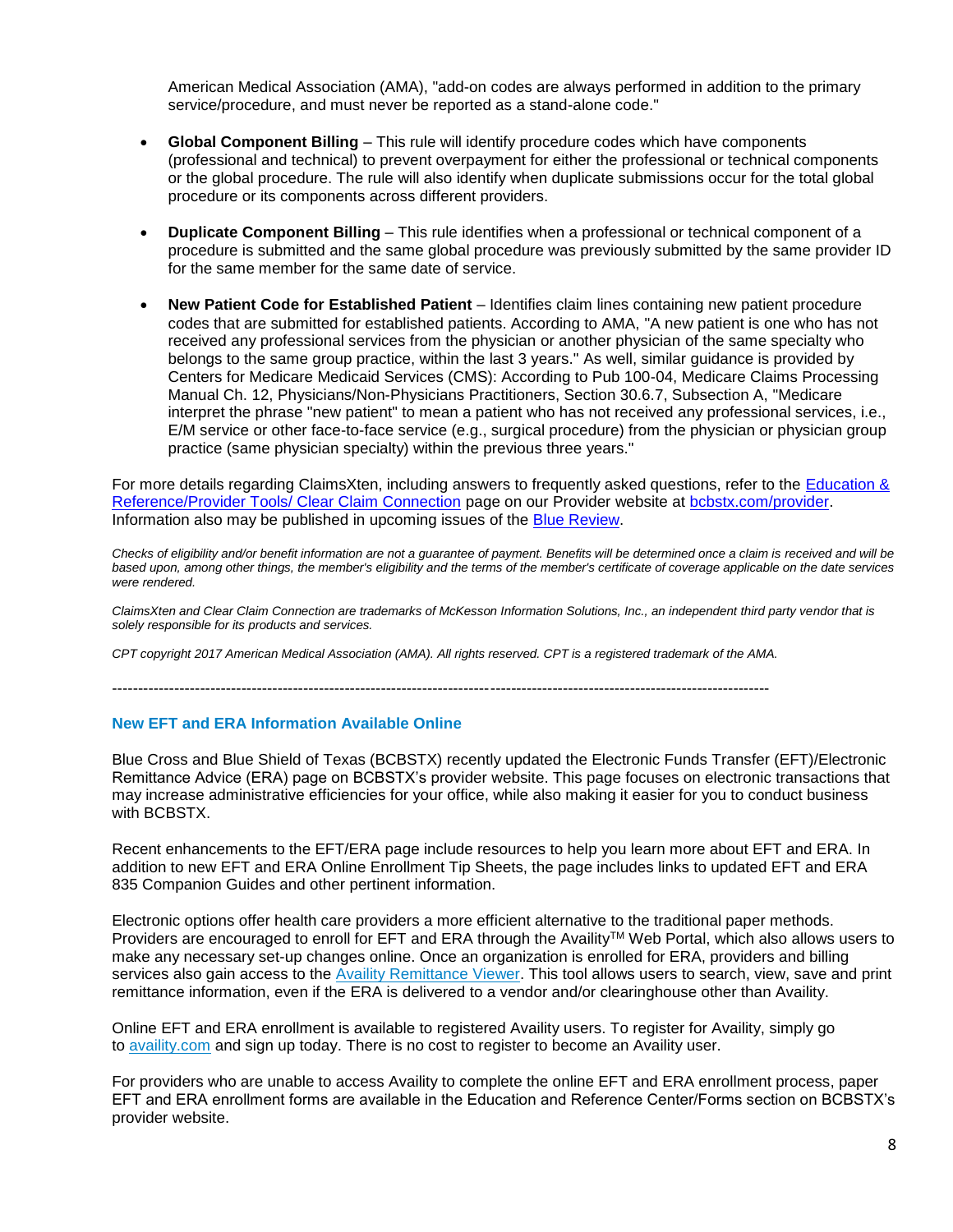American Medical Association (AMA), "add-on codes are always performed in addition to the primary service/procedure, and must never be reported as a stand-alone code."

- **Global Component Billing** – This rule will identify procedure codes which have components (professional and technical) to prevent overpayment for either the professional or technical components or the global procedure. The rule will also identify when duplicate submissions occur for the total global procedure or its components across different providers.

- **Duplicate Component Billing** – This rule identifies when a professional or technical component of a procedure is submitted and the same global procedure was previously submitted by the same provider ID for the same member for the same date of service.

- **New Patient Code for Established Patient** – Identifies claim lines containing new patient procedure codes that are submitted for established patients. According to AMA, "A new patient is one who has not received any professional services from the physician or another physician of the same specialty who belongs to the same group practice, within the last 3 years." As well, similar guidance is provided by Centers for Medicare Medicaid Services (CMS): According to Pub 100-04, Medicare Claims Processing Manual Ch. 12, Physicians/Non-Physicians Practitioners, Section 30.6.7, Subsection A, "Medicare interpret the phrase "new patient" to mean a patient who has not received any professional services, i.e., E/M service or other face-to-face service (e.g., surgical procedure) from the physician or physician group practice (same physician specialty) within the previous three years."

For more details regarding ClaimsXten, including answers to frequently asked questions, refer to the [Education & Reference/Provider Tools/ Clear Claim Connection]() page on our Provider website at [bcbstx.com/provider](). Information also may be published in upcoming issues of the [Blue Review]().

*Checks of eligibility and/or benefit information are not a guarantee of payment. Benefits will be determined once a claim is received and will be based upon, among other things, the member's eligibility and the terms of the member's certificate of coverage applicable on the date services were rendered.*

*ClaimsXten and Clear Claim Connection are trademarks of McKesson Information Solutions, Inc., an independent third party vendor that is solely responsible for its products and services.*

*CPT copyright 2017 American Medical Association (AMA). All rights reserved. CPT is a registered trademark of the AMA.*

---

### New EFT and ERA Information Available Online

Blue Cross and Blue Shield of Texas (BCBSTX) recently updated the Electronic Funds Transfer (EFT)/Electronic Remittance Advice (ERA) page on BCBSTX's provider website. This page focuses on electronic transactions that may increase administrative efficiencies for your office, while also making it easier for you to conduct business with BCBSTX.

Recent enhancements to the EFT/ERA page include resources to help you learn more about EFT and ERA. In addition to new EFT and ERA Online Enrollment Tip Sheets, the page includes links to updated EFT and ERA 835 Companion Guides and other pertinent information.

Electronic options offer health care providers a more efficient alternative to the traditional paper methods. Providers are encouraged to enroll for EFT and ERA through the Availity™ Web Portal, which also allows users to make any necessary set-up changes online. Once an organization is enrolled for ERA, providers and billing services also gain access to the [Availity Remittance Viewer](). This tool allows users to search, view, save and print remittance information, even if the ERA is delivered to a vendor and/or clearinghouse other than Availity.

Online EFT and ERA enrollment is available to registered Availity users. To register for Availity, simply go to [availity.com]() and sign up today. There is no cost to register to become an Availity user.

For providers who are unable to access Availity to complete the online EFT and ERA enrollment process, paper EFT and ERA enrollment forms are available in the Education and Reference Center/Forms section on BCBSTX's provider website.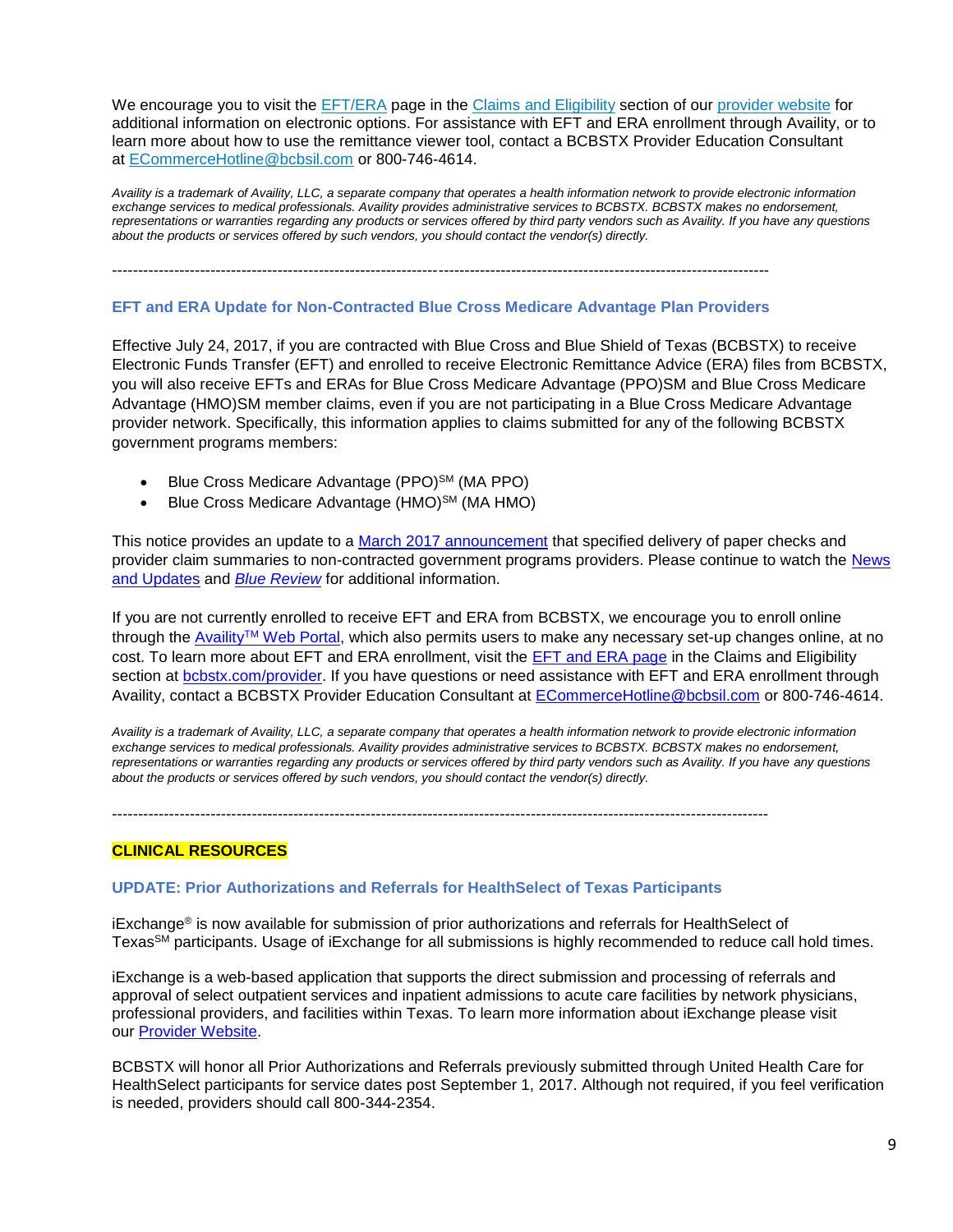We encourage you to visit the EFT/ERA page in the Claims and Eligibility section of our provider website for additional information on electronic options. For assistance with EFT and ERA enrollment through Availity, or to learn more about how to use the remittance viewer tool, contact a BCBSTX Provider Education Consultant at ECommerceHotline@bcbsil.com or 800-746-4614.

*Availity is a trademark of Availity, LLC, a separate company that operates a health information network to provide electronic information exchange services to medical professionals. Availity provides administrative services to BCBSTX. BCBSTX makes no endorsement, representations or warranties regarding any products or services offered by third party vendors such as Availity. If you have any questions about the products or services offered by such vendors, you should contact the vendor(s) directly.*

---

### EFT and ERA Update for Non-Contracted Blue Cross Medicare Advantage Plan Providers

Effective July 24, 2017, if you are contracted with Blue Cross and Blue Shield of Texas (BCBSTX) to receive Electronic Funds Transfer (EFT) and enrolled to receive Electronic Remittance Advice (ERA) files from BCBSTX, you will also receive EFTs and ERAs for Blue Cross Medicare Advantage (PPO)SM and Blue Cross Medicare Advantage (HMO)SM member claims, even if you are not participating in a Blue Cross Medicare Advantage provider network. Specifically, this information applies to claims submitted for any of the following BCBSTX government programs members:

- Blue Cross Medicare Advantage (PPO)SM (MA PPO)
- Blue Cross Medicare Advantage (HMO)SM (MA HMO)

This notice provides an update to a March 2017 announcement that specified delivery of paper checks and provider claim summaries to non-contracted government programs providers. Please continue to watch the News and Updates and *Blue Review* for additional information.

If you are not currently enrolled to receive EFT and ERA from BCBSTX, we encourage you to enroll online through the Availity™ Web Portal, which also permits users to make any necessary set-up changes online, at no cost. To learn more about EFT and ERA enrollment, visit the EFT and ERA page in the Claims and Eligibility section at bcbstx.com/provider. If you have questions or need assistance with EFT and ERA enrollment through Availity, contact a BCBSTX Provider Education Consultant at ECommerceHotline@bcbsil.com or 800-746-4614.

*Availity is a trademark of Availity, LLC, a separate company that operates a health information network to provide electronic information exchange services to medical professionals. Availity provides administrative services to BCBSTX. BCBSTX makes no endorsement, representations or warranties regarding any products or services offered by third party vendors such as Availity. If you have any questions about the products or services offered by such vendors, you should contact the vendor(s) directly.*

---

## CLINICAL RESOURCES

### UPDATE: Prior Authorizations and Referrals for HealthSelect of Texas Participants

iExchange® is now available for submission of prior authorizations and referrals for HealthSelect of TexasSM participants. Usage of iExchange for all submissions is highly recommended to reduce call hold times.

iExchange is a web-based application that supports the direct submission and processing of referrals and approval of select outpatient services and inpatient admissions to acute care facilities by network physicians, professional providers, and facilities within Texas. To learn more information about iExchange please visit our Provider Website.

BCBSTX will honor all Prior Authorizations and Referrals previously submitted through United Health Care for HealthSelect participants for service dates post September 1, 2017. Although not required, if you feel verification is needed, providers should call 800-344-2354.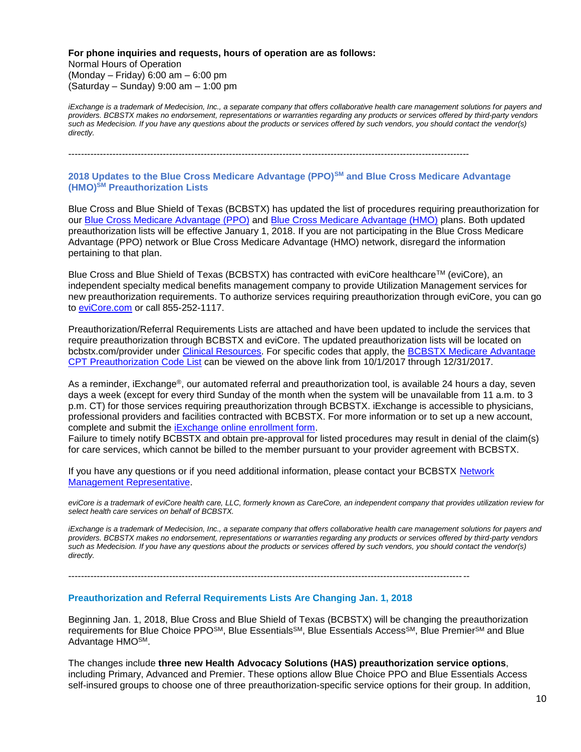**For phone inquiries and requests, hours of operation are as follows:**
Normal Hours of Operation
(Monday – Friday) 6:00 am – 6:00 pm
(Saturday – Sunday) 9:00 am – 1:00 pm

*iExchange is a trademark of Medecision, Inc., a separate company that offers collaborative health care management solutions for payers and providers. BCBSTX makes no endorsement, representations or warranties regarding any products or services offered by third-party vendors such as Medecision. If you have any questions about the products or services offered by such vendors, you should contact the vendor(s) directly.*

---

## 2018 Updates to the Blue Cross Medicare Advantage (PPO)SM and Blue Cross Medicare Advantage (HMO)SM Preauthorization Lists

Blue Cross and Blue Shield of Texas (BCBSTX) has updated the list of procedures requiring preauthorization for our Blue Cross Medicare Advantage (PPO) and Blue Cross Medicare Advantage (HMO) plans. Both updated preauthorization lists will be effective January 1, 2018. If you are not participating in the Blue Cross Medicare Advantage (PPO) network or Blue Cross Medicare Advantage (HMO) network, disregard the information pertaining to that plan.

Blue Cross and Blue Shield of Texas (BCBSTX) has contracted with eviCore healthcareTM (eviCore), an independent specialty medical benefits management company to provide Utilization Management services for new preauthorization requirements. To authorize services requiring preauthorization through eviCore, you can go to eviCore.com or call 855-252-1117.

Preauthorization/Referral Requirements Lists are attached and have been updated to include the services that require preauthorization through BCBSTX and eviCore. The updated preauthorization lists will be located on bcbstx.com/provider under Clinical Resources. For specific codes that apply, the BCBSTX Medicare Advantage CPT Preauthorization Code List can be viewed on the above link from 10/1/2017 through 12/31/2017.

As a reminder, iExchange®, our automated referral and preauthorization tool, is available 24 hours a day, seven days a week (except for every third Sunday of the month when the system will be unavailable from 11 a.m. to 3 p.m. CT) for those services requiring preauthorization through BCBSTX. iExchange is accessible to physicians, professional providers and facilities contracted with BCBSTX. For more information or to set up a new account, complete and submit the iExchange online enrollment form.
Failure to timely notify BCBSTX and obtain pre-approval for listed procedures may result in denial of the claim(s) for care services, which cannot be billed to the member pursuant to your provider agreement with BCBSTX.

If you have any questions or if you need additional information, please contact your BCBSTX Network Management Representative.

*eviCore is a trademark of eviCore health care, LLC, formerly known as CareCore, an independent company that provides utilization review for select health care services on behalf of BCBSTX.*

*iExchange is a trademark of Medecision, Inc., a separate company that offers collaborative health care management solutions for payers and providers. BCBSTX makes no endorsement, representations or warranties regarding any products or services offered by third-party vendors such as Medecision. If you have any questions about the products or services offered by such vendors, you should contact the vendor(s) directly.*

---

## Preauthorization and Referral Requirements Lists Are Changing Jan. 1, 2018

Beginning Jan. 1, 2018, Blue Cross and Blue Shield of Texas (BCBSTX) will be changing the preauthorization requirements for Blue Choice PPOSM, Blue EssentialsSM, Blue Essentials AccessSM, Blue PremierSM and Blue Advantage HMOSM.

The changes include **three new Health Advocacy Solutions (HAS) preauthorization service options**, including Primary, Advanced and Premier. These options allow Blue Choice PPO and Blue Essentials Access self-insured groups to choose one of three preauthorization-specific service options for their group. In addition,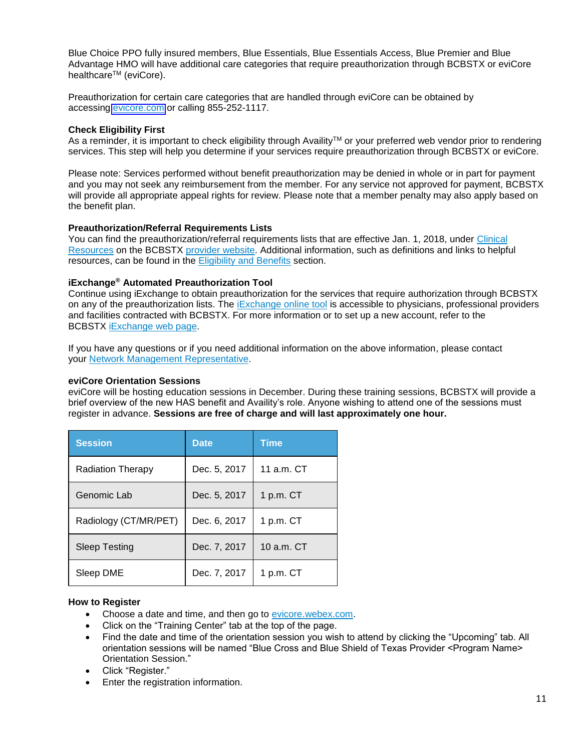Blue Choice PPO fully insured members, Blue Essentials, Blue Essentials Access, Blue Premier and Blue Advantage HMO will have additional care categories that require preauthorization through BCBSTX or eviCore healthcare™ (eviCore).

Preauthorization for certain care categories that are handled through eviCore can be obtained by accessing evicore.com or calling 855-252-1117.

**Check Eligibility First**
As a reminder, it is important to check eligibility through Availity™ or your preferred web vendor prior to rendering services. This step will help you determine if your services require preauthorization through BCBSTX or eviCore.

Please note: Services performed without benefit preauthorization may be denied in whole or in part for payment and you may not seek any reimbursement from the member. For any service not approved for payment, BCBSTX will provide all appropriate appeal rights for review. Please note that a member penalty may also apply based on the benefit plan.

**Preauthorization/Referral Requirements Lists**
You can find the preauthorization/referral requirements lists that are effective Jan. 1, 2018, under Clinical Resources on the BCBSTX provider website. Additional information, such as definitions and links to helpful resources, can be found in the Eligibility and Benefits section.

**iExchange® Automated Preauthorization Tool**
Continue using iExchange to obtain preauthorization for the services that require authorization through BCBSTX on any of the preauthorization lists. The iExchange online tool is accessible to physicians, professional providers and facilities contracted with BCBSTX. For more information or to set up a new account, refer to the BCBSTX iExchange web page.

If you have any questions or if you need additional information on the above information, please contact your Network Management Representative.

**eviCore Orientation Sessions**
eviCore will be hosting education sessions in December. During these training sessions, BCBSTX will provide a brief overview of the new HAS benefit and Availity's role. Anyone wishing to attend one of the sessions must register in advance. **Sessions are free of charge and will last approximately one hour.**

| Session | Date | Time |
|---|---|---|
| Radiation Therapy | Dec. 5, 2017 | 11 a.m. CT |
| Genomic Lab | Dec. 5, 2017 | 1 p.m. CT |
| Radiology (CT/MR/PET) | Dec. 6, 2017 | 1 p.m. CT |
| Sleep Testing | Dec. 7, 2017 | 10 a.m. CT |
| Sleep DME | Dec. 7, 2017 | 1 p.m. CT |

**How to Register**

- Choose a date and time, and then go to evicore.webex.com.
- Click on the "Training Center" tab at the top of the page.
- Find the date and time of the orientation session you wish to attend by clicking the "Upcoming" tab. All orientation sessions will be named "Blue Cross and Blue Shield of Texas Provider <Program Name> Orientation Session."
- Click "Register."
- Enter the registration information.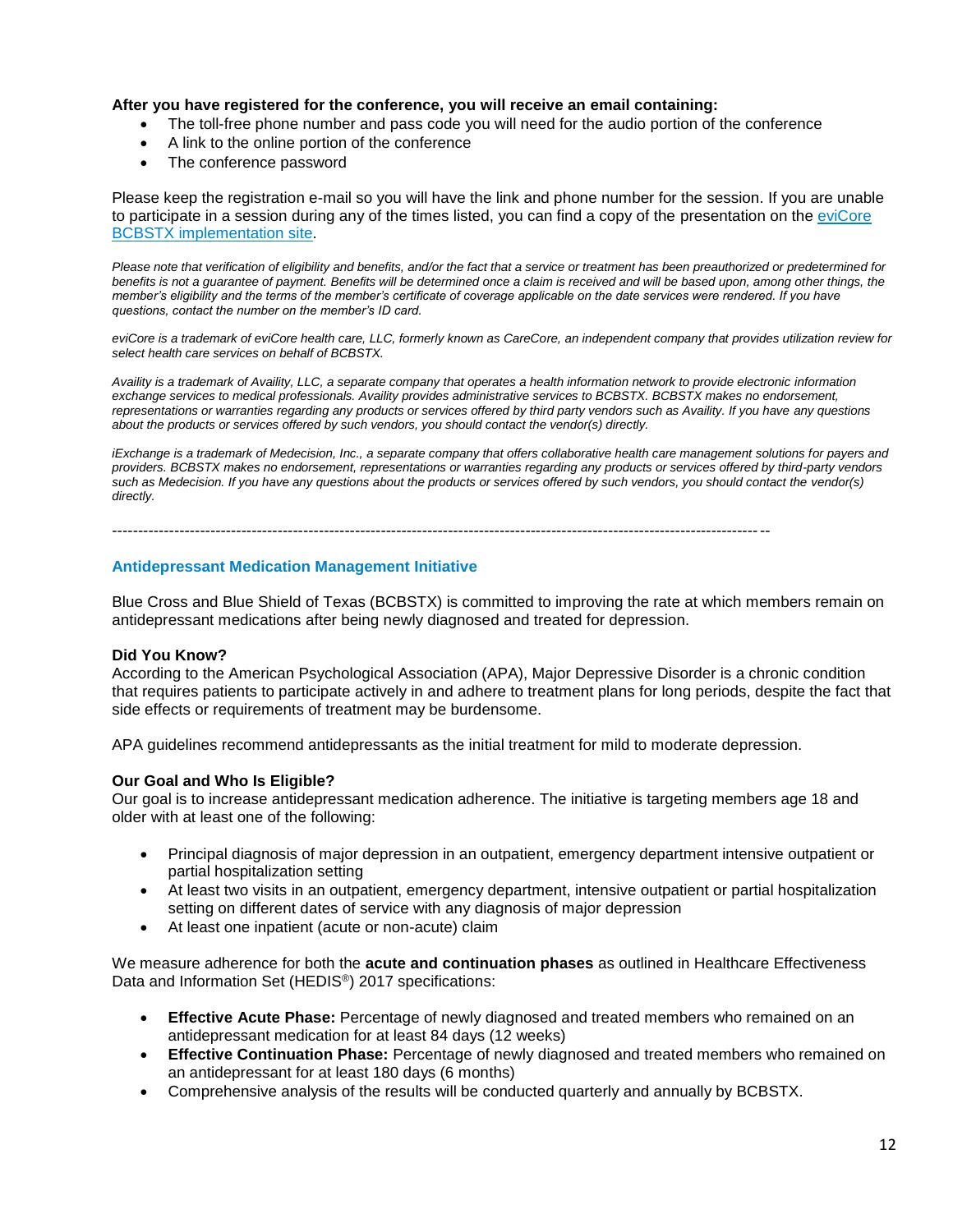**After you have registered for the conference, you will receive an email containing:**

- The toll-free phone number and pass code you will need for the audio portion of the conference
- A link to the online portion of the conference
- The conference password

Please keep the registration e-mail so you will have the link and phone number for the session. If you are unable to participate in a session during any of the times listed, you can find a copy of the presentation on the eviCore BCBSTX implementation site.

*Please note that verification of eligibility and benefits, and/or the fact that a service or treatment has been preauthorized or predetermined for benefits is not a guarantee of payment. Benefits will be determined once a claim is received and will be based upon, among other things, the member's eligibility and the terms of the member's certificate of coverage applicable on the date services were rendered. If you have questions, contact the number on the member's ID card.*

*eviCore is a trademark of eviCore health care, LLC, formerly known as CareCore, an independent company that provides utilization review for select health care services on behalf of BCBSTX.*

*Availity is a trademark of Availity, LLC, a separate company that operates a health information network to provide electronic information exchange services to medical professionals. Availity provides administrative services to BCBSTX. BCBSTX makes no endorsement, representations or warranties regarding any products or services offered by third party vendors such as Availity. If you have any questions about the products or services offered by such vendors, you should contact the vendor(s) directly.*

*iExchange is a trademark of Medecision, Inc., a separate company that offers collaborative health care management solutions for payers and providers. BCBSTX makes no endorsement, representations or warranties regarding any products or services offered by third-party vendors such as Medecision. If you have any questions about the products or services offered by such vendors, you should contact the vendor(s) directly.*

---

## Antidepressant Medication Management Initiative

Blue Cross and Blue Shield of Texas (BCBSTX) is committed to improving the rate at which members remain on antidepressant medications after being newly diagnosed and treated for depression.

**Did You Know?**

According to the American Psychological Association (APA), Major Depressive Disorder is a chronic condition that requires patients to participate actively in and adhere to treatment plans for long periods, despite the fact that side effects or requirements of treatment may be burdensome.

APA guidelines recommend antidepressants as the initial treatment for mild to moderate depression.

**Our Goal and Who Is Eligible?**

Our goal is to increase antidepressant medication adherence. The initiative is targeting members age 18 and older with at least one of the following:

- Principal diagnosis of major depression in an outpatient, emergency department intensive outpatient or partial hospitalization setting
- At least two visits in an outpatient, emergency department, intensive outpatient or partial hospitalization setting on different dates of service with any diagnosis of major depression
- At least one inpatient (acute or non-acute) claim

We measure adherence for both the **acute and continuation phases** as outlined in Healthcare Effectiveness Data and Information Set (HEDIS®) 2017 specifications:

- **Effective Acute Phase:** Percentage of newly diagnosed and treated members who remained on an antidepressant medication for at least 84 days (12 weeks)
- **Effective Continuation Phase:** Percentage of newly diagnosed and treated members who remained on an antidepressant for at least 180 days (6 months)
- Comprehensive analysis of the results will be conducted quarterly and annually by BCBSTX.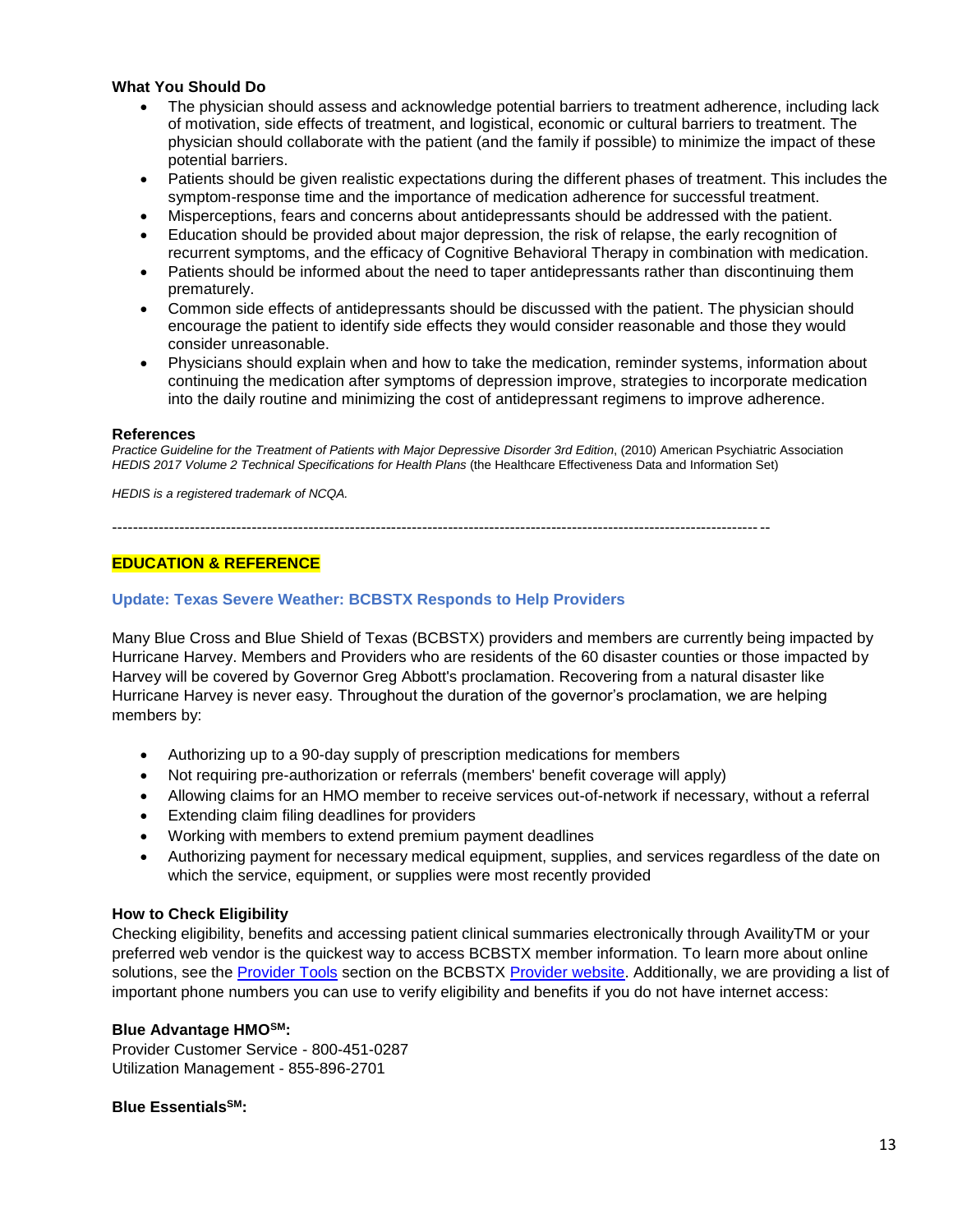**What You Should Do**

- The physician should assess and acknowledge potential barriers to treatment adherence, including lack of motivation, side effects of treatment, and logistical, economic or cultural barriers to treatment. The physician should collaborate with the patient (and the family if possible) to minimize the impact of these potential barriers.
- Patients should be given realistic expectations during the different phases of treatment. This includes the symptom-response time and the importance of medication adherence for successful treatment.
- Misperceptions, fears and concerns about antidepressants should be addressed with the patient.
- Education should be provided about major depression, the risk of relapse, the early recognition of recurrent symptoms, and the efficacy of Cognitive Behavioral Therapy in combination with medication.
- Patients should be informed about the need to taper antidepressants rather than discontinuing them prematurely.
- Common side effects of antidepressants should be discussed with the patient. The physician should encourage the patient to identify side effects they would consider reasonable and those they would consider unreasonable.
- Physicians should explain when and how to take the medication, reminder systems, information about continuing the medication after symptoms of depression improve, strategies to incorporate medication into the daily routine and minimizing the cost of antidepressant regimens to improve adherence.

**References**

*Practice Guideline for the Treatment of Patients with Major Depressive Disorder 3rd Edition*, (2010) American Psychiatric Association
*HEDIS 2017 Volume 2 Technical Specifications for Health Plans* (the Healthcare Effectiveness Data and Information Set)

*HEDIS is a registered trademark of NCQA.*

---

**EDUCATION & REFERENCE**

### Update: Texas Severe Weather: BCBSTX Responds to Help Providers

Many Blue Cross and Blue Shield of Texas (BCBSTX) providers and members are currently being impacted by Hurricane Harvey. Members and Providers who are residents of the 60 disaster counties or those impacted by Harvey will be covered by Governor Greg Abbott's proclamation. Recovering from a natural disaster like Hurricane Harvey is never easy. Throughout the duration of the governor's proclamation, we are helping members by:

- Authorizing up to a 90-day supply of prescription medications for members
- Not requiring pre-authorization or referrals (members' benefit coverage will apply)
- Allowing claims for an HMO member to receive services out-of-network if necessary, without a referral
- Extending claim filing deadlines for providers
- Working with members to extend premium payment deadlines
- Authorizing payment for necessary medical equipment, supplies, and services regardless of the date on which the service, equipment, or supplies were most recently provided

**How to Check Eligibility**

Checking eligibility, benefits and accessing patient clinical summaries electronically through AvailityTM or your preferred web vendor is the quickest way to access BCBSTX member information. To learn more about online solutions, see the Provider Tools section on the BCBSTX Provider website. Additionally, we are providing a list of important phone numbers you can use to verify eligibility and benefits if you do not have internet access:

**Blue Advantage HMO℠:**
Provider Customer Service - 800-451-0287
Utilization Management - 855-896-2701

**Blue Essentials℠:**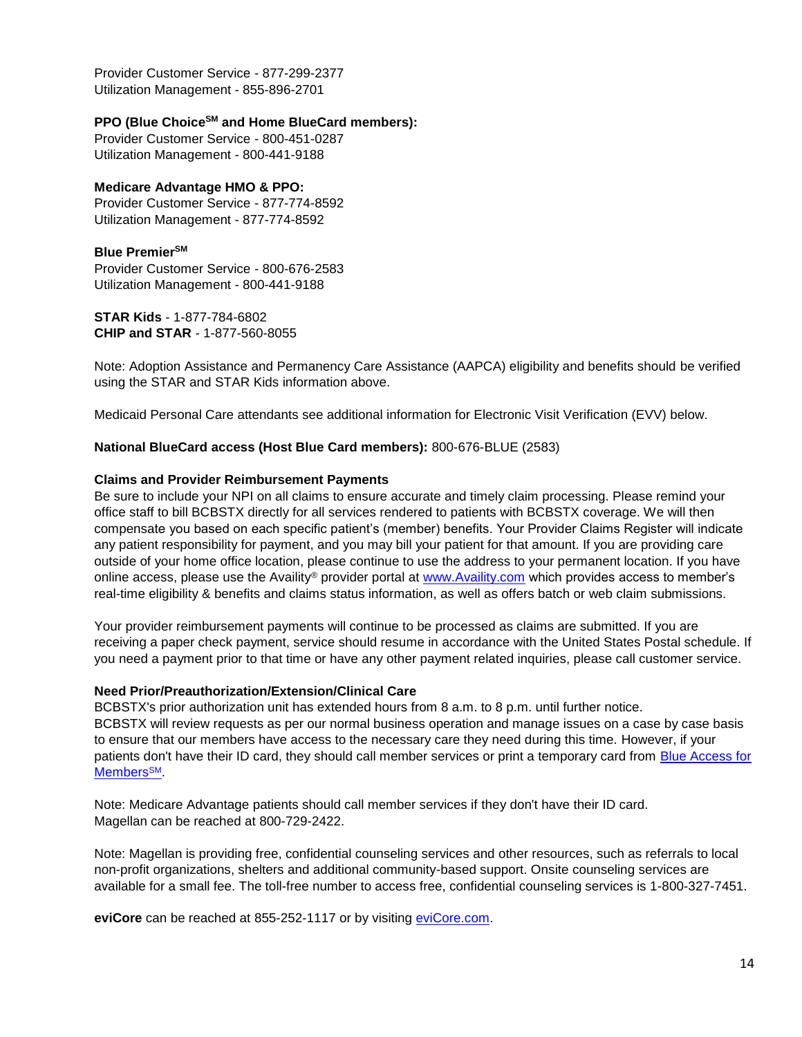Provider Customer Service - 877-299-2377
Utilization Management - 855-896-2701

**PPO (Blue Choice℠ and Home BlueCard members):**
Provider Customer Service - 800-451-0287
Utilization Management - 800-441-9188

**Medicare Advantage HMO & PPO:**
Provider Customer Service - 877-774-8592
Utilization Management - 877-774-8592

**Blue Premier℠**
Provider Customer Service - 800-676-2583
Utilization Management - 800-441-9188

**STAR Kids** - 1-877-784-6802
**CHIP and STAR** - 1-877-560-8055

Note: Adoption Assistance and Permanency Care Assistance (AAPCA) eligibility and benefits should be verified using the STAR and STAR Kids information above.

Medicaid Personal Care attendants see additional information for Electronic Visit Verification (EVV) below.

**National BlueCard access (Host Blue Card members):** 800-676-BLUE (2583)

**Claims and Provider Reimbursement Payments**
Be sure to include your NPI on all claims to ensure accurate and timely claim processing. Please remind your office staff to bill BCBSTX directly for all services rendered to patients with BCBSTX coverage. We will then compensate you based on each specific patient's (member) benefits. Your Provider Claims Register will indicate any patient responsibility for payment, and you may bill your patient for that amount. If you are providing care outside of your home office location, please continue to use the address to your permanent location. If you have online access, please use the Availity® provider portal at [www.Availity.com](http://www.Availity.com) which provides access to member's real-time eligibility & benefits and claims status information, as well as offers batch or web claim submissions.

Your provider reimbursement payments will continue to be processed as claims are submitted. If you are receiving a paper check payment, service should resume in accordance with the United States Postal schedule. If you need a payment prior to that time or have any other payment related inquiries, please call customer service.

**Need Prior/Preauthorization/Extension/Clinical Care**
BCBSTX's prior authorization unit has extended hours from 8 a.m. to 8 p.m. until further notice.
BCBSTX will review requests as per our normal business operation and manage issues on a case by case basis to ensure that our members have access to the necessary care they need during this time. However, if your patients don't have their ID card, they should call member services or print a temporary card from Blue Access for Members℠.

Note: Medicare Advantage patients should call member services if they don't have their ID card.
Magellan can be reached at 800-729-2422.

Note: Magellan is providing free, confidential counseling services and other resources, such as referrals to local non-profit organizations, shelters and additional community-based support. Onsite counseling services are available for a small fee. The toll-free number to access free, confidential counseling services is 1-800-327-7451.

**eviCore** can be reached at 855-252-1117 or by visiting [eviCore.com](http://eviCore.com).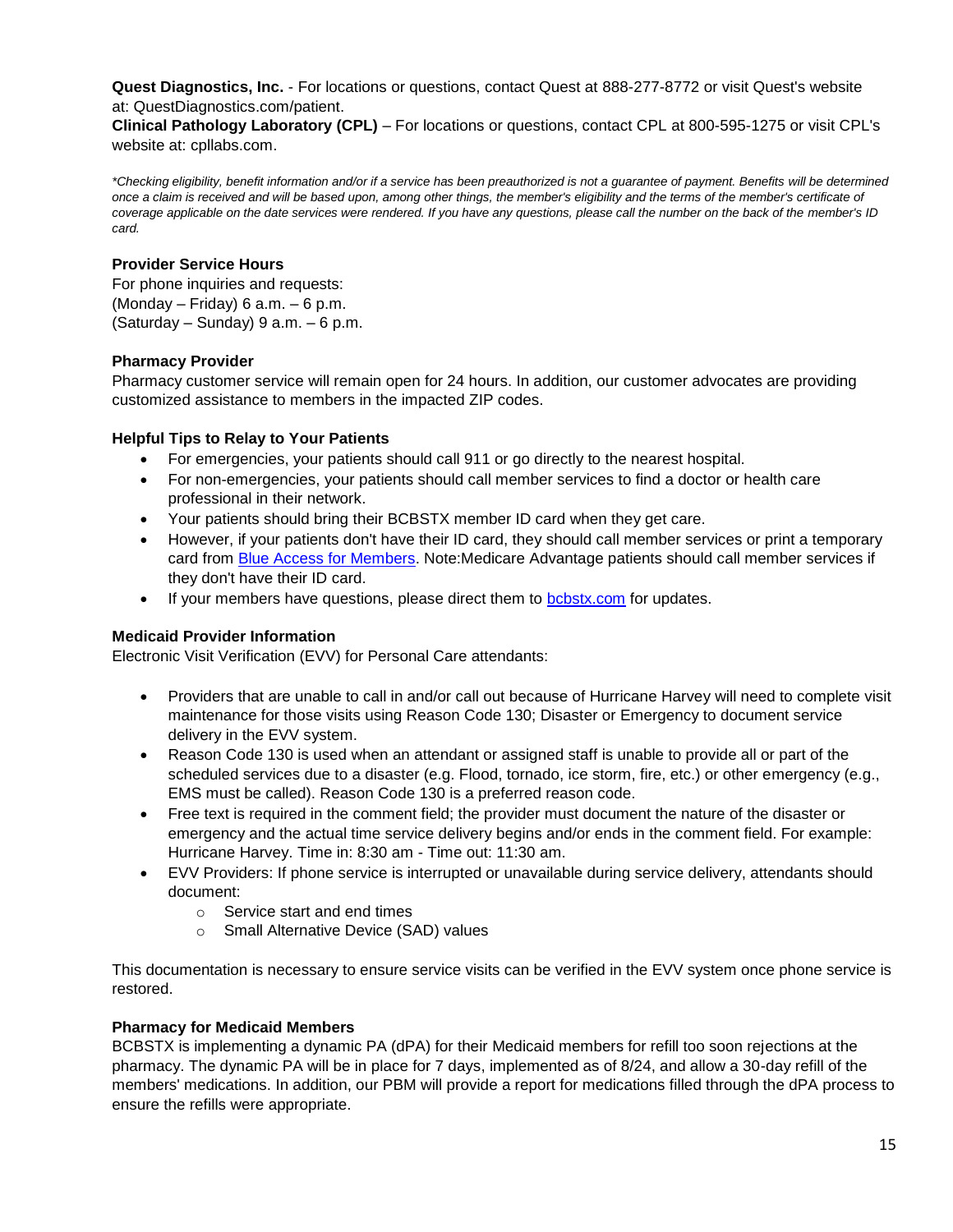**Quest Diagnostics, Inc.** - For locations or questions, contact Quest at 888-277-8772 or visit Quest's website at: QuestDiagnostics.com/patient.
**Clinical Pathology Laboratory (CPL)** – For locations or questions, contact CPL at 800-595-1275 or visit CPL's website at: cpllabs.com.

*\*Checking eligibility, benefit information and/or if a service has been preauthorized is not a guarantee of payment. Benefits will be determined once a claim is received and will be based upon, among other things, the member's eligibility and the terms of the member's certificate of coverage applicable on the date services were rendered. If you have any questions, please call the number on the back of the member's ID card.*

**Provider Service Hours**
For phone inquiries and requests:
(Monday – Friday) 6 a.m. – 6 p.m.
(Saturday – Sunday) 9 a.m. – 6 p.m.

**Pharmacy Provider**
Pharmacy customer service will remain open for 24 hours. In addition, our customer advocates are providing customized assistance to members in the impacted ZIP codes.

**Helpful Tips to Relay to Your Patients**

- For emergencies, your patients should call 911 or go directly to the nearest hospital.
- For non-emergencies, your patients should call member services to find a doctor or health care professional in their network.
- Your patients should bring their BCBSTX member ID card when they get care.
- However, if your patients don't have their ID card, they should call member services or print a temporary card from Blue Access for Members. Note:Medicare Advantage patients should call member services if they don't have their ID card.
- If your members have questions, please direct them to bcbstx.com for updates.

**Medicaid Provider Information**
Electronic Visit Verification (EVV) for Personal Care attendants:

- Providers that are unable to call in and/or call out because of Hurricane Harvey will need to complete visit maintenance for those visits using Reason Code 130; Disaster or Emergency to document service delivery in the EVV system.
- Reason Code 130 is used when an attendant or assigned staff is unable to provide all or part of the scheduled services due to a disaster (e.g. Flood, tornado, ice storm, fire, etc.) or other emergency (e.g., EMS must be called). Reason Code 130 is a preferred reason code.
- Free text is required in the comment field; the provider must document the nature of the disaster or emergency and the actual time service delivery begins and/or ends in the comment field. For example: Hurricane Harvey. Time in: 8:30 am - Time out: 11:30 am.
- EVV Providers: If phone service is interrupted or unavailable during service delivery, attendants should document:
  - Service start and end times
  - Small Alternative Device (SAD) values

This documentation is necessary to ensure service visits can be verified in the EVV system once phone service is restored.

**Pharmacy for Medicaid Members**
BCBSTX is implementing a dynamic PA (dPA) for their Medicaid members for refill too soon rejections at the pharmacy. The dynamic PA will be in place for 7 days, implemented as of 8/24, and allow a 30-day refill of the members' medications. In addition, our PBM will provide a report for medications filled through the dPA process to ensure the refills were appropriate.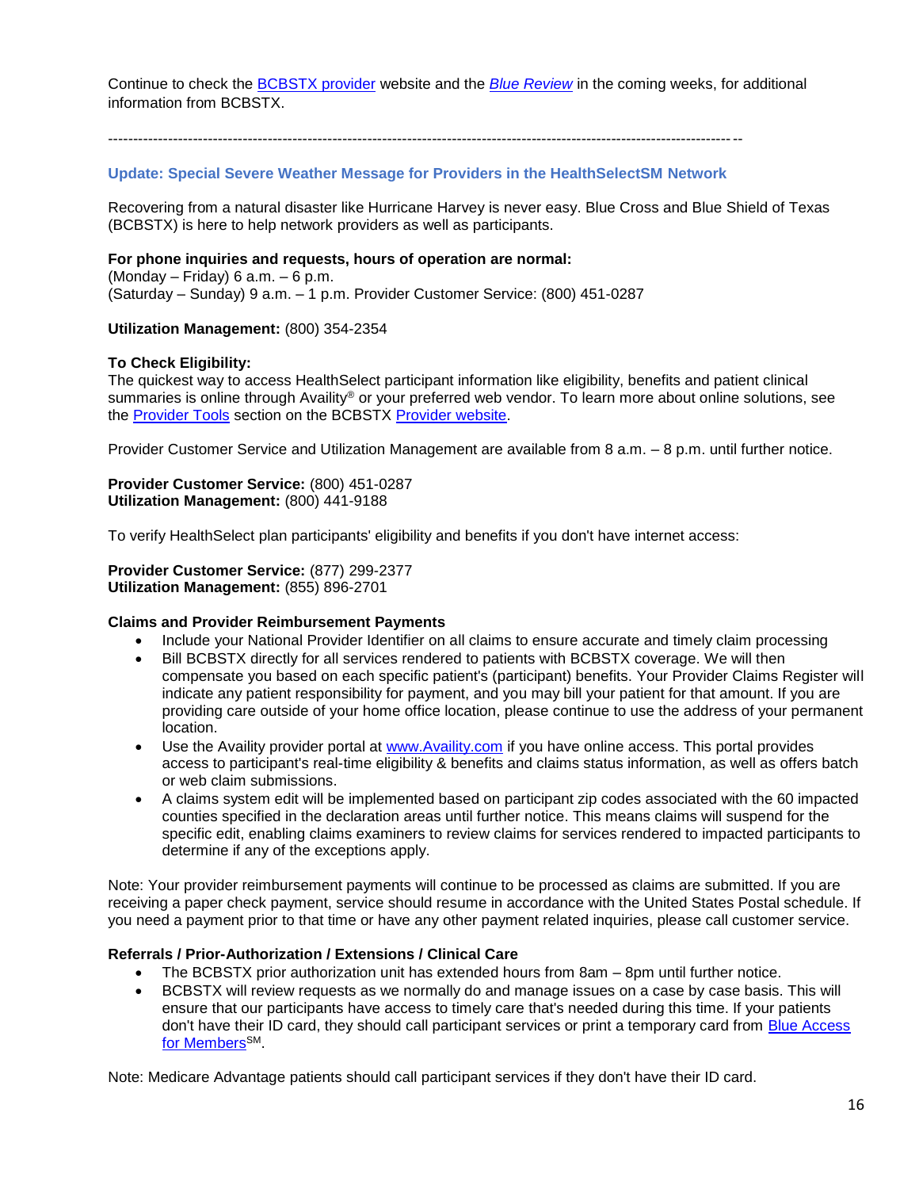Continue to check the BCBSTX provider website and the *Blue Review* in the coming weeks, for additional information from BCBSTX.

---

### Update: Special Severe Weather Message for Providers in the HealthSelect℠ Network

Recovering from a natural disaster like Hurricane Harvey is never easy. Blue Cross and Blue Shield of Texas (BCBSTX) is here to help network providers as well as participants.

**For phone inquiries and requests, hours of operation are normal:**
(Monday – Friday) 6 a.m. – 6 p.m.
(Saturday – Sunday) 9 a.m. – 1 p.m. Provider Customer Service: (800) 451-0287

**Utilization Management:** (800) 354-2354

**To Check Eligibility:**
The quickest way to access HealthSelect participant information like eligibility, benefits and patient clinical summaries is online through Availity® or your preferred web vendor. To learn more about online solutions, see the Provider Tools section on the BCBSTX Provider website.

Provider Customer Service and Utilization Management are available from 8 a.m. – 8 p.m. until further notice.

**Provider Customer Service:** (800) 451-0287
**Utilization Management:** (800) 441-9188

To verify HealthSelect plan participants' eligibility and benefits if you don't have internet access:

**Provider Customer Service:** (877) 299-2377
**Utilization Management:** (855) 896-2701

**Claims and Provider Reimbursement Payments**

- Include your National Provider Identifier on all claims to ensure accurate and timely claim processing
- Bill BCBSTX directly for all services rendered to patients with BCBSTX coverage. We will then compensate you based on each specific patient's (participant) benefits. Your Provider Claims Register will indicate any patient responsibility for payment, and you may bill your patient for that amount. If you are providing care outside of your home office location, please continue to use the address of your permanent location.
- Use the Availity provider portal at www.Availity.com if you have online access. This portal provides access to participant's real-time eligibility & benefits and claims status information, as well as offers batch or web claim submissions.
- A claims system edit will be implemented based on participant zip codes associated with the 60 impacted counties specified in the declaration areas until further notice. This means claims will suspend for the specific edit, enabling claims examiners to review claims for services rendered to impacted participants to determine if any of the exceptions apply.

Note: Your provider reimbursement payments will continue to be processed as claims are submitted. If you are receiving a paper check payment, service should resume in accordance with the United States Postal schedule. If you need a payment prior to that time or have any other payment related inquiries, please call customer service.

**Referrals / Prior-Authorization / Extensions / Clinical Care**

- The BCBSTX prior authorization unit has extended hours from 8am – 8pm until further notice.
- BCBSTX will review requests as we normally do and manage issues on a case by case basis. This will ensure that our participants have access to timely care that's needed during this time. If your patients don't have their ID card, they should call participant services or print a temporary card from Blue Access for Members℠.

Note: Medicare Advantage patients should call participant services if they don't have their ID card.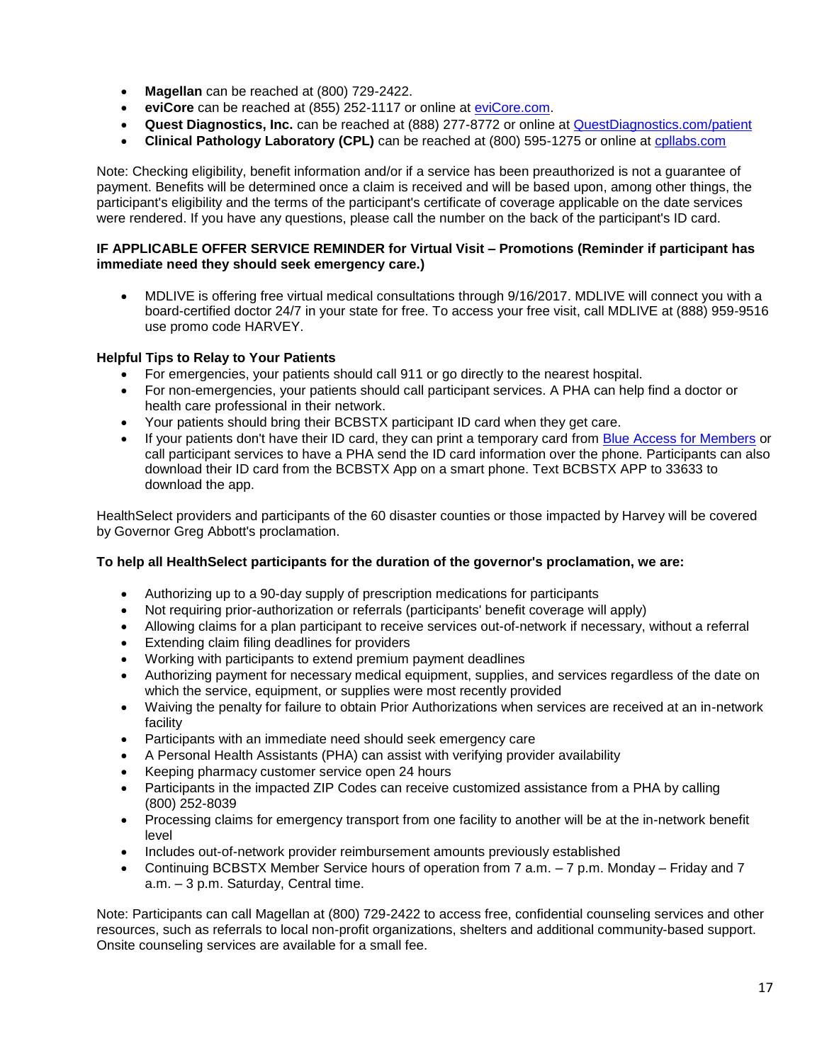- **Magellan** can be reached at (800) 729-2422.
- **eviCore** can be reached at (855) 252-1117 or online at [eviCore.com](eviCore.com).
- **Quest Diagnostics, Inc.** can be reached at (888) 277-8772 or online at [QuestDiagnostics.com/patient](QuestDiagnostics.com/patient)
- **Clinical Pathology Laboratory (CPL)** can be reached at (800) 595-1275 or online at [cpllabs.com](cpllabs.com)

Note: Checking eligibility, benefit information and/or if a service has been preauthorized is not a guarantee of payment. Benefits will be determined once a claim is received and will be based upon, among other things, the participant's eligibility and the terms of the participant's certificate of coverage applicable on the date services were rendered. If you have any questions, please call the number on the back of the participant's ID card.

**IF APPLICABLE OFFER SERVICE REMINDER for Virtual Visit – Promotions (Reminder if participant has immediate need they should seek emergency care.)**

- MDLIVE is offering free virtual medical consultations through 9/16/2017. MDLIVE will connect you with a board-certified doctor 24/7 in your state for free. To access your free visit, call MDLIVE at (888) 959-9516 use promo code HARVEY.

**Helpful Tips to Relay to Your Patients**

- For emergencies, your patients should call 911 or go directly to the nearest hospital.
- For non-emergencies, your patients should call participant services. A PHA can help find a doctor or health care professional in their network.
- Your patients should bring their BCBSTX participant ID card when they get care.
- If your patients don't have their ID card, they can print a temporary card from [Blue Access for Members](Blue Access for Members) or call participant services to have a PHA send the ID card information over the phone. Participants can also download their ID card from the BCBSTX App on a smart phone. Text BCBSTX APP to 33633 to download the app.

HealthSelect providers and participants of the 60 disaster counties or those impacted by Harvey will be covered by Governor Greg Abbott's proclamation.

**To help all HealthSelect participants for the duration of the governor's proclamation, we are:**

- Authorizing up to a 90-day supply of prescription medications for participants
- Not requiring prior-authorization or referrals (participants' benefit coverage will apply)
- Allowing claims for a plan participant to receive services out-of-network if necessary, without a referral
- Extending claim filing deadlines for providers
- Working with participants to extend premium payment deadlines
- Authorizing payment for necessary medical equipment, supplies, and services regardless of the date on which the service, equipment, or supplies were most recently provided
- Waiving the penalty for failure to obtain Prior Authorizations when services are received at an in-network facility
- Participants with an immediate need should seek emergency care
- A Personal Health Assistants (PHA) can assist with verifying provider availability
- Keeping pharmacy customer service open 24 hours
- Participants in the impacted ZIP Codes can receive customized assistance from a PHA by calling (800) 252-8039
- Processing claims for emergency transport from one facility to another will be at the in-network benefit level
- Includes out-of-network provider reimbursement amounts previously established
- Continuing BCBSTX Member Service hours of operation from 7 a.m. – 7 p.m. Monday – Friday and 7 a.m. – 3 p.m. Saturday, Central time.

Note: Participants can call Magellan at (800) 729-2422 to access free, confidential counseling services and other resources, such as referrals to local non-profit organizations, shelters and additional community-based support. Onsite counseling services are available for a small fee.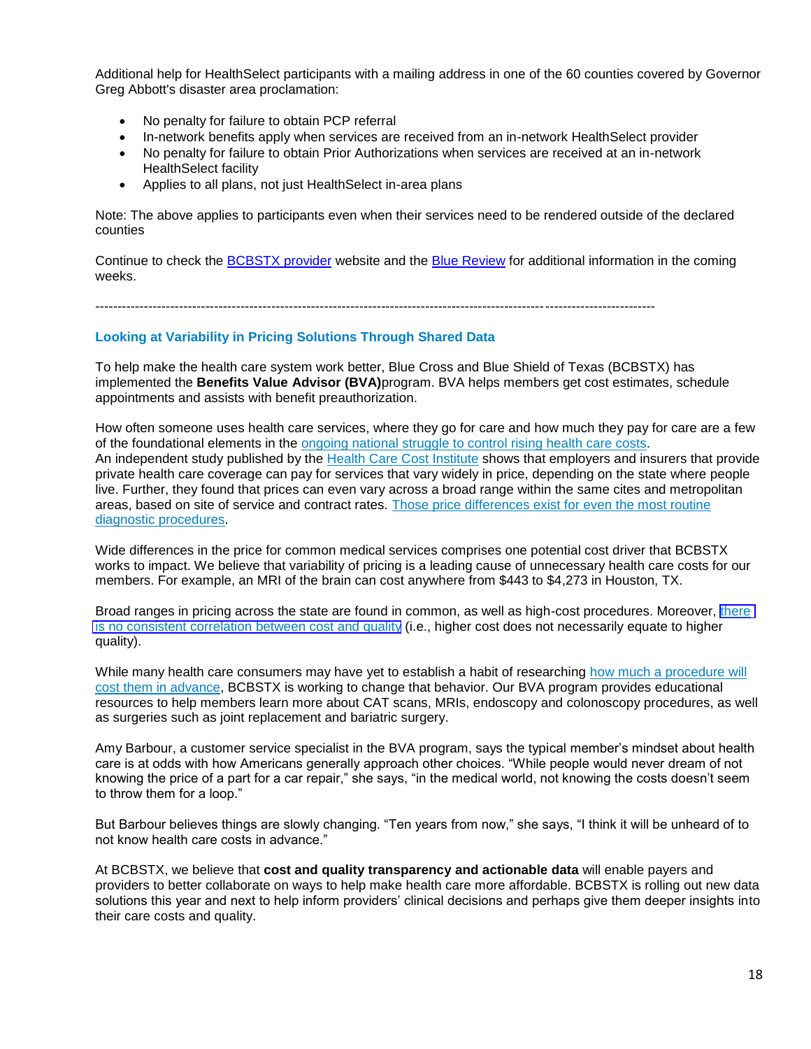Additional help for HealthSelect participants with a mailing address in one of the 60 counties covered by Governor Greg Abbott's disaster area proclamation:

- No penalty for failure to obtain PCP referral
- In-network benefits apply when services are received from an in-network HealthSelect provider
- No penalty for failure to obtain Prior Authorizations when services are received at an in-network HealthSelect facility
- Applies to all plans, not just HealthSelect in-area plans

Note: The above applies to participants even when their services need to be rendered outside of the declared counties

Continue to check the BCBSTX provider website and the Blue Review for additional information in the coming weeks.

---

### Looking at Variability in Pricing Solutions Through Shared Data

To help make the health care system work better, Blue Cross and Blue Shield of Texas (BCBSTX) has implemented the **Benefits Value Advisor (BVA)** program. BVA helps members get cost estimates, schedule appointments and assists with benefit preauthorization.

How often someone uses health care services, where they go for care and how much they pay for care are a few of the foundational elements in the ongoing national struggle to control rising health care costs. An independent study published by the Health Care Cost Institute shows that employers and insurers that provide private health care coverage can pay for services that vary widely in price, depending on the state where people live. Further, they found that prices can even vary across a broad range within the same cites and metropolitan areas, based on site of service and contract rates. Those price differences exist for even the most routine diagnostic procedures.

Wide differences in the price for common medical services comprises one potential cost driver that BCBSTX works to impact. We believe that variability of pricing is a leading cause of unnecessary health care costs for our members. For example, an MRI of the brain can cost anywhere from $443 to $4,273 in Houston, TX.

Broad ranges in pricing across the state are found in common, as well as high-cost procedures. Moreover, there is no consistent correlation between cost and quality (i.e., higher cost does not necessarily equate to higher quality).

While many health care consumers may have yet to establish a habit of researching how much a procedure will cost them in advance, BCBSTX is working to change that behavior. Our BVA program provides educational resources to help members learn more about CAT scans, MRIs, endoscopy and colonoscopy procedures, as well as surgeries such as joint replacement and bariatric surgery.

Amy Barbour, a customer service specialist in the BVA program, says the typical member's mindset about health care is at odds with how Americans generally approach other choices. "While people would never dream of not knowing the price of a part for a car repair," she says, "in the medical world, not knowing the costs doesn't seem to throw them for a loop."

But Barbour believes things are slowly changing. "Ten years from now," she says, "I think it will be unheard of to not know health care costs in advance."

At BCBSTX, we believe that **cost and quality transparency and actionable data** will enable payers and providers to better collaborate on ways to help make health care more affordable. BCBSTX is rolling out new data solutions this year and next to help inform providers' clinical decisions and perhaps give them deeper insights into their care costs and quality.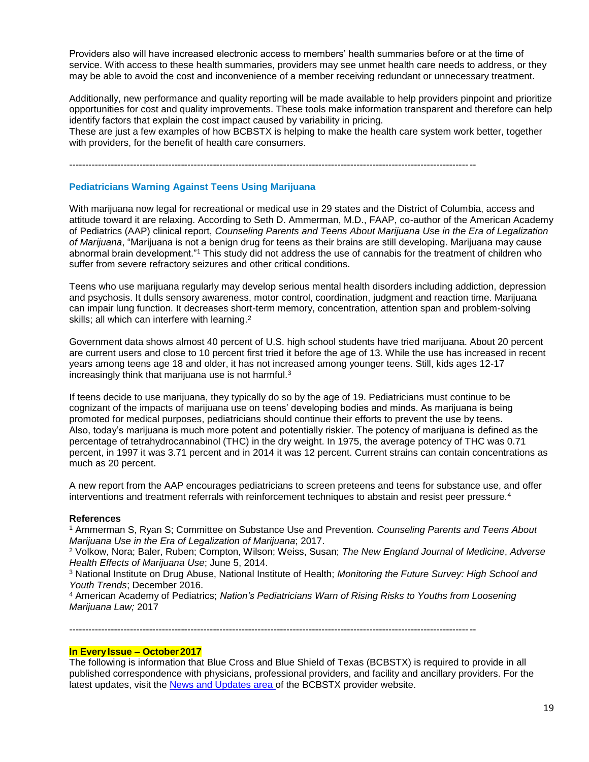Providers also will have increased electronic access to members' health summaries before or at the time of service. With access to these health summaries, providers may see unmet health care needs to address, or they may be able to avoid the cost and inconvenience of a member receiving redundant or unnecessary treatment.

Additionally, new performance and quality reporting will be made available to help providers pinpoint and prioritize opportunities for cost and quality improvements. These tools make information transparent and therefore can help identify factors that explain the cost impact caused by variability in pricing.
These are just a few examples of how BCBSTX is helping to make the health care system work better, together with providers, for the benefit of health care consumers.

---

### Pediatricians Warning Against Teens Using Marijuana

With marijuana now legal for recreational or medical use in 29 states and the District of Columbia, access and attitude toward it are relaxing. According to Seth D. Ammerman, M.D., FAAP, co-author of the American Academy of Pediatrics (AAP) clinical report, *Counseling Parents and Teens About Marijuana Use in the Era of Legalization of Marijuana*, "Marijuana is not a benign drug for teens as their brains are still developing. Marijuana may cause abnormal brain development."[1] This study did not address the use of cannabis for the treatment of children who suffer from severe refractory seizures and other critical conditions.

Teens who use marijuana regularly may develop serious mental health disorders including addiction, depression and psychosis. It dulls sensory awareness, motor control, coordination, judgment and reaction time. Marijuana can impair lung function. It decreases short-term memory, concentration, attention span and problem-solving skills; all which can interfere with learning.[2]

Government data shows almost 40 percent of U.S. high school students have tried marijuana. About 20 percent are current users and close to 10 percent first tried it before the age of 13. While the use has increased in recent years among teens age 18 and older, it has not increased among younger teens. Still, kids ages 12-17 increasingly think that marijuana use is not harmful.[3]

If teens decide to use marijuana, they typically do so by the age of 19. Pediatricians must continue to be cognizant of the impacts of marijuana use on teens' developing bodies and minds. As marijuana is being promoted for medical purposes, pediatricians should continue their efforts to prevent the use by teens.
Also, today's marijuana is much more potent and potentially riskier. The potency of marijuana is defined as the percentage of tetrahydrocannabinol (THC) in the dry weight. In 1975, the average potency of THC was 0.71 percent, in 1997 it was 3.71 percent and in 2014 it was 12 percent. Current strains can contain concentrations as much as 20 percent.

A new report from the AAP encourages pediatricians to screen preteens and teens for substance use, and offer interventions and treatment referrals with reinforcement techniques to abstain and resist peer pressure.[4]

**References**

[1] Ammerman S, Ryan S; Committee on Substance Use and Prevention. *Counseling Parents and Teens About Marijuana Use in the Era of Legalization of Marijuana*; 2017.
[2] Volkow, Nora; Baler, Ruben; Compton, Wilson; Weiss, Susan; *The New England Journal of Medicine*, *Adverse Health Effects of Marijuana Use*; June 5, 2014.
[3] National Institute on Drug Abuse, National Institute of Health; *Monitoring the Future Survey: High School and Youth Trends*; December 2016.
[4] American Academy of Pediatrics; *Nation's Pediatricians Warn of Rising Risks to Youths from Loosening Marijuana Law;* 2017

---

**In Every Issue – October 2017**

The following is information that Blue Cross and Blue Shield of Texas (BCBSTX) is required to provide in all published correspondence with physicians, professional providers, and facility and ancillary providers. For the latest updates, visit the News and Updates area of the BCBSTX provider website.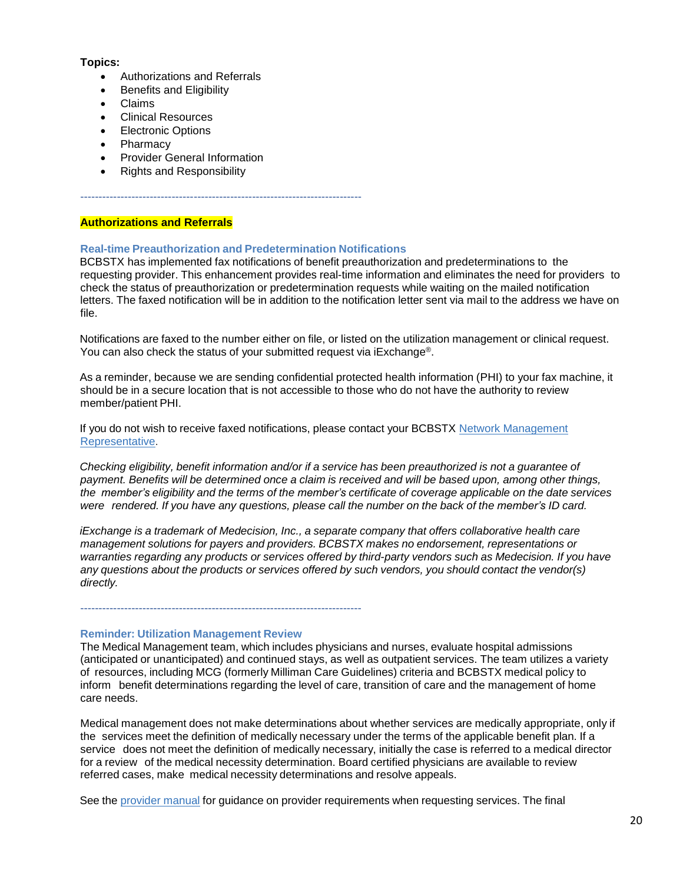**Topics:**

- Authorizations and Referrals
- Benefits and Eligibility
- Claims
- Clinical Resources
- Electronic Options
- Pharmacy
- Provider General Information
- Rights and Responsibility

------------------------------------------------------------------------------

## Authorizations and Referrals

### Real-time Preauthorization and Predetermination Notifications

BCBSTX has implemented fax notifications of benefit preauthorization and predeterminations to the requesting provider. This enhancement provides real-time information and eliminates the need for providers to check the status of preauthorization or predetermination requests while waiting on the mailed notification letters. The faxed notification will be in addition to the notification letter sent via mail to the address we have on file.

Notifications are faxed to the number either on file, or listed on the utilization management or clinical request. You can also check the status of your submitted request via iExchange®.

As a reminder, because we are sending confidential protected health information (PHI) to your fax machine, it should be in a secure location that is not accessible to those who do not have the authority to review member/patient PHI.

If you do not wish to receive faxed notifications, please contact your BCBSTX Network Management Representative.

*Checking eligibility, benefit information and/or if a service has been preauthorized is not a guarantee of payment. Benefits will be determined once a claim is received and will be based upon, among other things, the member's eligibility and the terms of the member's certificate of coverage applicable on the date services were rendered. If you have any questions, please call the number on the back of the member's ID card.*

*iExchange is a trademark of Medecision, Inc., a separate company that offers collaborative health care management solutions for payers and providers. BCBSTX makes no endorsement, representations or warranties regarding any products or services offered by third-party vendors such as Medecision. If you have any questions about the products or services offered by such vendors, you should contact the vendor(s) directly.*

------------------------------------------------------------------------------

### Reminder: Utilization Management Review

The Medical Management team, which includes physicians and nurses, evaluate hospital admissions (anticipated or unanticipated) and continued stays, as well as outpatient services. The team utilizes a variety of resources, including MCG (formerly Milliman Care Guidelines) criteria and BCBSTX medical policy to inform benefit determinations regarding the level of care, transition of care and the management of home care needs.

Medical management does not make determinations about whether services are medically appropriate, only if the services meet the definition of medically necessary under the terms of the applicable benefit plan. If a service does not meet the definition of medically necessary, initially the case is referred to a medical director for a review of the medical necessity determination. Board certified physicians are available to review referred cases, make medical necessity determinations and resolve appeals.

See the provider manual for guidance on provider requirements when requesting services. The final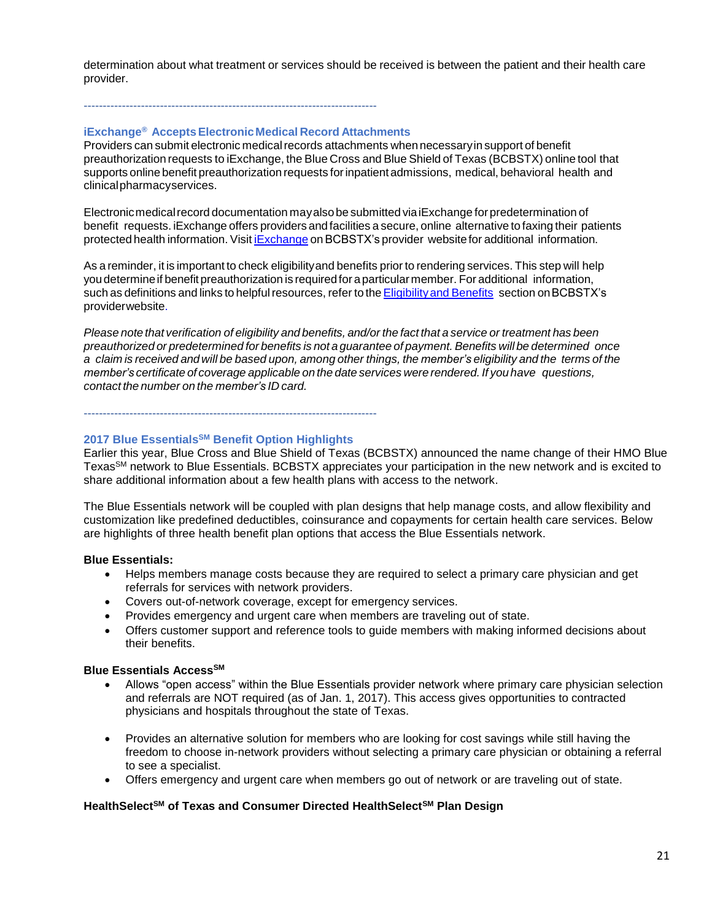determination about what treatment or services should be received is between the patient and their health care provider.

-----------------------------------------------------------------------------

### iExchange® Accepts Electronic Medical Record Attachments

Providers can submit electronic medical records attachments when necessary in support of benefit preauthorization requests to iExchange, the Blue Cross and Blue Shield of Texas (BCBSTX) online tool that supports online benefit preauthorization requests for inpatient admissions, medical, behavioral health and clinical pharmacy services.

Electronic medical record documentation may also be submitted via iExchange for predetermination of benefit requests. iExchange offers providers and facilities a secure, online alternative to faxing their patients protected health information. Visit iExchange on BCBSTX's provider website for additional information.

As a reminder, it is important to check eligibility and benefits prior to rendering services. This step will help you determine if benefit preauthorization is required for a particular member. For additional information, such as definitions and links to helpful resources, refer to the Eligibility and Benefits section on BCBSTX's provider website.

*Please note that verification of eligibility and benefits, and/or the fact that a service or treatment has been preauthorized or predetermined for benefits is not a guarantee of payment. Benefits will be determined once a claim is received and will be based upon, among other things, the member's eligibility and the terms of the member's certificate of coverage applicable on the date services were rendered. If you have questions, contact the number on the member's ID card.*

-----------------------------------------------------------------------------

### 2017 Blue Essentials℠ Benefit Option Highlights

Earlier this year, Blue Cross and Blue Shield of Texas (BCBSTX) announced the name change of their HMO Blue Texas℠ network to Blue Essentials. BCBSTX appreciates your participation in the new network and is excited to share additional information about a few health plans with access to the network.

The Blue Essentials network will be coupled with plan designs that help manage costs, and allow flexibility and customization like predefined deductibles, coinsurance and copayments for certain health care services. Below are highlights of three health benefit plan options that access the Blue Essentials network.

**Blue Essentials:**

- Helps members manage costs because they are required to select a primary care physician and get referrals for services with network providers.
- Covers out-of-network coverage, except for emergency services.
- Provides emergency and urgent care when members are traveling out of state.
- Offers customer support and reference tools to guide members with making informed decisions about their benefits.

**Blue Essentials Access℠**

- Allows "open access" within the Blue Essentials provider network where primary care physician selection and referrals are NOT required (as of Jan. 1, 2017). This access gives opportunities to contracted physicians and hospitals throughout the state of Texas.
- Provides an alternative solution for members who are looking for cost savings while still having the freedom to choose in-network providers without selecting a primary care physician or obtaining a referral to see a specialist.
- Offers emergency and urgent care when members go out of network or are traveling out of state.

**HealthSelect℠ of Texas and Consumer Directed HealthSelect℠ Plan Design**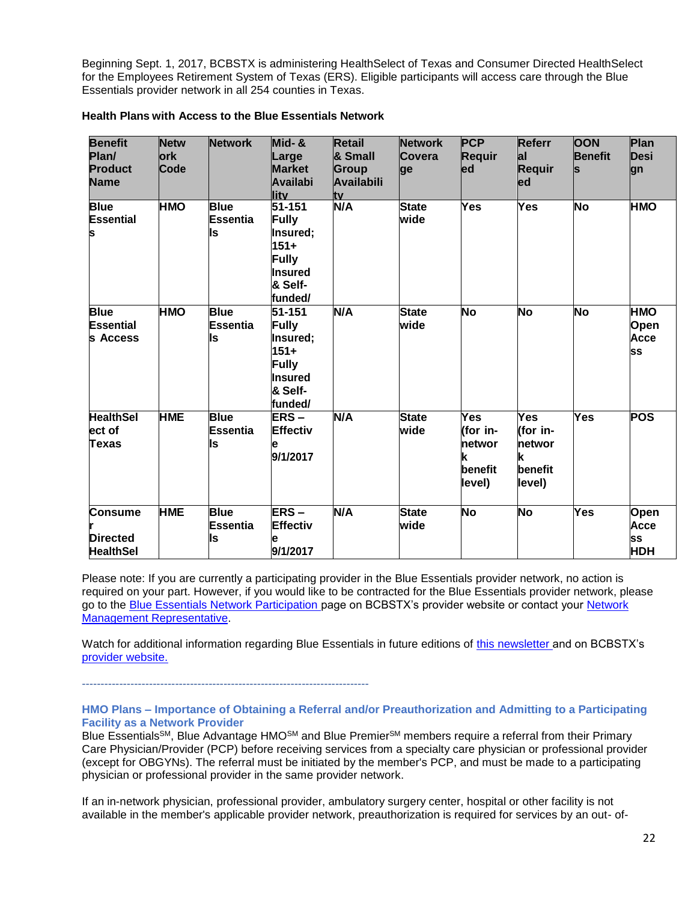Beginning Sept. 1, 2017, BCBSTX is administering HealthSelect of Texas and Consumer Directed HealthSelect for the Employees Retirement System of Texas (ERS). Eligible participants will access care through the Blue Essentials provider network in all 254 counties in Texas.

**Health Plans with Access to the Blue Essentials Network**

| Benefit Plan/ Product Name | Network Code | Network | Mid- & Large Market Availability | Retail & Small Group Availability | Network Coverage | PCP Required | Referral Required | OON Benefits | Plan Design |
|---|---|---|---|---|---|---|---|---|---|
| Blue Essentials | HMO | Blue Essentials | 51-151 Fully Insured; 151+ Fully Insured & Self-funded/ | N/A | Statewide | Yes | Yes | No | HMO |
| Blue Essentials Access | HMO | Blue Essentials | 51-151 Fully Insured; 151+ Fully Insured & Self-funded/ | N/A | Statewide | No | No | No | HMO Open Access |
| HealthSelect of Texas | HME | Blue Essentials | ERS – Effective 9/1/2017 | N/A | Statewide | Yes (for in-network benefit level) | Yes (for in-network benefit level) | Yes | POS |
| Consumer Directed HealthSel | HME | Blue Essentials | ERS – Effective 9/1/2017 | N/A | Statewide | No | No | Yes | Open Access HDH |

Please note: If you are currently a participating provider in the Blue Essentials provider network, no action is required on your part. However, if you would like to be contracted for the Blue Essentials provider network, please go to the Blue Essentials Network Participation page on BCBSTX's provider website or contact your Network Management Representative.

Watch for additional information regarding Blue Essentials in future editions of this newsletter and on BCBSTX's provider website.

---

### HMO Plans – Importance of Obtaining a Referral and/or Preauthorization and Admitting to a Participating Facility as a Network Provider

Blue Essentials[SM], Blue Advantage HMO[SM] and Blue Premier[SM] members require a referral from their Primary Care Physician/Provider (PCP) before receiving services from a specialty care physician or professional provider (except for OBGYNs). The referral must be initiated by the member's PCP, and must be made to a participating physician or professional provider in the same provider network.

If an in-network physician, professional provider, ambulatory surgery center, hospital or other facility is not available in the member's applicable provider network, preauthorization is required for services by an out- of-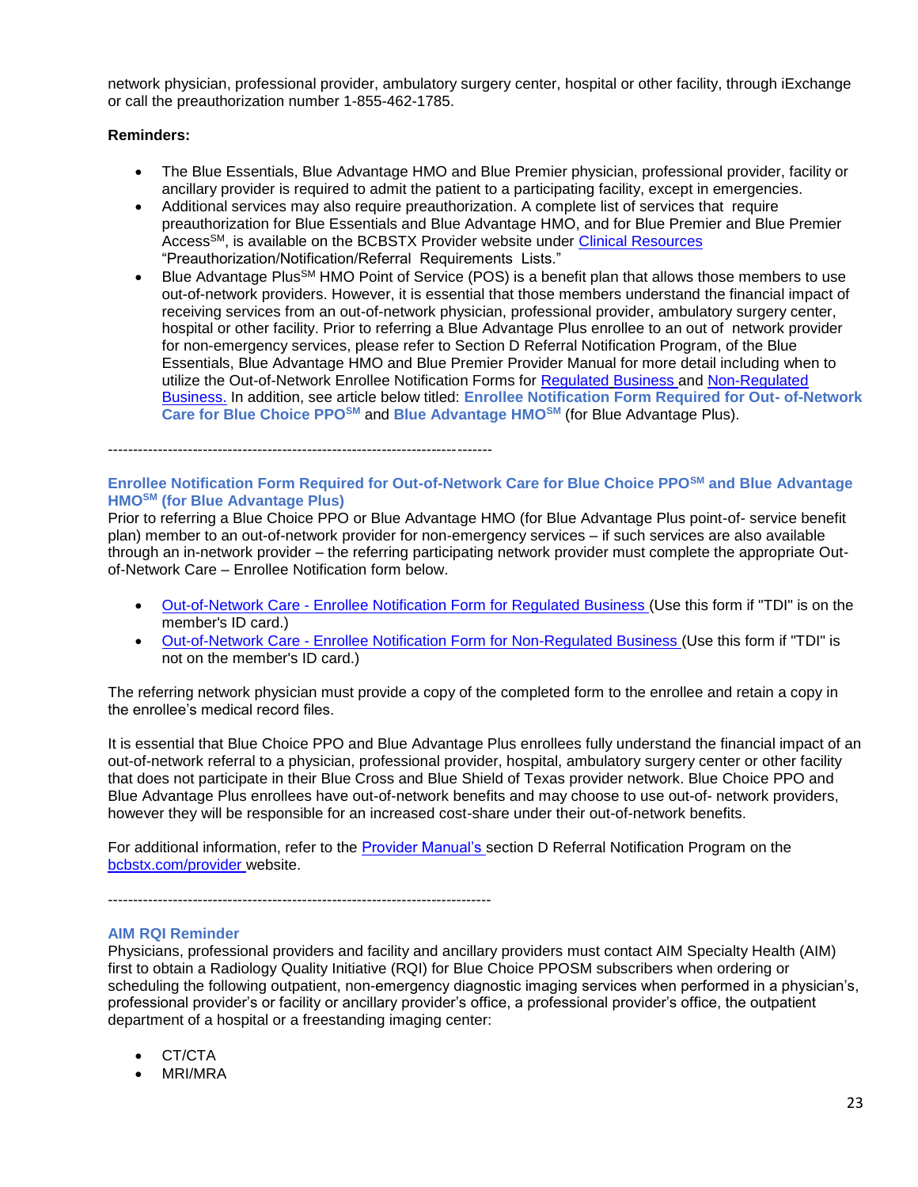network physician, professional provider, ambulatory surgery center, hospital or other facility, through iExchange or call the preauthorization number 1-855-462-1785.

**Reminders:**

- The Blue Essentials, Blue Advantage HMO and Blue Premier physician, professional provider, facility or ancillary provider is required to admit the patient to a participating facility, except in emergencies.
- Additional services may also require preauthorization. A complete list of services that require preauthorization for Blue Essentials and Blue Advantage HMO, and for Blue Premier and Blue Premier Access℠, is available on the BCBSTX Provider website under Clinical Resources "Preauthorization/Notification/Referral Requirements Lists."
- Blue Advantage Plus℠ HMO Point of Service (POS) is a benefit plan that allows those members to use out-of-network providers. However, it is essential that those members understand the financial impact of receiving services from an out-of-network physician, professional provider, ambulatory surgery center, hospital or other facility. Prior to referring a Blue Advantage Plus enrollee to an out of network provider for non-emergency services, please refer to Section D Referral Notification Program, of the Blue Essentials, Blue Advantage HMO and Blue Premier Provider Manual for more detail including when to utilize the Out-of-Network Enrollee Notification Forms for Regulated Business and Non-Regulated Business. In addition, see article below titled: **Enrollee Notification Form Required for Out- of-Network Care for Blue Choice PPO℠** and **Blue Advantage HMO℠** (for Blue Advantage Plus).

---

### Enrollee Notification Form Required for Out-of-Network Care for Blue Choice PPO℠ and Blue Advantage HMO℠ (for Blue Advantage Plus)

Prior to referring a Blue Choice PPO or Blue Advantage HMO (for Blue Advantage Plus point-of- service benefit plan) member to an out-of-network provider for non-emergency services – if such services are also available through an in-network provider – the referring participating network provider must complete the appropriate Out-of-Network Care – Enrollee Notification form below.

- Out-of-Network Care - Enrollee Notification Form for Regulated Business (Use this form if "TDI" is on the member's ID card.)
- Out-of-Network Care - Enrollee Notification Form for Non-Regulated Business (Use this form if "TDI" is not on the member's ID card.)

The referring network physician must provide a copy of the completed form to the enrollee and retain a copy in the enrollee's medical record files.

It is essential that Blue Choice PPO and Blue Advantage Plus enrollees fully understand the financial impact of an out-of-network referral to a physician, professional provider, hospital, ambulatory surgery center or other facility that does not participate in their Blue Cross and Blue Shield of Texas provider network. Blue Choice PPO and Blue Advantage Plus enrollees have out-of-network benefits and may choose to use out-of- network providers, however they will be responsible for an increased cost-share under their out-of-network benefits.

For additional information, refer to the Provider Manual's section D Referral Notification Program on the bcbstx.com/provider website.

---

### AIM RQI Reminder

Physicians, professional providers and facility and ancillary providers must contact AIM Specialty Health (AIM) first to obtain a Radiology Quality Initiative (RQI) for Blue Choice PPOSM subscribers when ordering or scheduling the following outpatient, non-emergency diagnostic imaging services when performed in a physician's, professional provider's or facility or ancillary provider's office, a professional provider's office, the outpatient department of a hospital or a freestanding imaging center:

- CT/CTA
- MRI/MRA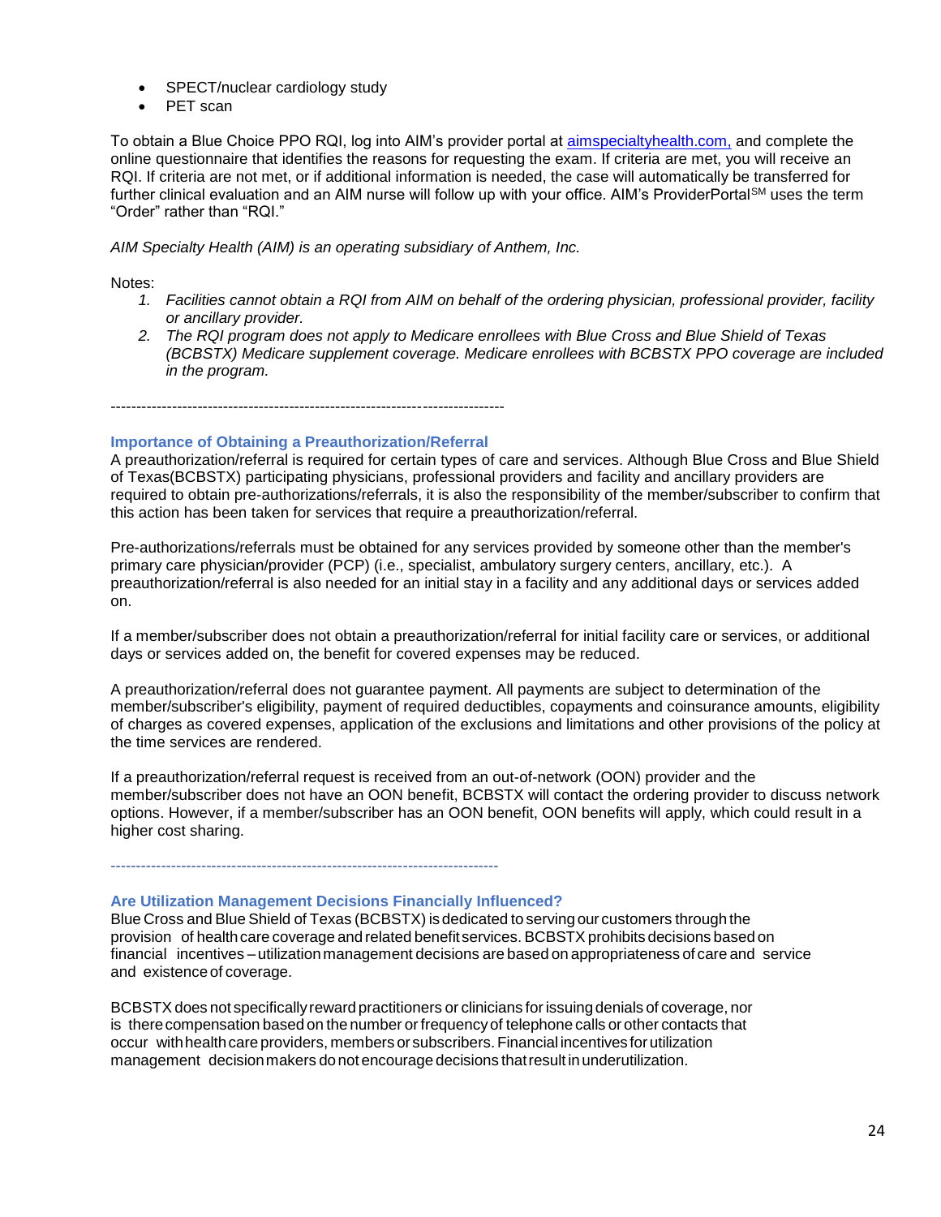- SPECT/nuclear cardiology study
- PET scan

To obtain a Blue Choice PPO RQI, log into AIM's provider portal at aimspecialtyhealth.com, and complete the online questionnaire that identifies the reasons for requesting the exam. If criteria are met, you will receive an RQI. If criteria are not met, or if additional information is needed, the case will automatically be transferred for further clinical evaluation and an AIM nurse will follow up with your office. AIM's ProviderPortal℠ uses the term "Order" rather than "RQI."

*AIM Specialty Health (AIM) is an operating subsidiary of Anthem, Inc.*

Notes:

1. *Facilities cannot obtain a RQI from AIM on behalf of the ordering physician, professional provider, facility or ancillary provider.*
2. *The RQI program does not apply to Medicare enrollees with Blue Cross and Blue Shield of Texas (BCBSTX) Medicare supplement coverage. Medicare enrollees with BCBSTX PPO coverage are included in the program.*

---

### Importance of Obtaining a Preauthorization/Referral

A preauthorization/referral is required for certain types of care and services. Although Blue Cross and Blue Shield of Texas(BCBSTX) participating physicians, professional providers and facility and ancillary providers are required to obtain pre-authorizations/referrals, it is also the responsibility of the member/subscriber to confirm that this action has been taken for services that require a preauthorization/referral.

Pre-authorizations/referrals must be obtained for any services provided by someone other than the member's primary care physician/provider (PCP) (i.e., specialist, ambulatory surgery centers, ancillary, etc.). A preauthorization/referral is also needed for an initial stay in a facility and any additional days or services added on.

If a member/subscriber does not obtain a preauthorization/referral for initial facility care or services, or additional days or services added on, the benefit for covered expenses may be reduced.

A preauthorization/referral does not guarantee payment. All payments are subject to determination of the member/subscriber's eligibility, payment of required deductibles, copayments and coinsurance amounts, eligibility of charges as covered expenses, application of the exclusions and limitations and other provisions of the policy at the time services are rendered.

If a preauthorization/referral request is received from an out-of-network (OON) provider and the member/subscriber does not have an OON benefit, BCBSTX will contact the ordering provider to discuss network options. However, if a member/subscriber has an OON benefit, OON benefits will apply, which could result in a higher cost sharing.

---

### Are Utilization Management Decisions Financially Influenced?

Blue Cross and Blue Shield of Texas (BCBSTX) is dedicated to serving our customers through the provision of health care coverage and related benefit services. BCBSTX prohibits decisions based on financial incentives – utilization management decisions are based on appropriateness of care and service and existence of coverage.

BCBSTX does not specifically reward practitioners or clinicians for issuing denials of coverage, nor is there compensation based on the number or frequency of telephone calls or other contacts that occur with health care providers, members or subscribers. Financial incentives for utilization management decision makers do not encourage decisions that result in underutilization.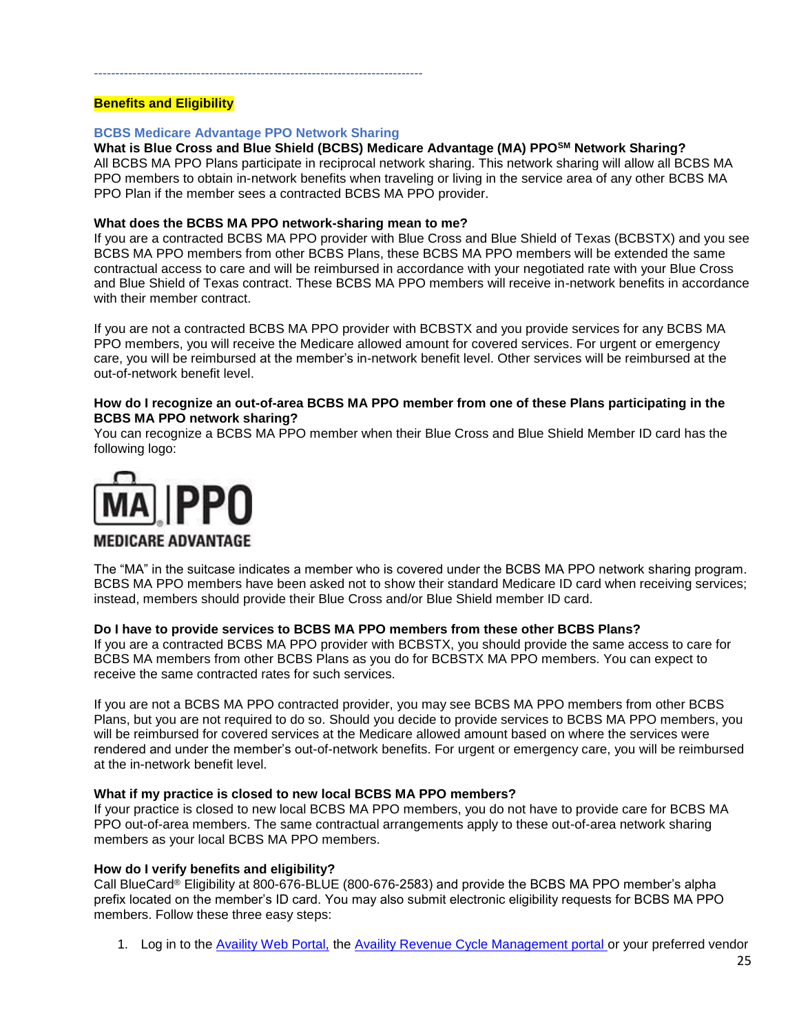---

## Benefits and Eligibility

### BCBS Medicare Advantage PPO Network Sharing

**What is Blue Cross and Blue Shield (BCBS) Medicare Advantage (MA) PPO[SM] Network Sharing?**

All BCBS MA PPO Plans participate in reciprocal network sharing. This network sharing will allow all BCBS MA PPO members to obtain in-network benefits when traveling or living in the service area of any other BCBS MA PPO Plan if the member sees a contracted BCBS MA PPO provider.

**What does the BCBS MA PPO network-sharing mean to me?**

If you are a contracted BCBS MA PPO provider with Blue Cross and Blue Shield of Texas (BCBSTX) and you see BCBS MA PPO members from other BCBS Plans, these BCBS MA PPO members will be extended the same contractual access to care and will be reimbursed in accordance with your negotiated rate with your Blue Cross and Blue Shield of Texas contract. These BCBS MA PPO members will receive in-network benefits in accordance with their member contract.

If you are not a contracted BCBS MA PPO provider with BCBSTX and you provide services for any BCBS MA PPO members, you will receive the Medicare allowed amount for covered services. For urgent or emergency care, you will be reimbursed at the member's in-network benefit level. Other services will be reimbursed at the out-of-network benefit level.

**How do I recognize an out-of-area BCBS MA PPO member from one of these Plans participating in the BCBS MA PPO network sharing?**

You can recognize a BCBS MA PPO member when their Blue Cross and Blue Shield Member ID card has the following logo:

MA | PPO
MEDICARE ADVANTAGE

The "MA" in the suitcase indicates a member who is covered under the BCBS MA PPO network sharing program. BCBS MA PPO members have been asked not to show their standard Medicare ID card when receiving services; instead, members should provide their Blue Cross and/or Blue Shield member ID card.

**Do I have to provide services to BCBS MA PPO members from these other BCBS Plans?**

If you are a contracted BCBS MA PPO provider with BCBSTX, you should provide the same access to care for BCBS MA members from other BCBS Plans as you do for BCBSTX MA PPO members. You can expect to receive the same contracted rates for such services.

If you are not a BCBS MA PPO contracted provider, you may see BCBS MA PPO members from other BCBS Plans, but you are not required to do so. Should you decide to provide services to BCBS MA PPO members, you will be reimbursed for covered services at the Medicare allowed amount based on where the services were rendered and under the member's out-of-network benefits. For urgent or emergency care, you will be reimbursed at the in-network benefit level.

**What if my practice is closed to new local BCBS MA PPO members?**

If your practice is closed to new local BCBS MA PPO members, you do not have to provide care for BCBS MA PPO out-of-area members. The same contractual arrangements apply to these out-of-area network sharing members as your local BCBS MA PPO members.

**How do I verify benefits and eligibility?**

Call BlueCard® Eligibility at 800-676-BLUE (800-676-2583) and provide the BCBS MA PPO member's alpha prefix located on the member's ID card. You may also submit electronic eligibility requests for BCBS MA PPO members. Follow these three easy steps:

1. Log in to the Availity Web Portal, the Availity Revenue Cycle Management portal or your preferred vendor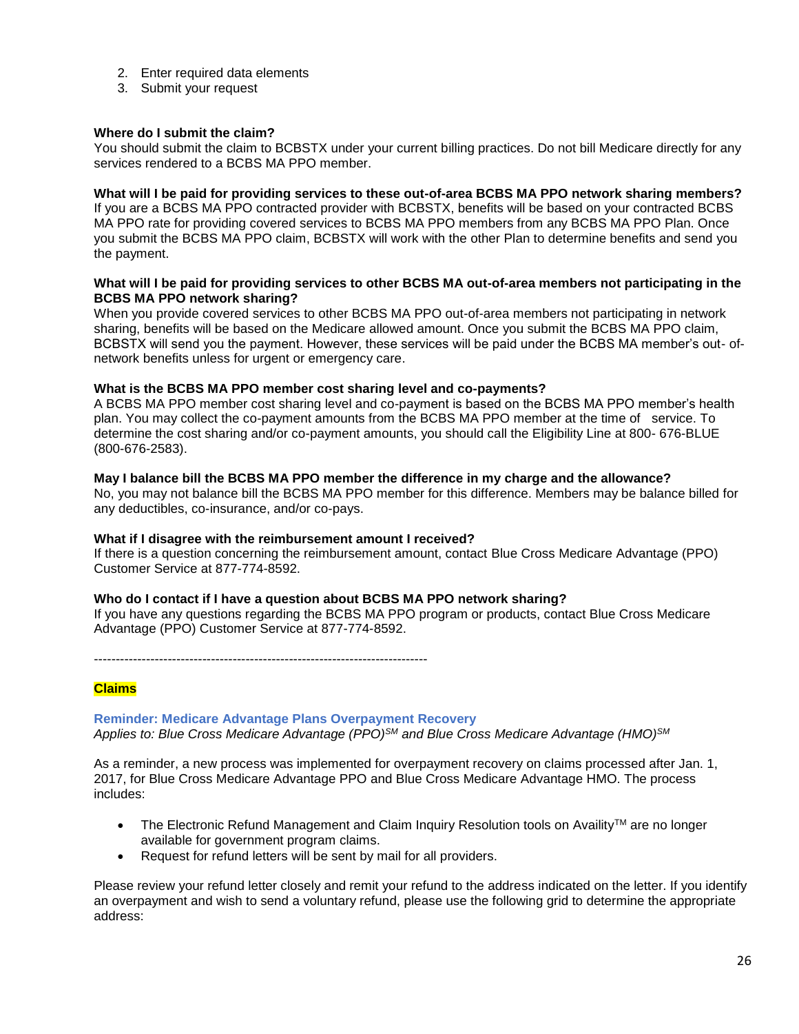2. Enter required data elements
3. Submit your request

**Where do I submit the claim?**
You should submit the claim to BCBSTX under your current billing practices. Do not bill Medicare directly for any services rendered to a BCBS MA PPO member.

**What will I be paid for providing services to these out-of-area BCBS MA PPO network sharing members?**
If you are a BCBS MA PPO contracted provider with BCBSTX, benefits will be based on your contracted BCBS MA PPO rate for providing covered services to BCBS MA PPO members from any BCBS MA PPO Plan. Once you submit the BCBS MA PPO claim, BCBSTX will work with the other Plan to determine benefits and send you the payment.

**What will I be paid for providing services to other BCBS MA out-of-area members not participating in the BCBS MA PPO network sharing?**
When you provide covered services to other BCBS MA PPO out-of-area members not participating in network sharing, benefits will be based on the Medicare allowed amount. Once you submit the BCBS MA PPO claim, BCBSTX will send you the payment. However, these services will be paid under the BCBS MA member's out- of-network benefits unless for urgent or emergency care.

**What is the BCBS MA PPO member cost sharing level and co-payments?**
A BCBS MA PPO member cost sharing level and co-payment is based on the BCBS MA PPO member's health plan. You may collect the co-payment amounts from the BCBS MA PPO member at the time of service. To determine the cost sharing and/or co-payment amounts, you should call the Eligibility Line at 800- 676-BLUE (800-676-2583).

**May I balance bill the BCBS MA PPO member the difference in my charge and the allowance?**
No, you may not balance bill the BCBS MA PPO member for this difference. Members may be balance billed for any deductibles, co-insurance, and/or co-pays.

**What if I disagree with the reimbursement amount I received?**
If there is a question concerning the reimbursement amount, contact Blue Cross Medicare Advantage (PPO) Customer Service at 877-774-8592.

**Who do I contact if I have a question about BCBS MA PPO network sharing?**
If you have any questions regarding the BCBS MA PPO program or products, contact Blue Cross Medicare Advantage (PPO) Customer Service at 877-774-8592.

---

## Claims

### Reminder: Medicare Advantage Plans Overpayment Recovery

*Applies to: Blue Cross Medicare Advantage (PPO)SM and Blue Cross Medicare Advantage (HMO)SM*

As a reminder, a new process was implemented for overpayment recovery on claims processed after Jan. 1, 2017, for Blue Cross Medicare Advantage PPO and Blue Cross Medicare Advantage HMO. The process includes:

- The Electronic Refund Management and Claim Inquiry Resolution tools on AvailityTM are no longer available for government program claims.
- Request for refund letters will be sent by mail for all providers.

Please review your refund letter closely and remit your refund to the address indicated on the letter. If you identify an overpayment and wish to send a voluntary refund, please use the following grid to determine the appropriate address: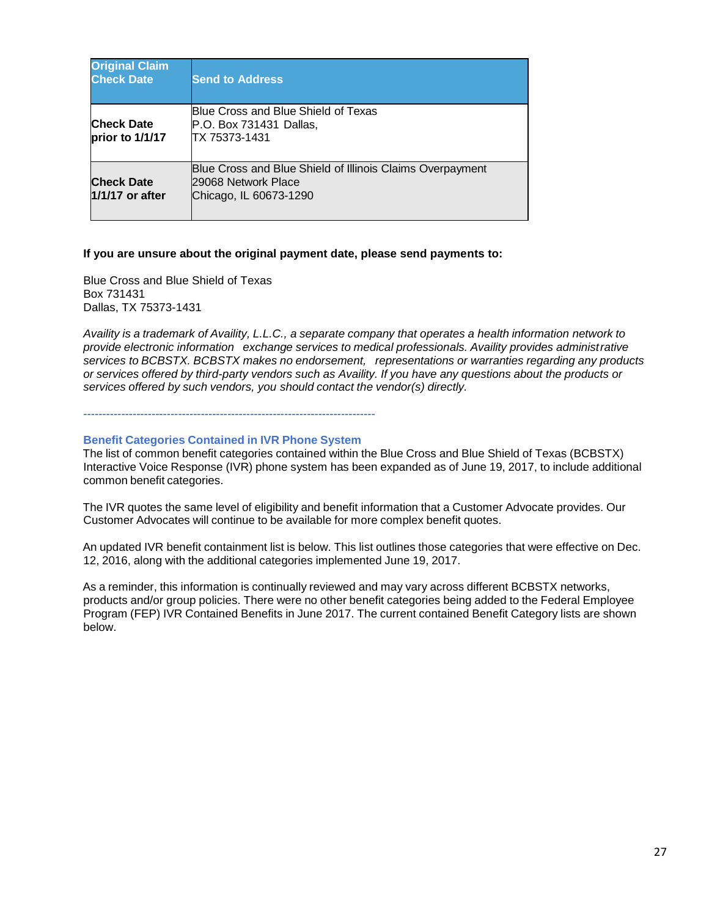| Original Claim Check Date | Send to Address |
| --- | --- |
| **Check Date prior to 1/1/17** | Blue Cross and Blue Shield of Texas<br>P.O. Box 731431 Dallas,<br>TX 75373-1431 |
| **Check Date 1/1/17 or after** | Blue Cross and Blue Shield of Illinois Claims Overpayment<br>29068 Network Place<br>Chicago, IL 60673-1290 |

**If you are unsure about the original payment date, please send payments to:**

Blue Cross and Blue Shield of Texas
Box 731431
Dallas, TX 75373-1431

*Availity is a trademark of Availity, L.L.C., a separate company that operates a health information network to provide electronic information exchange services to medical professionals. Availity provides administrative services to BCBSTX. BCBSTX makes no endorsement, representations or warranties regarding any products or services offered by third-party vendors such as Availity. If you have any questions about the products or services offered by such vendors, you should contact the vendor(s) directly.*

---

### Benefit Categories Contained in IVR Phone System

The list of common benefit categories contained within the Blue Cross and Blue Shield of Texas (BCBSTX) Interactive Voice Response (IVR) phone system has been expanded as of June 19, 2017, to include additional common benefit categories.

The IVR quotes the same level of eligibility and benefit information that a Customer Advocate provides. Our Customer Advocates will continue to be available for more complex benefit quotes.

An updated IVR benefit containment list is below. This list outlines those categories that were effective on Dec. 12, 2016, along with the additional categories implemented June 19, 2017.

As a reminder, this information is continually reviewed and may vary across different BCBSTX networks, products and/or group policies. There were no other benefit categories being added to the Federal Employee Program (FEP) IVR Contained Benefits in June 2017. The current contained Benefit Category lists are shown below.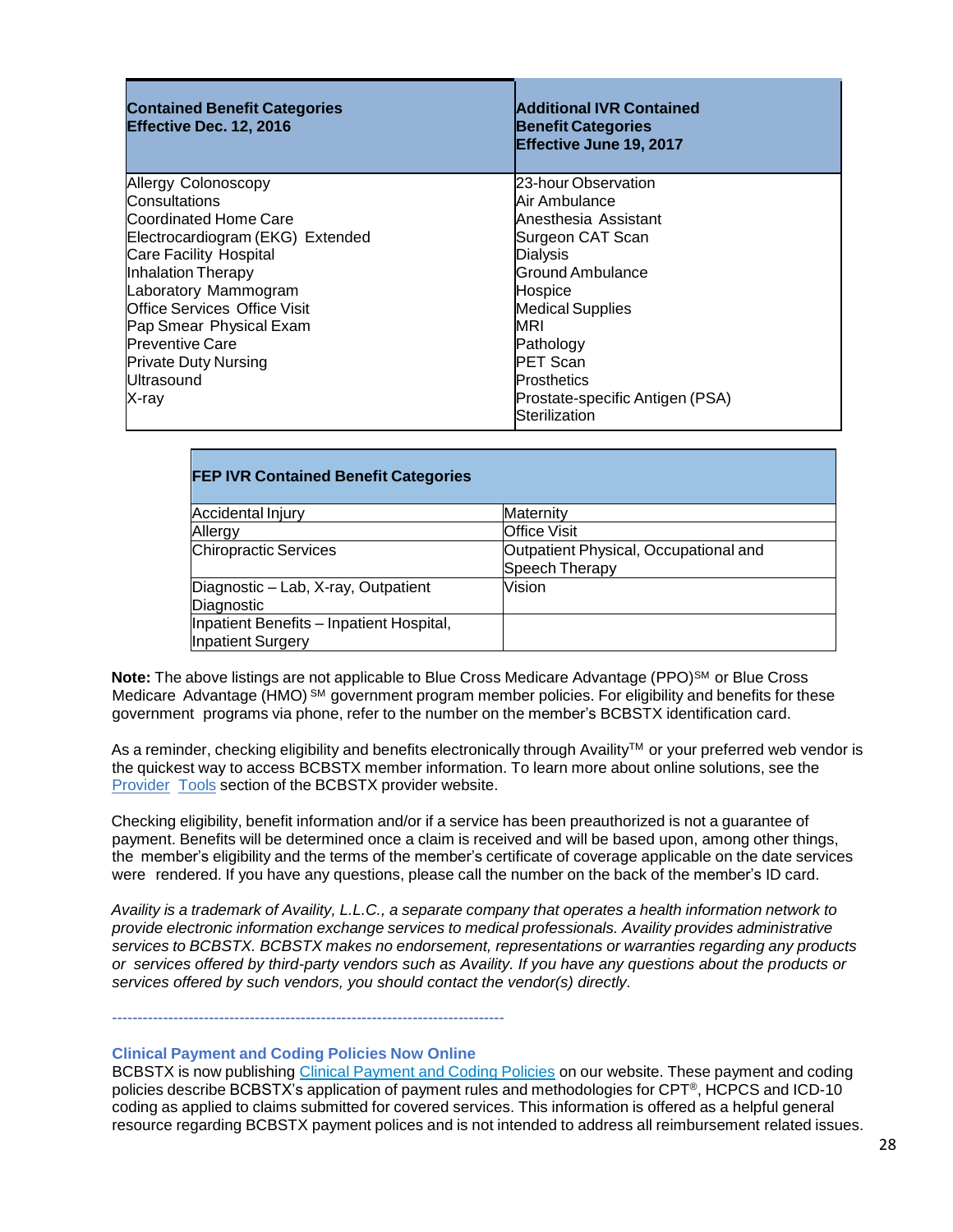| Contained Benefit Categories Effective Dec. 12, 2016 | Additional IVR Contained Benefit Categories Effective June 19, 2017 |
|---|---|
| Allergy Colonoscopy<br>Consultations<br>Coordinated Home Care<br>Electrocardiogram (EKG) Extended<br>Care Facility Hospital<br>Inhalation Therapy<br>Laboratory Mammogram<br>Office Services Office Visit<br>Pap Smear Physical Exam<br>Preventive Care<br>Private Duty Nursing<br>Ultrasound<br>X-ray | 23-hour Observation<br>Air Ambulance<br>Anesthesia Assistant<br>Surgeon CAT Scan<br>Dialysis<br>Ground Ambulance<br>Hospice<br>Medical Supplies<br>MRI<br>Pathology<br>PET Scan<br>Prosthetics<br>Prostate-specific Antigen (PSA)<br>Sterilization |

| FEP IVR Contained Benefit Categories | |
|---|---|
| Accidental Injury | Maternity |
| Allergy | Office Visit |
| Chiropractic Services | Outpatient Physical, Occupational and Speech Therapy |
| Diagnostic – Lab, X-ray, Outpatient Diagnostic | Vision |
| Inpatient Benefits – Inpatient Hospital, Inpatient Surgery | |

**Note:** The above listings are not applicable to Blue Cross Medicare Advantage (PPO)SM or Blue Cross Medicare Advantage (HMO) SM government program member policies. For eligibility and benefits for these government programs via phone, refer to the number on the member's BCBSTX identification card.

As a reminder, checking eligibility and benefits electronically through AvailityTM or your preferred web vendor is the quickest way to access BCBSTX member information. To learn more about online solutions, see the Provider Tools section of the BCBSTX provider website.

Checking eligibility, benefit information and/or if a service has been preauthorized is not a guarantee of payment. Benefits will be determined once a claim is received and will be based upon, among other things, the member's eligibility and the terms of the member's certificate of coverage applicable on the date services were rendered. If you have any questions, please call the number on the back of the member's ID card.

*Availity is a trademark of Availity, L.L.C., a separate company that operates a health information network to provide electronic information exchange services to medical professionals. Availity provides administrative services to BCBSTX. BCBSTX makes no endorsement, representations or warranties regarding any products or services offered by third-party vendors such as Availity. If you have any questions about the products or services offered by such vendors, you should contact the vendor(s) directly.*

---

### Clinical Payment and Coding Policies Now Online

BCBSTX is now publishing Clinical Payment and Coding Policies on our website. These payment and coding policies describe BCBSTX's application of payment rules and methodologies for CPT®, HCPCS and ICD-10 coding as applied to claims submitted for covered services. This information is offered as a helpful general resource regarding BCBSTX payment polices and is not intended to address all reimbursement related issues.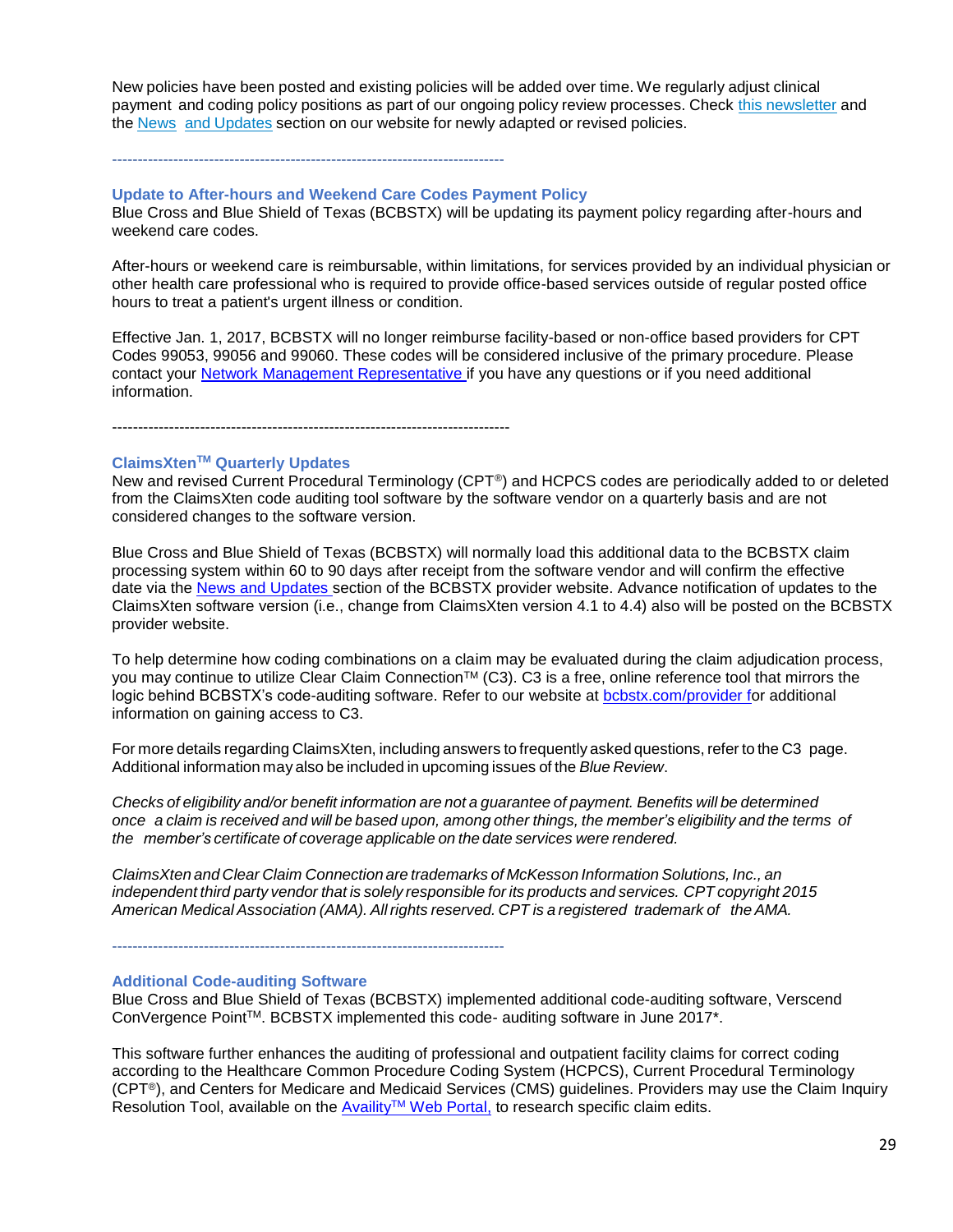New policies have been posted and existing policies will be added over time. We regularly adjust clinical payment and coding policy positions as part of our ongoing policy review processes. Check this newsletter and the News and Updates section on our website for newly adapted or revised policies.

---

### Update to After-hours and Weekend Care Codes Payment Policy

Blue Cross and Blue Shield of Texas (BCBSTX) will be updating its payment policy regarding after-hours and weekend care codes.

After-hours or weekend care is reimbursable, within limitations, for services provided by an individual physician or other health care professional who is required to provide office-based services outside of regular posted office hours to treat a patient's urgent illness or condition.

Effective Jan. 1, 2017, BCBSTX will no longer reimburse facility-based or non-office based providers for CPT Codes 99053, 99056 and 99060. These codes will be considered inclusive of the primary procedure. Please contact your Network Management Representative if you have any questions or if you need additional information.

---

### ClaimsXten™ Quarterly Updates

New and revised Current Procedural Terminology (CPT®) and HCPCS codes are periodically added to or deleted from the ClaimsXten code auditing tool software by the software vendor on a quarterly basis and are not considered changes to the software version.

Blue Cross and Blue Shield of Texas (BCBSTX) will normally load this additional data to the BCBSTX claim processing system within 60 to 90 days after receipt from the software vendor and will confirm the effective date via the News and Updates section of the BCBSTX provider website. Advance notification of updates to the ClaimsXten software version (i.e., change from ClaimsXten version 4.1 to 4.4) also will be posted on the BCBSTX provider website.

To help determine how coding combinations on a claim may be evaluated during the claim adjudication process, you may continue to utilize Clear Claim Connection™ (C3). C3 is a free, online reference tool that mirrors the logic behind BCBSTX's code-auditing software. Refer to our website at bcbstx.com/provider for additional information on gaining access to C3.

For more details regarding ClaimsXten, including answers to frequently asked questions, refer to the C3 page. Additional information may also be included in upcoming issues of the *Blue Review*.

*Checks of eligibility and/or benefit information are not a guarantee of payment. Benefits will be determined once a claim is received and will be based upon, among other things, the member's eligibility and the terms of the member's certificate of coverage applicable on the date services were rendered.*

*ClaimsXten and Clear Claim Connection are trademarks of McKesson Information Solutions, Inc., an independent third party vendor that is solely responsible for its products and services. CPT copyright 2015 American Medical Association (AMA). All rights reserved. CPT is a registered trademark of the AMA.*

---

### Additional Code-auditing Software

Blue Cross and Blue Shield of Texas (BCBSTX) implemented additional code-auditing software, Verscend ConVergence Point™. BCBSTX implemented this code- auditing software in June 2017*.

This software further enhances the auditing of professional and outpatient facility claims for correct coding according to the Healthcare Common Procedure Coding System (HCPCS), Current Procedural Terminology (CPT®), and Centers for Medicare and Medicaid Services (CMS) guidelines. Providers may use the Claim Inquiry Resolution Tool, available on the Availity™ Web Portal, to research specific claim edits.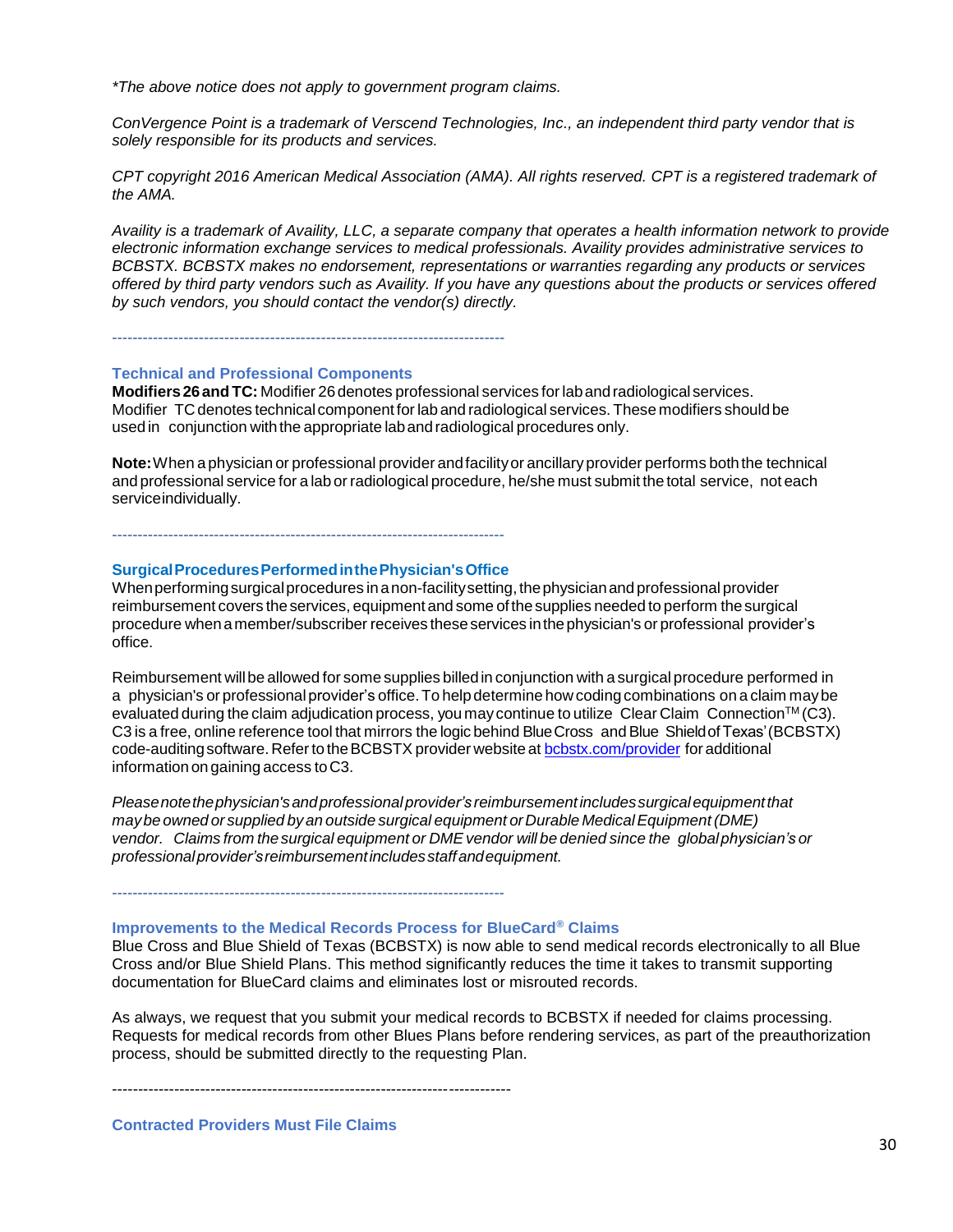*\*The above notice does not apply to government program claims.*

*ConVergence Point is a trademark of Verscend Technologies, Inc., an independent third party vendor that is solely responsible for its products and services.*

*CPT copyright 2016 American Medical Association (AMA). All rights reserved. CPT is a registered trademark of the AMA.*

*Availity is a trademark of Availity, LLC, a separate company that operates a health information network to provide electronic information exchange services to medical professionals. Availity provides administrative services to BCBSTX. BCBSTX makes no endorsement, representations or warranties regarding any products or services offered by third party vendors such as Availity. If you have any questions about the products or services offered by such vendors, you should contact the vendor(s) directly.*

-----------------------------------------------------------------------------

### Technical and Professional Components

**Modifiers 26 and TC:** Modifier 26 denotes professional services for lab and radiological services. Modifier TC denotes technical component for lab and radiological services. These modifiers should be used in conjunction with the appropriate lab and radiological procedures only.

**Note:** When a physician or professional provider and facility or ancillary provider performs both the technical and professional service for a lab or radiological procedure, he/she must submit the total service, not each service individually.

-----------------------------------------------------------------------------

### Surgical Procedures Performed in the Physician's Office

When performing surgical procedures in a non-facility setting, the physician and professional provider reimbursement covers the services, equipment and some of the supplies needed to perform the surgical procedure when a member/subscriber receives these services in the physician's or professional provider's office.

Reimbursement will be allowed for some supplies billed in conjunction with a surgical procedure performed in a physician's or professional provider's office. To help determine how coding combinations on a claim may be evaluated during the claim adjudication process, you may continue to utilize Clear Claim Connection™ (C3). C3 is a free, online reference tool that mirrors the logic behind Blue Cross and Blue Shield of Texas' (BCBSTX) code-auditing software. Refer to the BCBSTX provider website at bcbstx.com/provider for additional information on gaining access to C3.

*Please note the physician's and professional provider's reimbursement includes surgical equipment that may be owned or supplied by an outside surgical equipment or Durable Medical Equipment (DME) vendor. Claims from the surgical equipment or DME vendor will be denied since the global physician's or professional provider's reimbursement includes staff and equipment.*

-----------------------------------------------------------------------------

### Improvements to the Medical Records Process for BlueCard® Claims

Blue Cross and Blue Shield of Texas (BCBSTX) is now able to send medical records electronically to all Blue Cross and/or Blue Shield Plans. This method significantly reduces the time it takes to transmit supporting documentation for BlueCard claims and eliminates lost or misrouted records.

As always, we request that you submit your medical records to BCBSTX if needed for claims processing. Requests for medical records from other Blues Plans before rendering services, as part of the preauthorization process, should be submitted directly to the requesting Plan.

-----------------------------------------------------------------------------

### Contracted Providers Must File Claims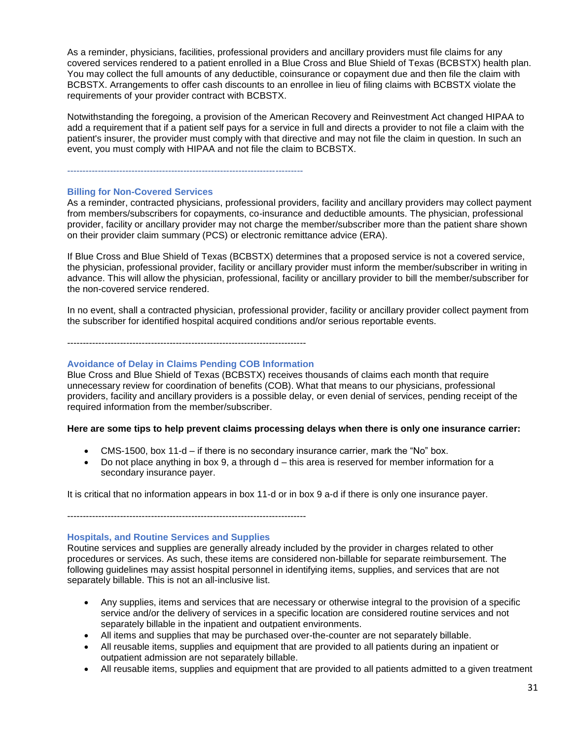As a reminder, physicians, facilities, professional providers and ancillary providers must file claims for any covered services rendered to a patient enrolled in a Blue Cross and Blue Shield of Texas (BCBSTX) health plan. You may collect the full amounts of any deductible, coinsurance or copayment due and then file the claim with BCBSTX. Arrangements to offer cash discounts to an enrollee in lieu of filing claims with BCBSTX violate the requirements of your provider contract with BCBSTX.

Notwithstanding the foregoing, a provision of the American Recovery and Reinvestment Act changed HIPAA to add a requirement that if a patient self pays for a service in full and directs a provider to not file a claim with the patient's insurer, the provider must comply with that directive and may not file the claim in question. In such an event, you must comply with HIPAA and not file the claim to BCBSTX.

-----------------------------------------------------------------------------

### Billing for Non-Covered Services

As a reminder, contracted physicians, professional providers, facility and ancillary providers may collect payment from members/subscribers for copayments, co-insurance and deductible amounts. The physician, professional provider, facility or ancillary provider may not charge the member/subscriber more than the patient share shown on their provider claim summary (PCS) or electronic remittance advice (ERA).

If Blue Cross and Blue Shield of Texas (BCBSTX) determines that a proposed service is not a covered service, the physician, professional provider, facility or ancillary provider must inform the member/subscriber in writing in advance. This will allow the physician, professional, facility or ancillary provider to bill the member/subscriber for the non-covered service rendered.

In no event, shall a contracted physician, professional provider, facility or ancillary provider collect payment from the subscriber for identified hospital acquired conditions and/or serious reportable events.

-----------------------------------------------------------------------------

### Avoidance of Delay in Claims Pending COB Information

Blue Cross and Blue Shield of Texas (BCBSTX) receives thousands of claims each month that require unnecessary review for coordination of benefits (COB). What that means to our physicians, professional providers, facility and ancillary providers is a possible delay, or even denial of services, pending receipt of the required information from the member/subscriber.

**Here are some tips to help prevent claims processing delays when there is only one insurance carrier:**

- CMS-1500, box 11-d – if there is no secondary insurance carrier, mark the "No" box.
- Do not place anything in box 9, a through d – this area is reserved for member information for a secondary insurance payer.

It is critical that no information appears in box 11-d or in box 9 a-d if there is only one insurance payer.

-----------------------------------------------------------------------------

### Hospitals, and Routine Services and Supplies

Routine services and supplies are generally already included by the provider in charges related to other procedures or services. As such, these items are considered non-billable for separate reimbursement. The following guidelines may assist hospital personnel in identifying items, supplies, and services that are not separately billable. This is not an all-inclusive list.

- Any supplies, items and services that are necessary or otherwise integral to the provision of a specific service and/or the delivery of services in a specific location are considered routine services and not separately billable in the inpatient and outpatient environments.
- All items and supplies that may be purchased over-the-counter are not separately billable.
- All reusable items, supplies and equipment that are provided to all patients during an inpatient or outpatient admission are not separately billable.
- All reusable items, supplies and equipment that are provided to all patients admitted to a given treatment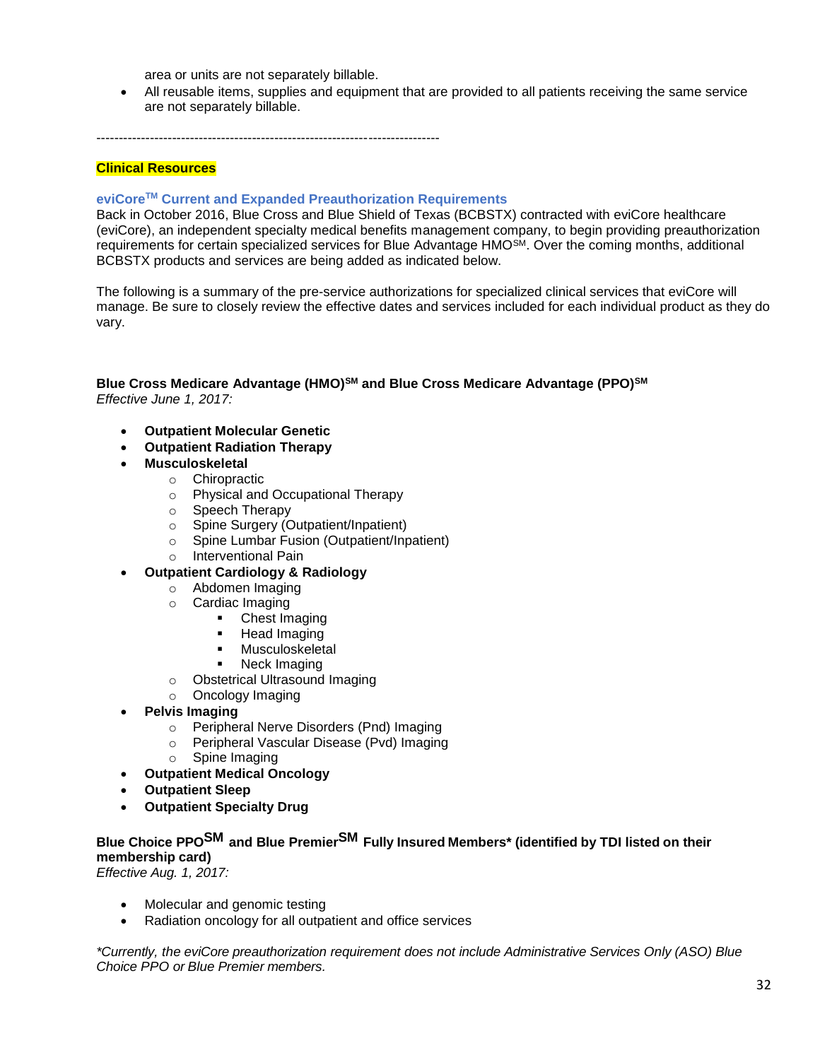area or units are not separately billable.

- All reusable items, supplies and equipment that are provided to all patients receiving the same service are not separately billable.

-----------------------------------------------------------------------------

## Clinical Resources

### eviCore[TM] Current and Expanded Preauthorization Requirements

Back in October 2016, Blue Cross and Blue Shield of Texas (BCBSTX) contracted with eviCore healthcare (eviCore), an independent specialty medical benefits management company, to begin providing preauthorization requirements for certain specialized services for Blue Advantage HMO[SM]. Over the coming months, additional BCBSTX products and services are being added as indicated below.

The following is a summary of the pre-service authorizations for specialized clinical services that eviCore will manage. Be sure to closely review the effective dates and services included for each individual product as they do vary.

**Blue Cross Medicare Advantage (HMO)[SM] and Blue Cross Medicare Advantage (PPO)[SM]**
*Effective June 1, 2017:*

- **Outpatient Molecular Genetic**
- **Outpatient Radiation Therapy**
- **Musculoskeletal**
  - Chiropractic
  - Physical and Occupational Therapy
  - Speech Therapy
  - Spine Surgery (Outpatient/Inpatient)
  - Spine Lumbar Fusion (Outpatient/Inpatient)
  - Interventional Pain
- **Outpatient Cardiology & Radiology**
  - Abdomen Imaging
  - Cardiac Imaging
    - Chest Imaging
    - Head Imaging
    - Musculoskeletal
    - Neck Imaging
  - Obstetrical Ultrasound Imaging
  - Oncology Imaging
- **Pelvis Imaging**
  - Peripheral Nerve Disorders (Pnd) Imaging
  - Peripheral Vascular Disease (Pvd) Imaging
  - Spine Imaging
- **Outpatient Medical Oncology**
- **Outpatient Sleep**
- **Outpatient Specialty Drug**

**Blue Choice PPO[SM] and Blue Premier[SM] Fully Insured Members* (identified by TDI listed on their membership card)**
*Effective Aug. 1, 2017:*

- Molecular and genomic testing
- Radiation oncology for all outpatient and office services

*\*Currently, the eviCore preauthorization requirement does not include Administrative Services Only (ASO) Blue Choice PPO or Blue Premier members.*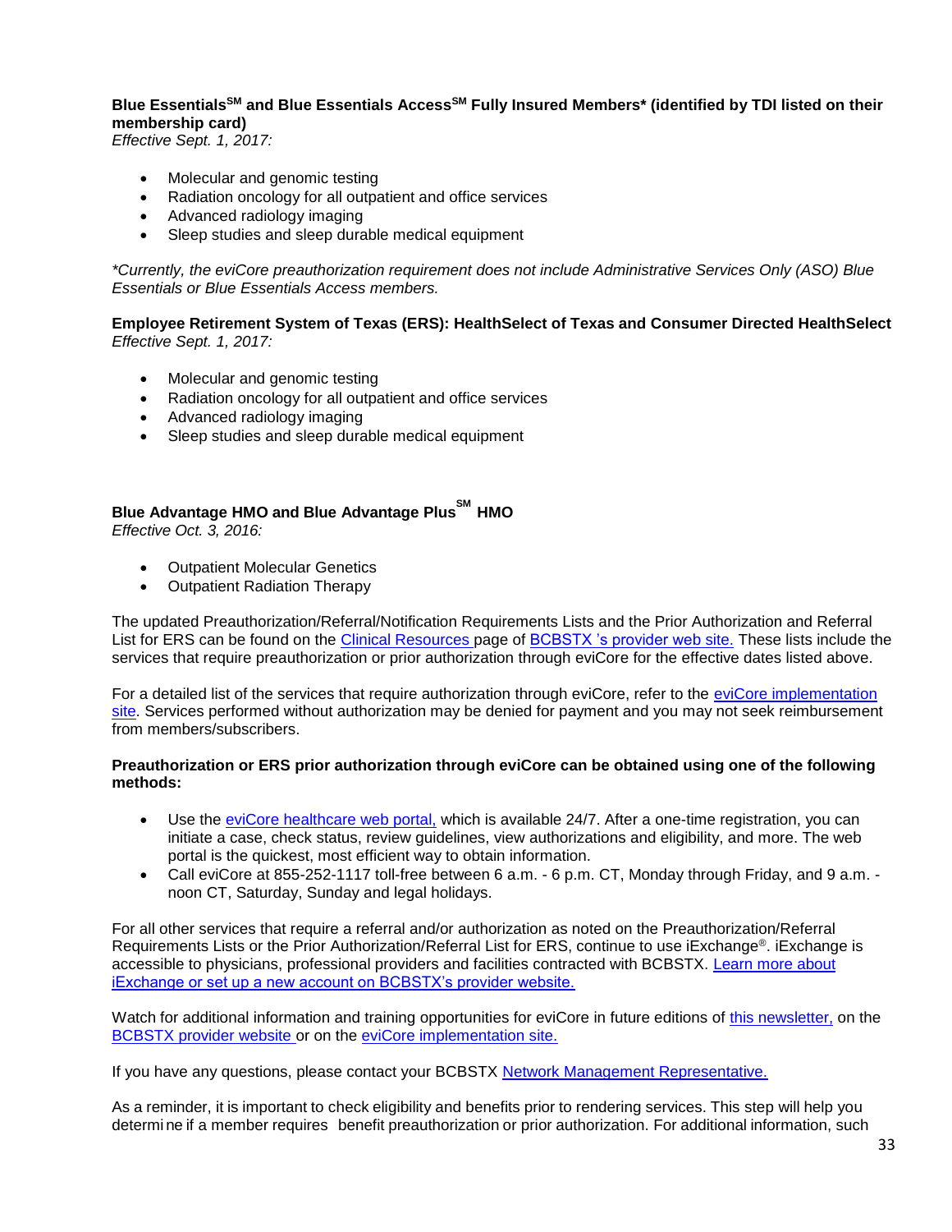**Blue EssentialsSM and Blue Essentials AccessSM Fully Insured Members* (identified by TDI listed on their membership card)**
*Effective Sept. 1, 2017:*

- Molecular and genomic testing
- Radiation oncology for all outpatient and office services
- Advanced radiology imaging
- Sleep studies and sleep durable medical equipment

*\*Currently, the eviCore preauthorization requirement does not include Administrative Services Only (ASO) Blue Essentials or Blue Essentials Access members.*

**Employee Retirement System of Texas (ERS): HealthSelect of Texas and Consumer Directed HealthSelect**
*Effective Sept. 1, 2017:*

- Molecular and genomic testing
- Radiation oncology for all outpatient and office services
- Advanced radiology imaging
- Sleep studies and sleep durable medical equipment

**Blue Advantage HMO and Blue Advantage PlusSM HMO**
*Effective Oct. 3, 2016:*

- Outpatient Molecular Genetics
- Outpatient Radiation Therapy

The updated Preauthorization/Referral/Notification Requirements Lists and the Prior Authorization and Referral List for ERS can be found on the Clinical Resources page of BCBSTX 's provider web site. These lists include the services that require preauthorization or prior authorization through eviCore for the effective dates listed above.

For a detailed list of the services that require authorization through eviCore, refer to the eviCore implementation site. Services performed without authorization may be denied for payment and you may not seek reimbursement from members/subscribers.

**Preauthorization or ERS prior authorization through eviCore can be obtained using one of the following methods:**

- Use the eviCore healthcare web portal, which is available 24/7. After a one-time registration, you can initiate a case, check status, review guidelines, view authorizations and eligibility, and more. The web portal is the quickest, most efficient way to obtain information.
- Call eviCore at 855-252-1117 toll-free between 6 a.m. - 6 p.m. CT, Monday through Friday, and 9 a.m. - noon CT, Saturday, Sunday and legal holidays.

For all other services that require a referral and/or authorization as noted on the Preauthorization/Referral Requirements Lists or the Prior Authorization/Referral List for ERS, continue to use iExchange®. iExchange is accessible to physicians, professional providers and facilities contracted with BCBSTX. Learn more about iExchange or set up a new account on BCBSTX's provider website.

Watch for additional information and training opportunities for eviCore in future editions of this newsletter, on the BCBSTX provider website or on the eviCore implementation site.

If you have any questions, please contact your BCBSTX Network Management Representative.

As a reminder, it is important to check eligibility and benefits prior to rendering services. This step will help you determine if a member requires benefit preauthorization or prior authorization. For additional information, such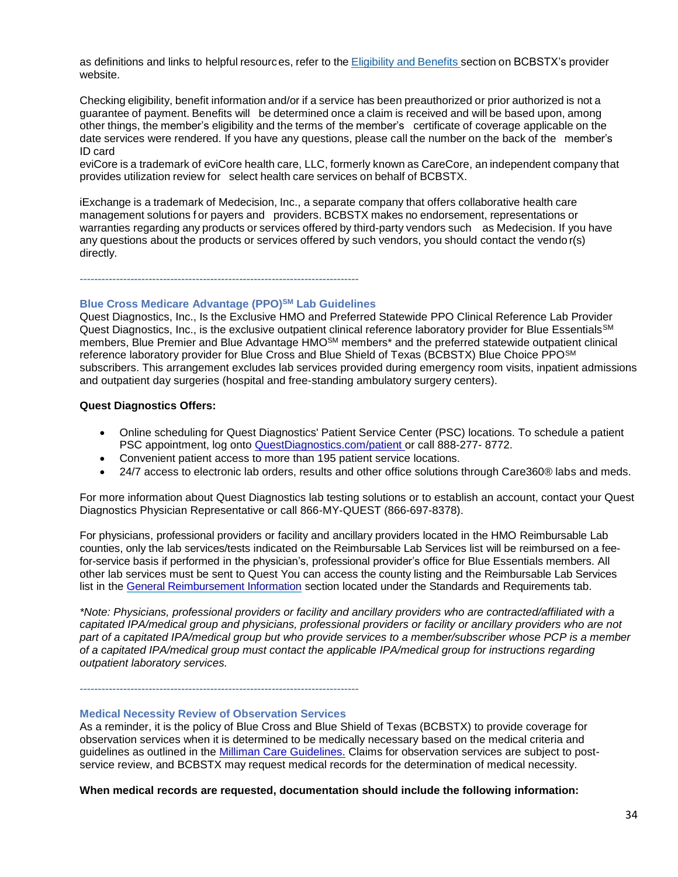as definitions and links to helpful resources, refer to the [Eligibility and Benefits](#) section on BCBSTX's provider website.

Checking eligibility, benefit information and/or if a service has been preauthorized or prior authorized is not a guarantee of payment. Benefits will be determined once a claim is received and will be based upon, among other things, the member's eligibility and the terms of the member's certificate of coverage applicable on the date services were rendered. If you have any questions, please call the number on the back of the member's ID card
eviCore is a trademark of eviCore health care, LLC, formerly known as CareCore, an independent company that provides utilization review for select health care services on behalf of BCBSTX.

iExchange is a trademark of Medecision, Inc., a separate company that offers collaborative health care management solutions for payers and providers. BCBSTX makes no endorsement, representations or warranties regarding any products or services offered by third-party vendors such as Medecision. If you have any questions about the products or services offered by such vendors, you should contact the vendor(s) directly.

---

### Blue Cross Medicare Advantage (PPO)SM Lab Guidelines

Quest Diagnostics, Inc., Is the Exclusive HMO and Preferred Statewide PPO Clinical Reference Lab Provider
Quest Diagnostics, Inc., is the exclusive outpatient clinical reference laboratory provider for Blue EssentialsSM members, Blue Premier and Blue Advantage HMOSM members* and the preferred statewide outpatient clinical reference laboratory provider for Blue Cross and Blue Shield of Texas (BCBSTX) Blue Choice PPOSM subscribers. This arrangement excludes lab services provided during emergency room visits, inpatient admissions and outpatient day surgeries (hospital and free-standing ambulatory surgery centers).

**Quest Diagnostics Offers:**

- Online scheduling for Quest Diagnostics' Patient Service Center (PSC) locations. To schedule a patient PSC appointment, log onto [QuestDiagnostics.com/patient](#) or call 888-277- 8772.
- Convenient patient access to more than 195 patient service locations.
- 24/7 access to electronic lab orders, results and other office solutions through Care360® labs and meds.

For more information about Quest Diagnostics lab testing solutions or to establish an account, contact your Quest Diagnostics Physician Representative or call 866-MY-QUEST (866-697-8378).

For physicians, professional providers or facility and ancillary providers located in the HMO Reimbursable Lab counties, only the lab services/tests indicated on the Reimbursable Lab Services list will be reimbursed on a fee-for-service basis if performed in the physician's, professional provider's office for Blue Essentials members. All other lab services must be sent to Quest You can access the county listing and the Reimbursable Lab Services list in the [General Reimbursement Information](#) section located under the Standards and Requirements tab.

*\*Note: Physicians, professional providers or facility and ancillary providers who are contracted/affiliated with a capitated IPA/medical group and physicians, professional providers or facility or ancillary providers who are not part of a capitated IPA/medical group but who provide services to a member/subscriber whose PCP is a member of a capitated IPA/medical group must contact the applicable IPA/medical group for instructions regarding outpatient laboratory services.*

---

### Medical Necessity Review of Observation Services

As a reminder, it is the policy of Blue Cross and Blue Shield of Texas (BCBSTX) to provide coverage for observation services when it is determined to be medically necessary based on the medical criteria and guidelines as outlined in the [Milliman Care Guidelines.](#) Claims for observation services are subject to post-service review, and BCBSTX may request medical records for the determination of medical necessity.

**When medical records are requested, documentation should include the following information:**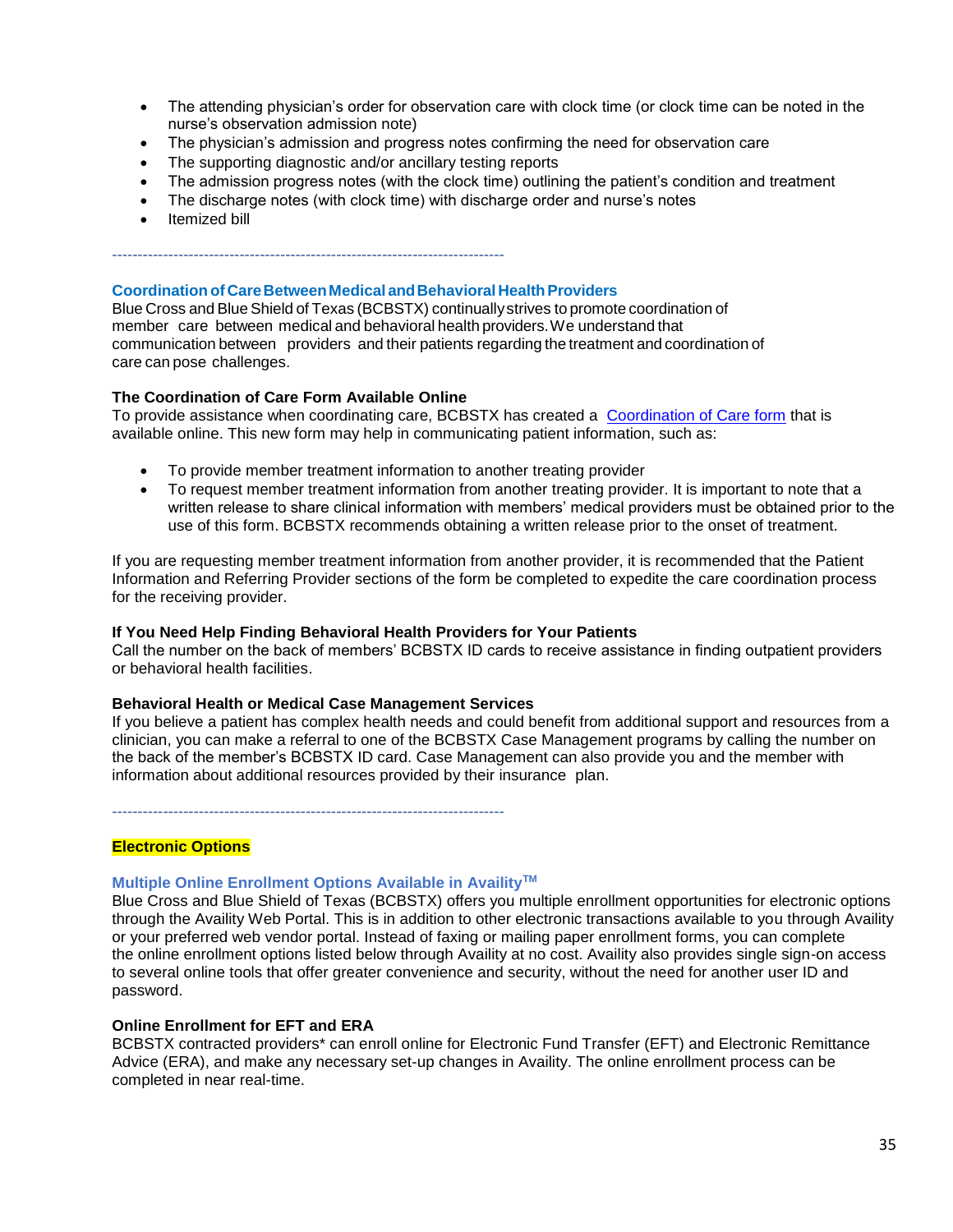- The attending physician's order for observation care with clock time (or clock time can be noted in the nurse's observation admission note)
- The physician's admission and progress notes confirming the need for observation care
- The supporting diagnostic and/or ancillary testing reports
- The admission progress notes (with the clock time) outlining the patient's condition and treatment
- The discharge notes (with clock time) with discharge order and nurse's notes
- Itemized bill

---

## Coordination of Care Between Medical and Behavioral Health Providers

Blue Cross and Blue Shield of Texas (BCBSTX) continually strives to promote coordination of member care between medical and behavioral health providers. We understand that communication between providers and their patients regarding the treatment and coordination of care can pose challenges.

### The Coordination of Care Form Available Online

To provide assistance when coordinating care, BCBSTX has created a Coordination of Care form that is available online. This new form may help in communicating patient information, such as:

- To provide member treatment information to another treating provider
- To request member treatment information from another treating provider. It is important to note that a written release to share clinical information with members' medical providers must be obtained prior to the use of this form. BCBSTX recommends obtaining a written release prior to the onset of treatment.

If you are requesting member treatment information from another provider, it is recommended that the Patient Information and Referring Provider sections of the form be completed to expedite the care coordination process for the receiving provider.

### If You Need Help Finding Behavioral Health Providers for Your Patients

Call the number on the back of members' BCBSTX ID cards to receive assistance in finding outpatient providers or behavioral health facilities.

### Behavioral Health or Medical Case Management Services

If you believe a patient has complex health needs and could benefit from additional support and resources from a clinician, you can make a referral to one of the BCBSTX Case Management programs by calling the number on the back of the member's BCBSTX ID card. Case Management can also provide you and the member with information about additional resources provided by their insurance plan.

---

# Electronic Options

## Multiple Online Enrollment Options Available in Availity™

Blue Cross and Blue Shield of Texas (BCBSTX) offers you multiple enrollment opportunities for electronic options through the Availity Web Portal. This is in addition to other electronic transactions available to you through Availity or your preferred web vendor portal. Instead of faxing or mailing paper enrollment forms, you can complete the online enrollment options listed below through Availity at no cost. Availity also provides single sign-on access to several online tools that offer greater convenience and security, without the need for another user ID and password.

### Online Enrollment for EFT and ERA

BCBSTX contracted providers* can enroll online for Electronic Fund Transfer (EFT) and Electronic Remittance Advice (ERA), and make any necessary set-up changes in Availity. The online enrollment process can be completed in near real-time.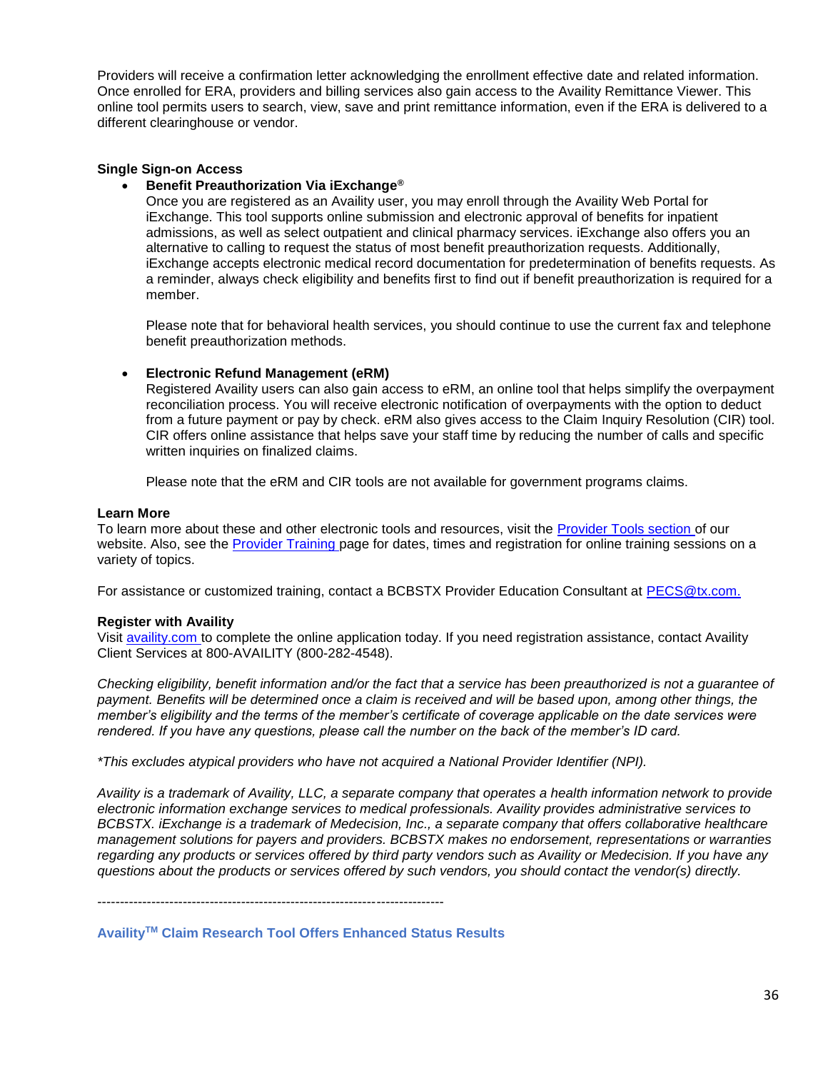Providers will receive a confirmation letter acknowledging the enrollment effective date and related information. Once enrolled for ERA, providers and billing services also gain access to the Availity Remittance Viewer. This online tool permits users to search, view, save and print remittance information, even if the ERA is delivered to a different clearinghouse or vendor.

**Single Sign-on Access**

- **Benefit Preauthorization Via iExchange®**

  Once you are registered as an Availity user, you may enroll through the Availity Web Portal for iExchange. This tool supports online submission and electronic approval of benefits for inpatient admissions, as well as select outpatient and clinical pharmacy services. iExchange also offers you an alternative to calling to request the status of most benefit preauthorization requests. Additionally, iExchange accepts electronic medical record documentation for predetermination of benefits requests. As a reminder, always check eligibility and benefits first to find out if benefit preauthorization is required for a member.

  Please note that for behavioral health services, you should continue to use the current fax and telephone benefit preauthorization methods.

- **Electronic Refund Management (eRM)**

  Registered Availity users can also gain access to eRM, an online tool that helps simplify the overpayment reconciliation process. You will receive electronic notification of overpayments with the option to deduct from a future payment or pay by check. eRM also gives access to the Claim Inquiry Resolution (CIR) tool. CIR offers online assistance that helps save your staff time by reducing the number of calls and specific written inquiries on finalized claims.

  Please note that the eRM and CIR tools are not available for government programs claims.

**Learn More**

To learn more about these and other electronic tools and resources, visit the Provider Tools section of our website. Also, see the Provider Training page for dates, times and registration for online training sessions on a variety of topics.

For assistance or customized training, contact a BCBSTX Provider Education Consultant at PECS@tx.com.

**Register with Availity**

Visit availity.com to complete the online application today. If you need registration assistance, contact Availity Client Services at 800-AVAILITY (800-282-4548).

*Checking eligibility, benefit information and/or the fact that a service has been preauthorized is not a guarantee of payment. Benefits will be determined once a claim is received and will be based upon, among other things, the member's eligibility and the terms of the member's certificate of coverage applicable on the date services were rendered. If you have any questions, please call the number on the back of the member's ID card.*

*\*This excludes atypical providers who have not acquired a National Provider Identifier (NPI).*

*Availity is a trademark of Availity, LLC, a separate company that operates a health information network to provide electronic information exchange services to medical professionals. Availity provides administrative services to BCBSTX. iExchange is a trademark of Medecision, Inc., a separate company that offers collaborative healthcare management solutions for payers and providers. BCBSTX makes no endorsement, representations or warranties regarding any products or services offered by third party vendors such as Availity or Medecision. If you have any questions about the products or services offered by such vendors, you should contact the vendor(s) directly.*

---------------------------------------------------------------------------

## Availity™ Claim Research Tool Offers Enhanced Status Results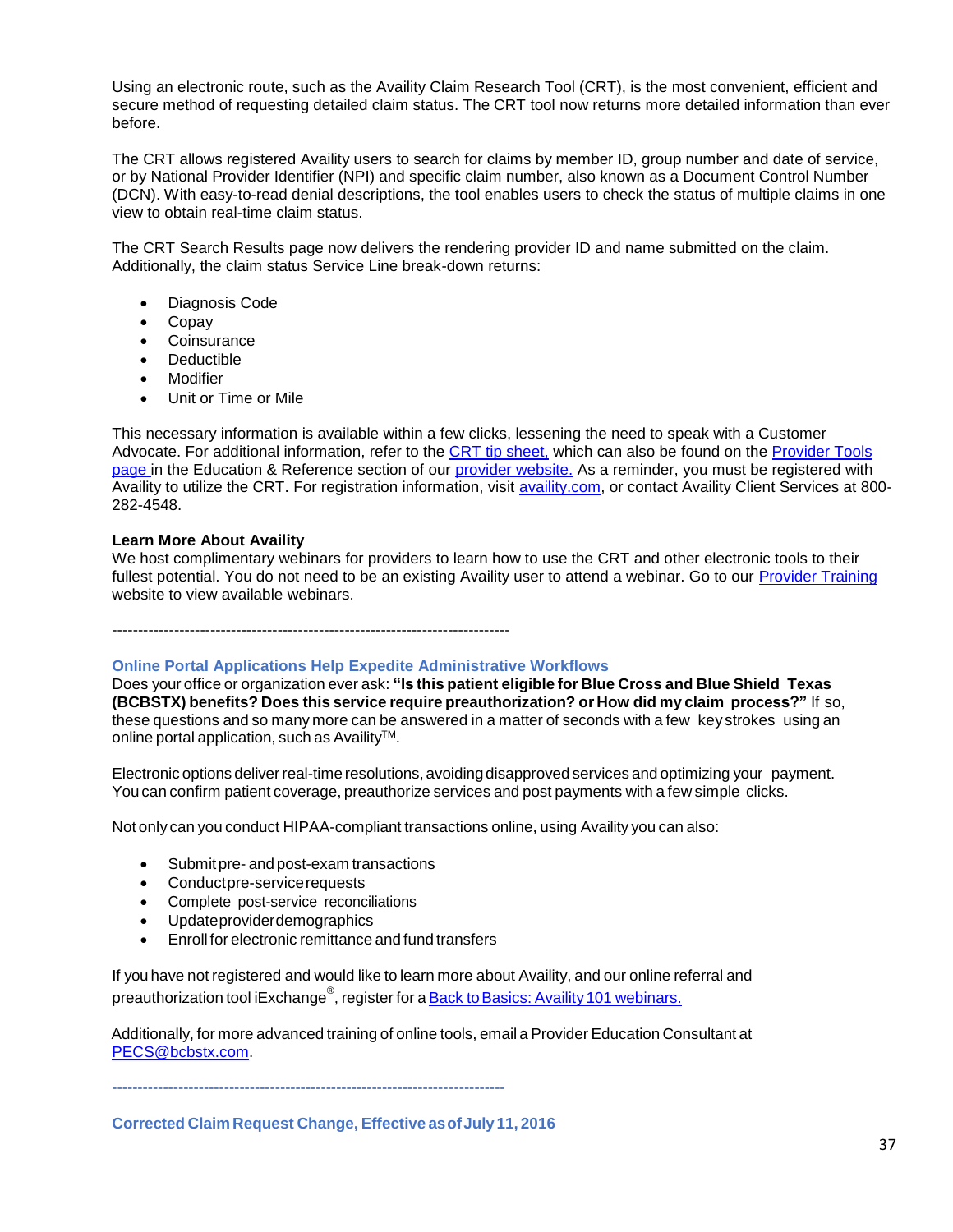Using an electronic route, such as the Availity Claim Research Tool (CRT), is the most convenient, efficient and secure method of requesting detailed claim status. The CRT tool now returns more detailed information than ever before.

The CRT allows registered Availity users to search for claims by member ID, group number and date of service, or by National Provider Identifier (NPI) and specific claim number, also known as a Document Control Number (DCN). With easy-to-read denial descriptions, the tool enables users to check the status of multiple claims in one view to obtain real-time claim status.

The CRT Search Results page now delivers the rendering provider ID and name submitted on the claim. Additionally, the claim status Service Line break-down returns:

- Diagnosis Code
- Copay
- Coinsurance
- Deductible
- Modifier
- Unit or Time or Mile

This necessary information is available within a few clicks, lessening the need to speak with a Customer Advocate. For additional information, refer to the CRT tip sheet, which can also be found on the Provider Tools page in the Education & Reference section of our provider website. As a reminder, you must be registered with Availity to utilize the CRT. For registration information, visit availity.com, or contact Availity Client Services at 800-282-4548.

**Learn More About Availity**
We host complimentary webinars for providers to learn how to use the CRT and other electronic tools to their fullest potential. You do not need to be an existing Availity user to attend a webinar. Go to our Provider Training website to view available webinars.

---

### Online Portal Applications Help Expedite Administrative Workflows

Does your office or organization ever ask: **"Is this patient eligible for Blue Cross and Blue Shield Texas (BCBSTX) benefits? Does this service require preauthorization? or How did my claim process?"** If so, these questions and so many more can be answered in a matter of seconds with a few keystrokes using an online portal application, such as Availity™.

Electronic options deliver real-time resolutions, avoiding disapproved services and optimizing your payment. You can confirm patient coverage, preauthorize services and post payments with a few simple clicks.

Not only can you conduct HIPAA-compliant transactions online, using Availity you can also:

- Submit pre- and post-exam transactions
- Conduct pre-service requests
- Complete post-service reconciliations
- Update provider demographics
- Enroll for electronic remittance and fund transfers

If you have not registered and would like to learn more about Availity, and our online referral and preauthorization tool iExchange®, register for a Back to Basics: Availity 101 webinars.

Additionally, for more advanced training of online tools, email a Provider Education Consultant at PECS@bcbstx.com.

---

### Corrected Claim Request Change, Effective as of July 11, 2016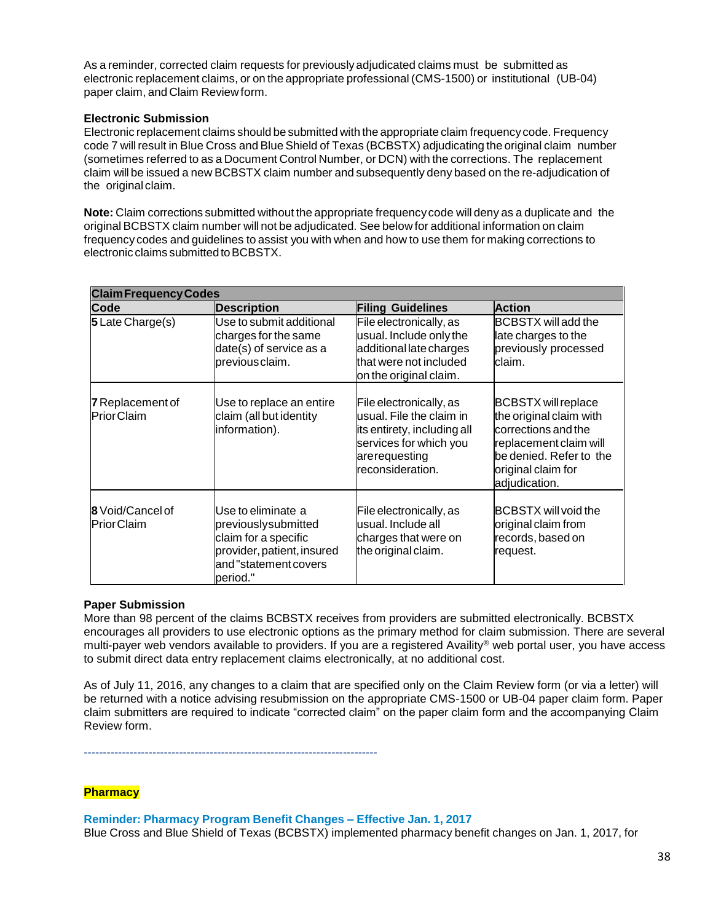As a reminder, corrected claim requests for previously adjudicated claims must be submitted as electronic replacement claims, or on the appropriate professional (CMS-1500) or institutional (UB-04) paper claim, and Claim Review form.

**Electronic Submission**

Electronic replacement claims should be submitted with the appropriate claim frequency code. Frequency code 7 will result in Blue Cross and Blue Shield of Texas (BCBSTX) adjudicating the original claim number (sometimes referred to as a Document Control Number, or DCN) with the corrections. The replacement claim will be issued a new BCBSTX claim number and subsequently deny based on the re-adjudication of the original claim.

**Note:** Claim corrections submitted without the appropriate frequency code will deny as a duplicate and the original BCBSTX claim number will not be adjudicated. See below for additional information on claim frequency codes and guidelines to assist you with when and how to use them for making corrections to electronic claims submitted to BCBSTX.

| **Claim Frequency Codes** | | | |
|---|---|---|---|
| **Code** | **Description** | **Filing Guidelines** | **Action** |
| **5** Late Charge(s) | Use to submit additional charges for the same date(s) of service as a previous claim. | File electronically, as usual. Include only the additional late charges that were not included on the original claim. | BCBSTX will add the late charges to the previously processed claim. |
| **7** Replacement of Prior Claim | Use to replace an entire claim (all but identity information). | File electronically, as usual. File the claim in its entirety, including all services for which you are requesting reconsideration. | BCBSTX will replace the original claim with corrections and the replacement claim will be denied. Refer to the original claim for adjudication. |
| **8** Void/Cancel of Prior Claim | Use to eliminate a previously submitted claim for a specific provider, patient, insured and "statement covers period." | File electronically, as usual. Include all charges that were on the original claim. | BCBSTX will void the original claim from records, based on request. |

**Paper Submission**

More than 98 percent of the claims BCBSTX receives from providers are submitted electronically. BCBSTX encourages all providers to use electronic options as the primary method for claim submission. There are several multi-payer web vendors available to providers. If you are a registered Availity® web portal user, you have access to submit direct data entry replacement claims electronically, at no additional cost.

As of July 11, 2016, any changes to a claim that are specified only on the Claim Review form (or via a letter) will be returned with a notice advising resubmission on the appropriate CMS-1500 or UB-04 paper claim form. Paper claim submitters are required to indicate "corrected claim" on the paper claim form and the accompanying Claim Review form.

-----------------------------------------------------------------------------

**Pharmacy**

**Reminder: Pharmacy Program Benefit Changes – Effective Jan. 1, 2017**

Blue Cross and Blue Shield of Texas (BCBSTX) implemented pharmacy benefit changes on Jan. 1, 2017, for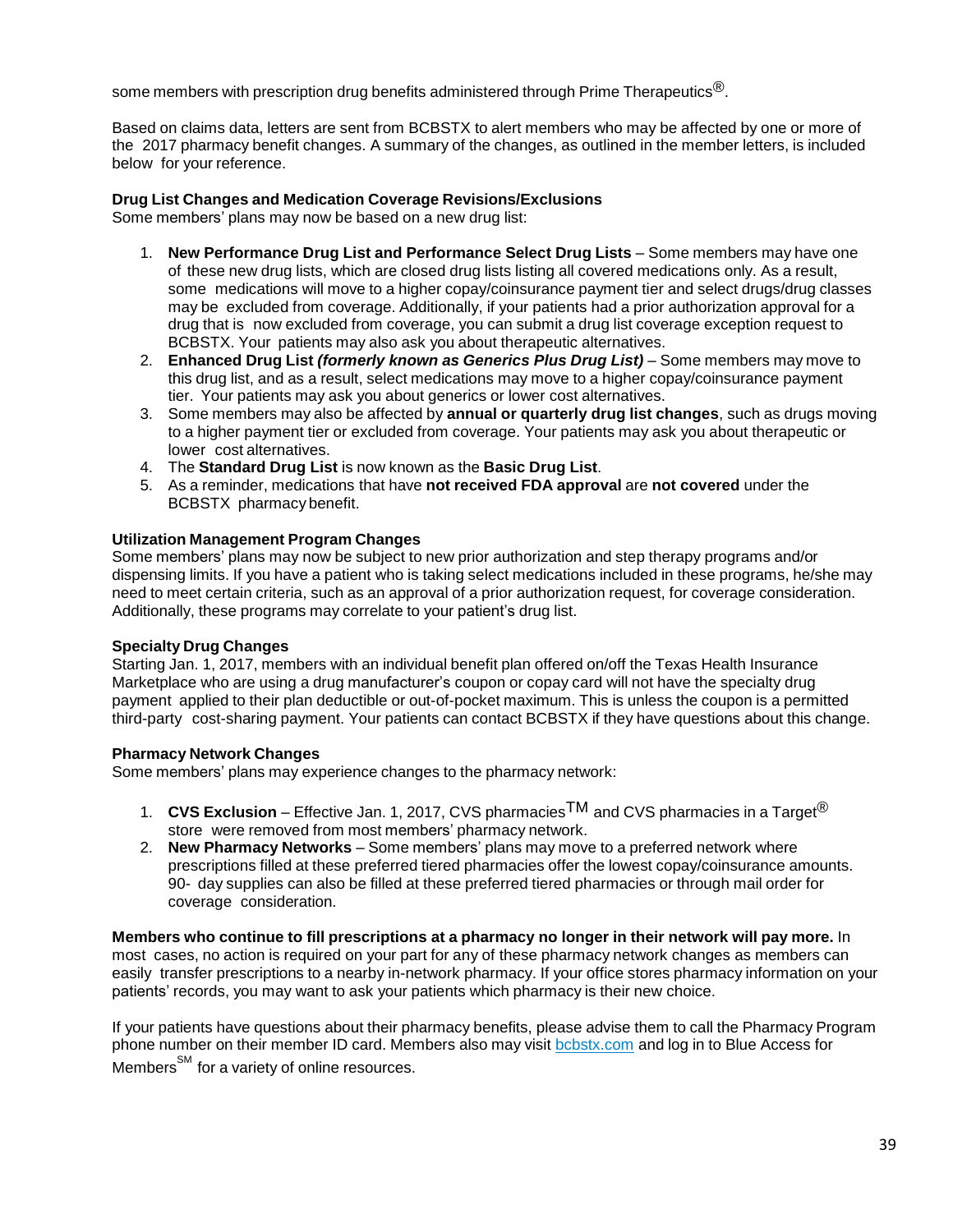some members with prescription drug benefits administered through Prime Therapeutics®.

Based on claims data, letters are sent from BCBSTX to alert members who may be affected by one or more of the 2017 pharmacy benefit changes. A summary of the changes, as outlined in the member letters, is included below for your reference.

**Drug List Changes and Medication Coverage Revisions/Exclusions**

Some members' plans may now be based on a new drug list:

1. **New Performance Drug List and Performance Select Drug Lists** – Some members may have one of these new drug lists, which are closed drug lists listing all covered medications only. As a result, some medications will move to a higher copay/coinsurance payment tier and select drugs/drug classes may be excluded from coverage. Additionally, if your patients had a prior authorization approval for a drug that is now excluded from coverage, you can submit a drug list coverage exception request to BCBSTX. Your patients may also ask you about therapeutic alternatives.
2. **Enhanced Drug List *(formerly known as Generics Plus Drug List)*** – Some members may move to this drug list, and as a result, select medications may move to a higher copay/coinsurance payment tier. Your patients may ask you about generics or lower cost alternatives.
3. Some members may also be affected by **annual or quarterly drug list changes**, such as drugs moving to a higher payment tier or excluded from coverage. Your patients may ask you about therapeutic or lower cost alternatives.
4. The **Standard Drug List** is now known as the **Basic Drug List**.
5. As a reminder, medications that have **not received FDA approval** are **not covered** under the BCBSTX pharmacy benefit.

**Utilization Management Program Changes**

Some members' plans may now be subject to new prior authorization and step therapy programs and/or dispensing limits. If you have a patient who is taking select medications included in these programs, he/she may need to meet certain criteria, such as an approval of a prior authorization request, for coverage consideration. Additionally, these programs may correlate to your patient's drug list.

**Specialty Drug Changes**

Starting Jan. 1, 2017, members with an individual benefit plan offered on/off the Texas Health Insurance Marketplace who are using a drug manufacturer's coupon or copay card will not have the specialty drug payment applied to their plan deductible or out-of-pocket maximum. This is unless the coupon is a permitted third-party cost-sharing payment. Your patients can contact BCBSTX if they have questions about this change.

**Pharmacy Network Changes**

Some members' plans may experience changes to the pharmacy network:

1. **CVS Exclusion** – Effective Jan. 1, 2017, CVS pharmacies™ and CVS pharmacies in a Target® store were removed from most members' pharmacy network.
2. **New Pharmacy Networks** – Some members' plans may move to a preferred network where prescriptions filled at these preferred tiered pharmacies offer the lowest copay/coinsurance amounts. 90- day supplies can also be filled at these preferred tiered pharmacies or through mail order for coverage consideration.

**Members who continue to fill prescriptions at a pharmacy no longer in their network will pay more.** In most cases, no action is required on your part for any of these pharmacy network changes as members can easily transfer prescriptions to a nearby in-network pharmacy. If your office stores pharmacy information on your patients' records, you may want to ask your patients which pharmacy is their new choice.

If your patients have questions about their pharmacy benefits, please advise them to call the Pharmacy Program phone number on their member ID card. Members also may visit bcbstx.com and log in to Blue Access for Members℠ for a variety of online resources.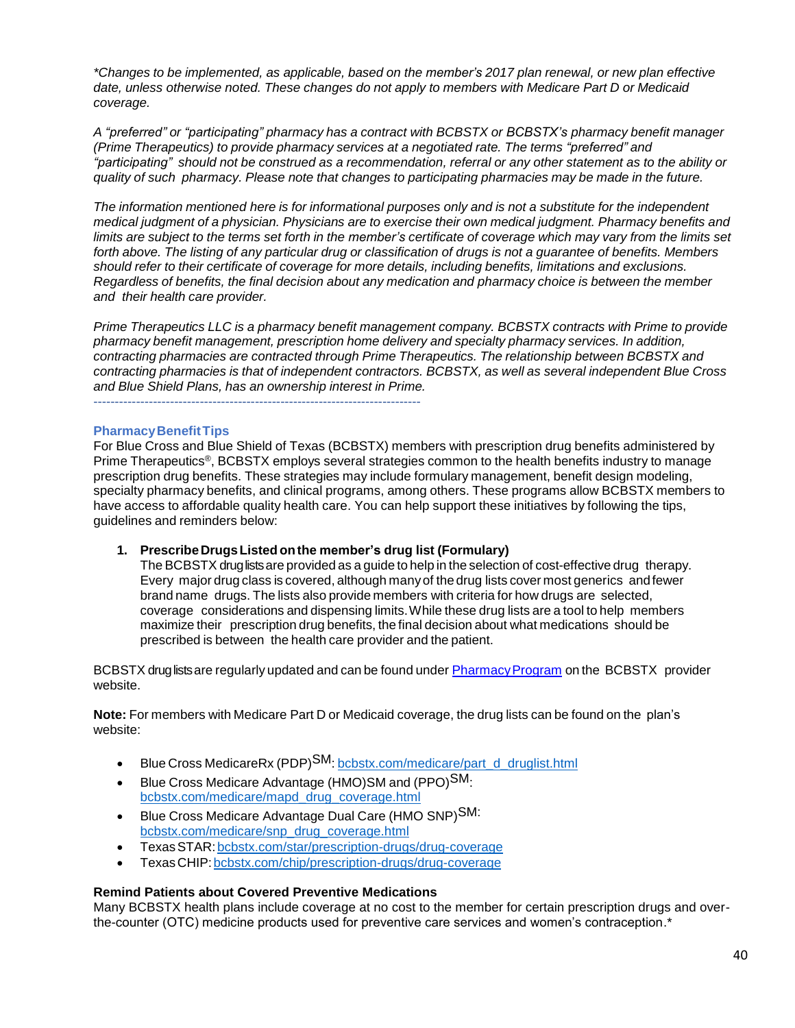*\*Changes to be implemented, as applicable, based on the member's 2017 plan renewal, or new plan effective date, unless otherwise noted. These changes do not apply to members with Medicare Part D or Medicaid coverage.*

*A "preferred" or "participating" pharmacy has a contract with BCBSTX or BCBSTX's pharmacy benefit manager (Prime Therapeutics) to provide pharmacy services at a negotiated rate. The terms "preferred" and "participating" should not be construed as a recommendation, referral or any other statement as to the ability or quality of such pharmacy. Please note that changes to participating pharmacies may be made in the future.*

*The information mentioned here is for informational purposes only and is not a substitute for the independent medical judgment of a physician. Physicians are to exercise their own medical judgment. Pharmacy benefits and limits are subject to the terms set forth in the member's certificate of coverage which may vary from the limits set forth above. The listing of any particular drug or classification of drugs is not a guarantee of benefits. Members should refer to their certificate of coverage for more details, including benefits, limitations and exclusions. Regardless of benefits, the final decision about any medication and pharmacy choice is between the member and their health care provider.*

*Prime Therapeutics LLC is a pharmacy benefit management company. BCBSTX contracts with Prime to provide pharmacy benefit management, prescription home delivery and specialty pharmacy services. In addition, contracting pharmacies are contracted through Prime Therapeutics. The relationship between BCBSTX and contracting pharmacies is that of independent contractors. BCBSTX, as well as several independent Blue Cross and Blue Shield Plans, has an ownership interest in Prime.*

---

### Pharmacy Benefit Tips

For Blue Cross and Blue Shield of Texas (BCBSTX) members with prescription drug benefits administered by Prime Therapeutics®, BCBSTX employs several strategies common to the health benefits industry to manage prescription drug benefits. These strategies may include formulary management, benefit design modeling, specialty pharmacy benefits, and clinical programs, among others. These programs allow BCBSTX members to have access to affordable quality health care. You can help support these initiatives by following the tips, guidelines and reminders below:

1. **Prescribe Drugs Listed on the member's drug list (Formulary)**
   The BCBSTX drug lists are provided as a guide to help in the selection of cost-effective drug therapy. Every major drug class is covered, although many of the drug lists cover most generics and fewer brand name drugs. The lists also provide members with criteria for how drugs are selected, coverage considerations and dispensing limits. While these drug lists are a tool to help members maximize their prescription drug benefits, the final decision about what medications should be prescribed is between the health care provider and the patient.

BCBSTX drug lists are regularly updated and can be found under Pharmacy Program on the BCBSTX provider website.

**Note:** For members with Medicare Part D or Medicaid coverage, the drug lists can be found on the plan's website:

- Blue Cross MedicareRx (PDP)SM: bcbstx.com/medicare/part_d_druglist.html
- Blue Cross Medicare Advantage (HMO)SM and (PPO)SM: bcbstx.com/medicare/mapd_drug_coverage.html
- Blue Cross Medicare Advantage Dual Care (HMO SNP)SM: bcbstx.com/medicare/snp_drug_coverage.html
- Texas STAR: bcbstx.com/star/prescription-drugs/drug-coverage
- Texas CHIP: bcbstx.com/chip/prescription-drugs/drug-coverage

**Remind Patients about Covered Preventive Medications**

Many BCBSTX health plans include coverage at no cost to the member for certain prescription drugs and over-the-counter (OTC) medicine products used for preventive care services and women's contraception.*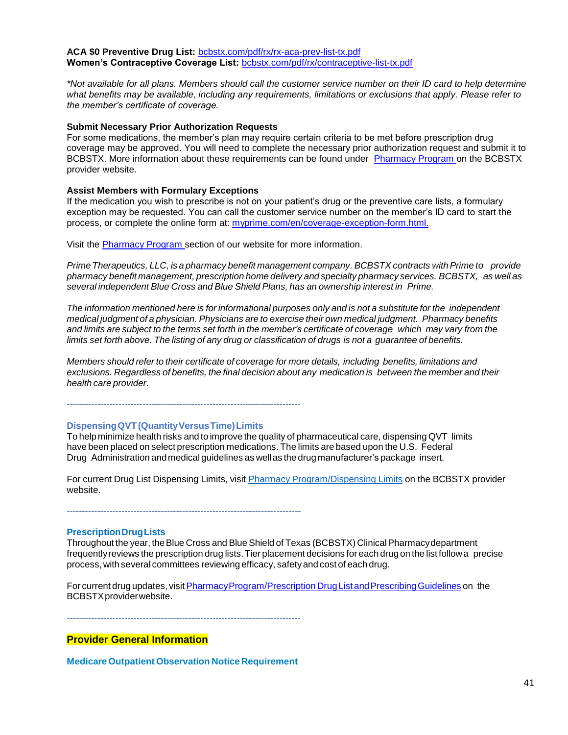**ACA $0 Preventive Drug List:** [bcbstx.com/pdf/rx/rx-aca-prev-list-tx.pdf](bcbstx.com/pdf/rx/rx-aca-prev-list-tx.pdf)
**Women's Contraceptive Coverage List:** [bcbstx.com/pdf/rx/contraceptive-list-tx.pdf](bcbstx.com/pdf/rx/contraceptive-list-tx.pdf)

*\*Not available for all plans. Members should call the customer service number on their ID card to help determine what benefits may be available, including any requirements, limitations or exclusions that apply. Please refer to the member's certificate of coverage.*

**Submit Necessary Prior Authorization Requests**
For some medications, the member's plan may require certain criteria to be met before prescription drug coverage may be approved. You will need to complete the necessary prior authorization request and submit it to BCBSTX. More information about these requirements can be found under Pharmacy Program on the BCBSTX provider website.

**Assist Members with Formulary Exceptions**
If the medication you wish to prescribe is not on your patient's drug or the preventive care lists, a formulary exception may be requested. You can call the customer service number on the member's ID card to start the process, or complete the online form at: [myprime.com/en/coverage-exception-form.html.](myprime.com/en/coverage-exception-form.html)

Visit the Pharmacy Program section of our website for more information.

*Prime Therapeutics, LLC, is a pharmacy benefit management company. BCBSTX contracts with Prime to provide pharmacy benefit management, prescription home delivery and specialty pharmacy services. BCBSTX, as well as several independent Blue Cross and Blue Shield Plans, has an ownership interest in Prime.*

*The information mentioned here is for informational purposes only and is not a substitute for the independent medical judgment of a physician. Physicians are to exercise their own medical judgment. Pharmacy benefits and limits are subject to the terms set forth in the member's certificate of coverage which may vary from the limits set forth above. The listing of any drug or classification of drugs is not a guarantee of benefits.*

*Members should refer to their certificate of coverage for more details, including benefits, limitations and exclusions. Regardless of benefits, the final decision about any medication is between the member and their health care provider.*

---

### Dispensing QVT (Quantity Versus Time) Limits

To help minimize health risks and to improve the quality of pharmaceutical care, dispensing QVT limits have been placed on select prescription medications. The limits are based upon the U.S. Federal Drug Administration and medical guidelines as well as the drug manufacturer's package insert.

For current Drug List Dispensing Limits, visit Pharmacy Program/Dispensing Limits on the BCBSTX provider website.

---

### Prescription Drug Lists

Throughout the year, the Blue Cross and Blue Shield of Texas (BCBSTX) Clinical Pharmacy department frequently reviews the prescription drug lists. Tier placement decisions for each drug on the list follow a precise process, with several committees reviewing efficacy, safety and cost of each drug.

For current drug updates, visit Pharmacy Program/Prescription Drug List and Prescribing Guidelines on the BCBSTX provider website.

---

## Provider General Information

### Medicare Outpatient Observation Notice Requirement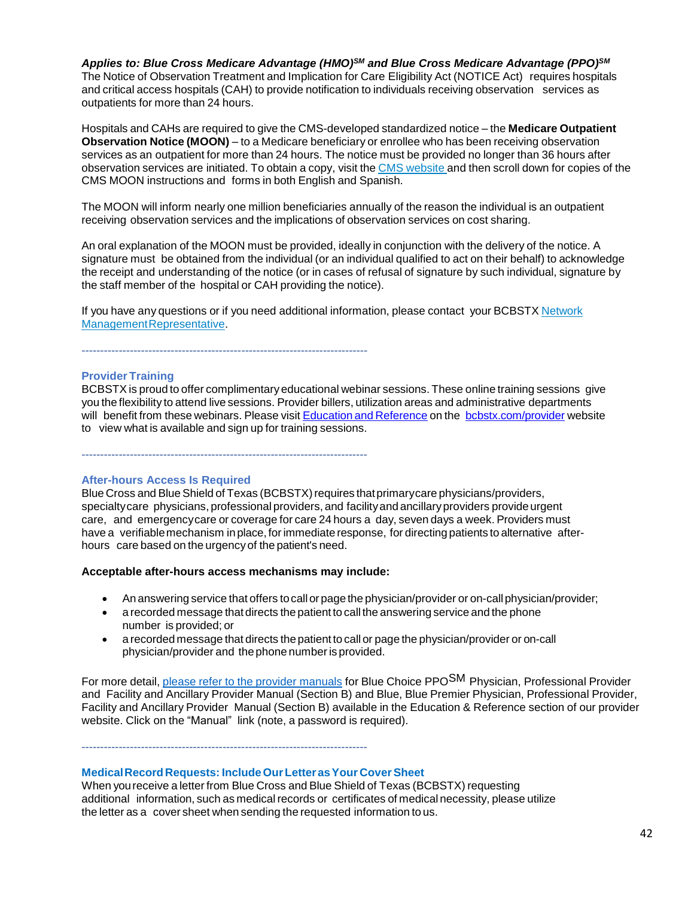*Applies to: Blue Cross Medicare Advantage (HMO)SM and Blue Cross Medicare Advantage (PPO)SM*
The Notice of Observation Treatment and Implication for Care Eligibility Act (NOTICE Act) requires hospitals and critical access hospitals (CAH) to provide notification to individuals receiving observation services as outpatients for more than 24 hours.

Hospitals and CAHs are required to give the CMS-developed standardized notice – the **Medicare Outpatient Observation Notice (MOON)** – to a Medicare beneficiary or enrollee who has been receiving observation services as an outpatient for more than 24 hours. The notice must be provided no longer than 36 hours after observation services are initiated. To obtain a copy, visit the CMS website and then scroll down for copies of the CMS MOON instructions and forms in both English and Spanish.

The MOON will inform nearly one million beneficiaries annually of the reason the individual is an outpatient receiving observation services and the implications of observation services on cost sharing.

An oral explanation of the MOON must be provided, ideally in conjunction with the delivery of the notice. A signature must be obtained from the individual (or an individual qualified to act on their behalf) to acknowledge the receipt and understanding of the notice (or in cases of refusal of signature by such individual, signature by the staff member of the hospital or CAH providing the notice).

If you have any questions or if you need additional information, please contact your BCBSTX Network Management Representative.

---

### Provider Training

BCBSTX is proud to offer complimentary educational webinar sessions. These online training sessions give you the flexibility to attend live sessions. Provider billers, utilization areas and administrative departments will benefit from these webinars. Please visit Education and Reference on the bcbstx.com/provider website to view what is available and sign up for training sessions.

---

### After-hours Access Is Required

Blue Cross and Blue Shield of Texas (BCBSTX) requires that primary care physicians/providers, specialty care physicians, professional providers, and facility and ancillary providers provide urgent care, and emergency care or coverage for care 24 hours a day, seven days a week. Providers must have a verifiable mechanism in place, for immediate response, for directing patients to alternative after-hours care based on the urgency of the patient's need.

**Acceptable after-hours access mechanisms may include:**

- An answering service that offers to call or page the physician/provider or on-call physician/provider;
- a recorded message that directs the patient to call the answering service and the phone number is provided; or
- a recorded message that directs the patient to call or page the physician/provider or on-call physician/provider and the phone number is provided.

For more detail, please refer to the provider manuals for Blue Choice PPOSM Physician, Professional Provider and Facility and Ancillary Provider Manual (Section B) and Blue, Blue Premier Physician, Professional Provider, Facility and Ancillary Provider Manual (Section B) available in the Education & Reference section of our provider website. Click on the "Manual" link (note, a password is required).

---

### Medical Record Requests: Include Our Letter as Your Cover Sheet

When you receive a letter from Blue Cross and Blue Shield of Texas (BCBSTX) requesting additional information, such as medical records or certificates of medical necessity, please utilize the letter as a cover sheet when sending the requested information to us.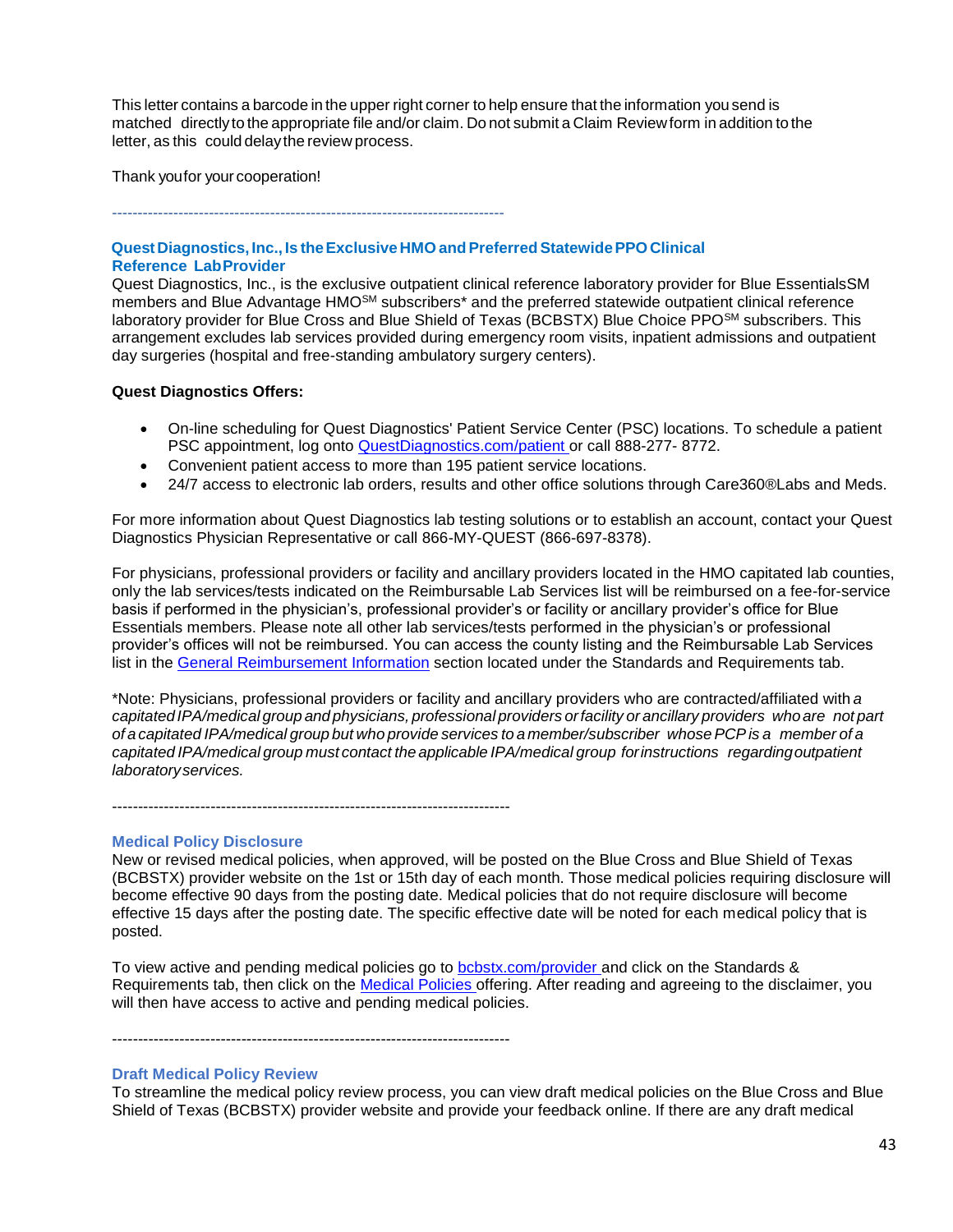This letter contains a barcode in the upper right corner to help ensure that the information you send is matched directly to the appropriate file and/or claim. Do not submit a Claim Review form in addition to the letter, as this could delay the review process.

Thank you for your cooperation!

---

### Quest Diagnostics, Inc., Is the Exclusive HMO and Preferred Statewide PPO Clinical Reference Lab Provider

Quest Diagnostics, Inc., is the exclusive outpatient clinical reference laboratory provider for Blue EssentialsSM members and Blue Advantage HMO[SM] subscribers* and the preferred statewide outpatient clinical reference laboratory provider for Blue Cross and Blue Shield of Texas (BCBSTX) Blue Choice PPO[SM] subscribers. This arrangement excludes lab services provided during emergency room visits, inpatient admissions and outpatient day surgeries (hospital and free-standing ambulatory surgery centers).

**Quest Diagnostics Offers:**

- On-line scheduling for Quest Diagnostics' Patient Service Center (PSC) locations. To schedule a patient PSC appointment, log onto [QuestDiagnostics.com/patient](QuestDiagnostics.com/patient) or call 888-277- 8772.
- Convenient patient access to more than 195 patient service locations.
- 24/7 access to electronic lab orders, results and other office solutions through Care360®Labs and Meds.

For more information about Quest Diagnostics lab testing solutions or to establish an account, contact your Quest Diagnostics Physician Representative or call 866-MY-QUEST (866-697-8378).

For physicians, professional providers or facility and ancillary providers located in the HMO capitated lab counties, only the lab services/tests indicated on the Reimbursable Lab Services list will be reimbursed on a fee-for-service basis if performed in the physician's, professional provider's or facility or ancillary provider's office for Blue Essentials members. Please note all other lab services/tests performed in the physician's or professional provider's offices will not be reimbursed. You can access the county listing and the Reimbursable Lab Services list in the [General Reimbursement Information]() section located under the Standards and Requirements tab.

*Note: Physicians, professional providers or facility and ancillary providers who are contracted/affiliated with *a capitated IPA/medical group and physicians, professional providers or facility or ancillary providers who are not part of a capitated IPA/medical group but who provide services to a member/subscriber whose PCP is a member of a capitated IPA/medical group must contact the applicable IPA/medical group for instructions regarding outpatient laboratory services.*

---

### Medical Policy Disclosure

New or revised medical policies, when approved, will be posted on the Blue Cross and Blue Shield of Texas (BCBSTX) provider website on the 1st or 15th day of each month. Those medical policies requiring disclosure will become effective 90 days from the posting date. Medical policies that do not require disclosure will become effective 15 days after the posting date. The specific effective date will be noted for each medical policy that is posted.

To view active and pending medical policies go to [bcbstx.com/provider](bcbstx.com/provider) and click on the Standards & Requirements tab, then click on the [Medical Policies]() offering. After reading and agreeing to the disclaimer, you will then have access to active and pending medical policies.

---

### Draft Medical Policy Review

To streamline the medical policy review process, you can view draft medical policies on the Blue Cross and Blue Shield of Texas (BCBSTX) provider website and provide your feedback online. If there are any draft medical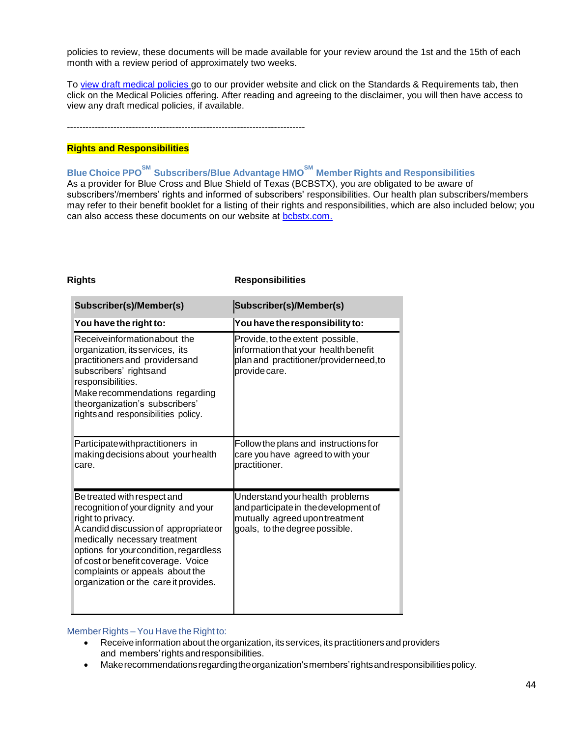policies to review, these documents will be made available for your review around the 1st and the 15th of each month with a review period of approximately two weeks.

To view draft medical policies go to our provider website and click on the Standards & Requirements tab, then click on the Medical Policies offering. After reading and agreeing to the disclaimer, you will then have access to view any draft medical policies, if available.

---------------------------------------------------------------------------

**Rights and Responsibilities**

### Blue Choice PPO℠ Subscribers/Blue Advantage HMO℠ Member Rights and Responsibilities

As a provider for Blue Cross and Blue Shield of Texas (BCBSTX), you are obligated to be aware of subscribers'/members' rights and informed of subscribers' responsibilities. Our health plan subscribers/members may refer to their benefit booklet for a listing of their rights and responsibilities, which are also included below; you can also access these documents on our website at bcbstx.com.

| **Rights** | **Responsibilities** |
|---|---|
| **Subscriber(s)/Member(s)** | **Subscriber(s)/Member(s)** |
| **You have the right to:** | **You have the responsibility to:** |
| Receive information about the organization, its services, its practitioners and providers and subscribers' rights and responsibilities.<br>Make recommendations regarding the organization's subscribers' rights and responsibilities policy. | Provide, to the extent possible, information that your health benefit plan and practitioner/provider need, to provide care. |
| Participate with practitioners in making decisions about your health care. | Follow the plans and instructions for care you have agreed to with your practitioner. |
| Be treated with respect and recognition of your dignity and your right to privacy.<br>A candid discussion of appropriate or medically necessary treatment options for your condition, regardless of cost or benefit coverage. Voice complaints or appeals about the organization or the care it provides. | Understand your health problems and participate in the development of mutually agreed upon treatment goals, to the degree possible. |

Member Rights – You Have the Right to:

- Receive information about the organization, its services, its practitioners and providers and members' rights and responsibilities.
- Make recommendations regarding the organization's members' rights and responsibilities policy.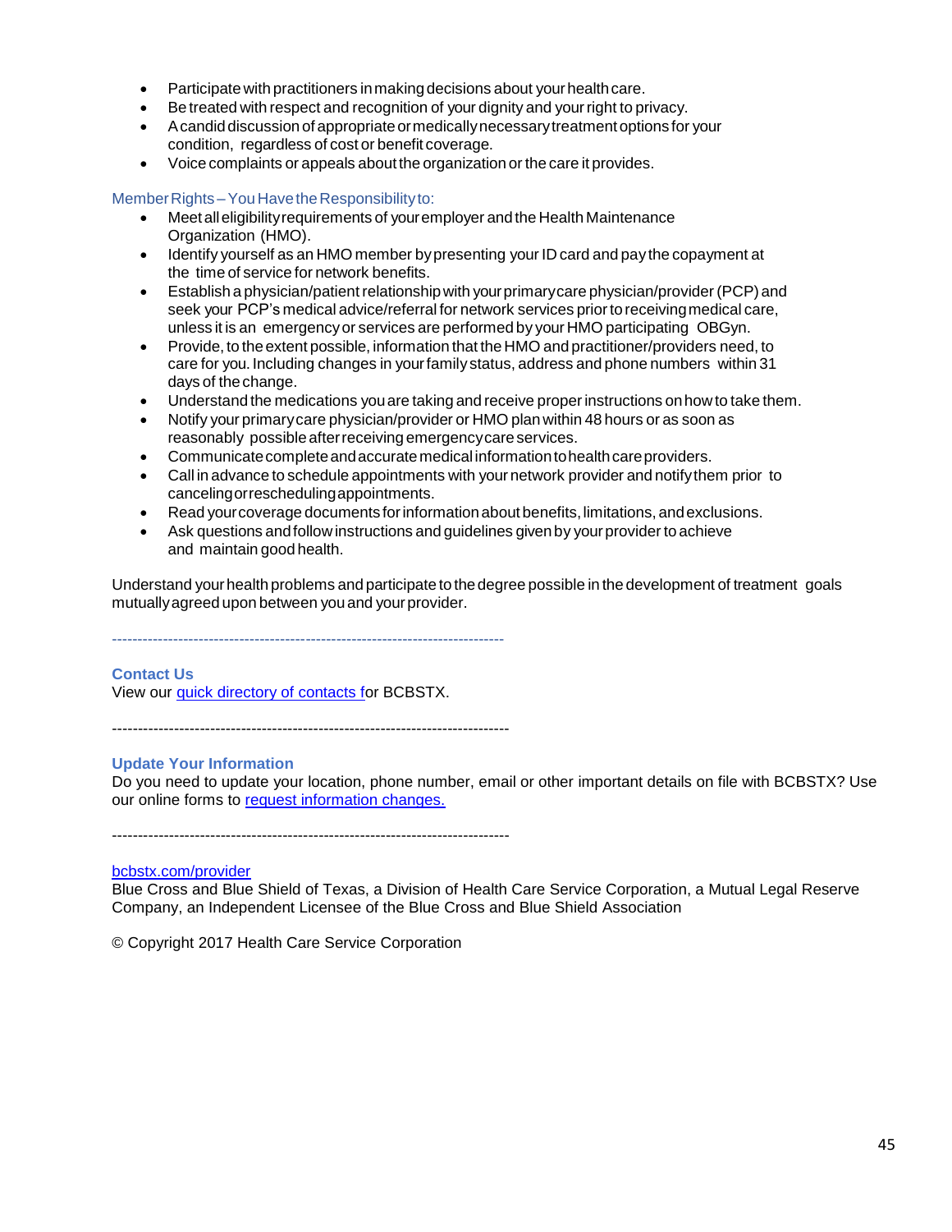- Participate with practitioners in making decisions about your health care.
- Be treated with respect and recognition of your dignity and your right to privacy.
- A candid discussion of appropriate or medically necessary treatment options for your condition, regardless of cost or benefit coverage.
- Voice complaints or appeals about the organization or the care it provides.

Member Rights – You Have the Responsibility to:

- Meet all eligibility requirements of your employer and the Health Maintenance Organization (HMO).
- Identify yourself as an HMO member by presenting your ID card and pay the copayment at the time of service for network benefits.
- Establish a physician/patient relationship with your primary care physician/provider (PCP) and seek your PCP's medical advice/referral for network services prior to receiving medical care, unless it is an emergency or services are performed by your HMO participating OBGyn.
- Provide, to the extent possible, information that the HMO and practitioner/providers need, to care for you. Including changes in your family status, address and phone numbers within 31 days of the change.
- Understand the medications you are taking and receive proper instructions on how to take them.
- Notify your primary care physician/provider or HMO plan within 48 hours or as soon as reasonably possible after receiving emergency care services.
- Communicate complete and accurate medical information to health care providers.
- Call in advance to schedule appointments with your network provider and notify them prior to canceling or rescheduling appointments.
- Read your coverage documents for information about benefits, limitations, and exclusions.
- Ask questions and follow instructions and guidelines given by your provider to achieve and maintain good health.

Understand your health problems and participate to the degree possible in the development of treatment goals mutually agreed upon between you and your provider.

---

**Contact Us**

View our quick directory of contacts for BCBSTX.

---

**Update Your Information**

Do you need to update your location, phone number, email or other important details on file with BCBSTX? Use our online forms to request information changes.

---

bcbstx.com/provider

Blue Cross and Blue Shield of Texas, a Division of Health Care Service Corporation, a Mutual Legal Reserve Company, an Independent Licensee of the Blue Cross and Blue Shield Association

© Copyright 2017 Health Care Service Corporation